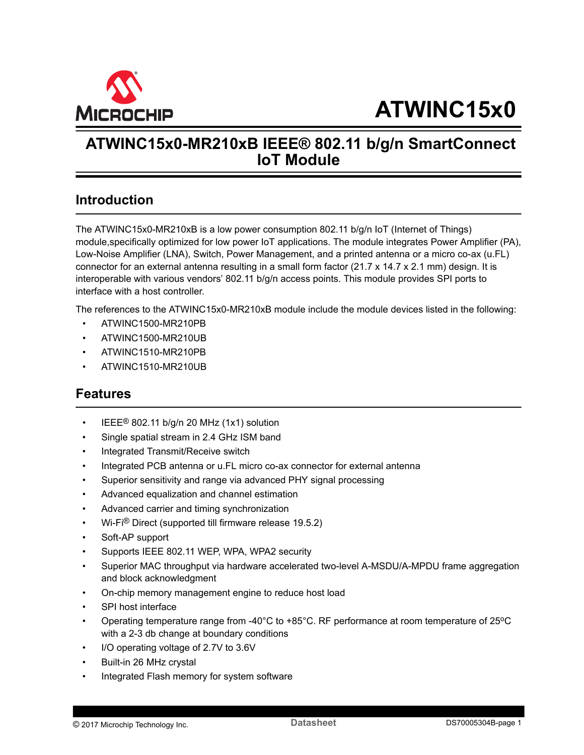# ATWINC15x0

## ATWINC15x0-MR210xB IEEE® 802.11 b/g/n SmartConnect IoT Module

## Introduction

The ATWINC15x0-MR210xB is a low power consumption 802.11 b/g/n IoT (Internet of Things) module,specifically optimized for low power IoT applications. The module integrates Power Amplifier (PA), Low-Noise Amplifier (LNA), Switch, Power Management, and a printed antenna or a micro co-ax (u.FL) connector for an external antenna resulting in a small form factor (21.7 x 14.7 x 2.1 mm) design. It is interoperable with various vendors' 802.11 b/g/n access points. This module provides SPI ports to interface with a host controller.

The references to the ATWINC15x0-MR210xB module include the module devices listed in the following:

- ATWINC1500-MR210PB
- ATWINC1500-MR210UB
- ATWINC1510-MR210PB
- ATWINC1510-MR210UB

## Features

- IEEE® 802.11 b/g/n 20 MHz (1x1) solution
- Single spatial stream in 2.4 GHz ISM band
- Integrated Transmit/Receive switch
- Integrated PCB antenna or u.FL micro co-ax connector for external antenna
- Superior sensitivity and range via advanced PHY signal processing
- Advanced equalization and channel estimation
- Advanced carrier and timing synchronization
- Wi-Fi® Direct (supported till firmware release 19.5.2)
- Soft-AP support
- Supports IEEE 802.11 WEP, WPA, WPA2 security
- Superior MAC throughput via hardware accelerated two-level A-MSDU/A-MPDU frame aggregation and block acknowledgment
- On-chip memory management engine to reduce host load
- SPI host interface
- Operating temperature range from -40°C to +85°C. RF performance at room temperature of 25ºC with a 2-3 db change at boundary conditions
- I/O operating voltage of 2.7V to 3.6V
- Built-in 26 MHz crystal
- Integrated Flash memory for system software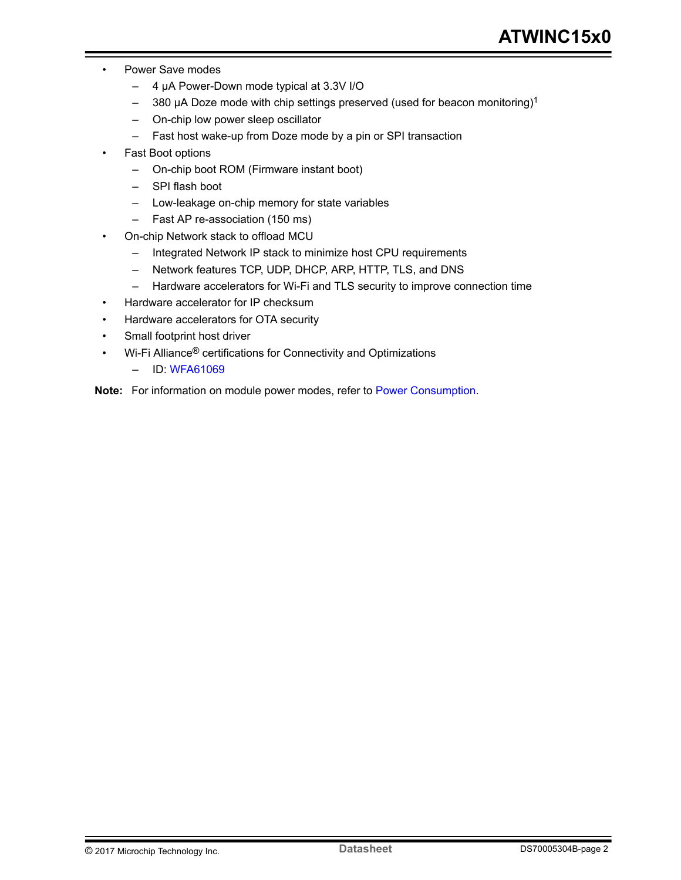- Power Save modes
  - 4 µA Power-Down mode typical at 3.3V I/O
  - 380 µA Doze mode with chip settings preserved (used for beacon monitoring)[1]
  - On-chip low power sleep oscillator
  - Fast host wake-up from Doze mode by a pin or SPI transaction
- Fast Boot options
  - On-chip boot ROM (Firmware instant boot)
  - SPI flash boot
  - Low-leakage on-chip memory for state variables
  - Fast AP re-association (150 ms)
- On-chip Network stack to offload MCU
  - Integrated Network IP stack to minimize host CPU requirements
  - Network features TCP, UDP, DHCP, ARP, HTTP, TLS, and DNS
  - Hardware accelerators for Wi-Fi and TLS security to improve connection time
- Hardware accelerator for IP checksum
- Hardware accelerators for OTA security
- Small footprint host driver
- Wi-Fi Alliance® certifications for Connectivity and Optimizations
  - ID: WFA61069

**Note:** For information on module power modes, refer to Power Consumption.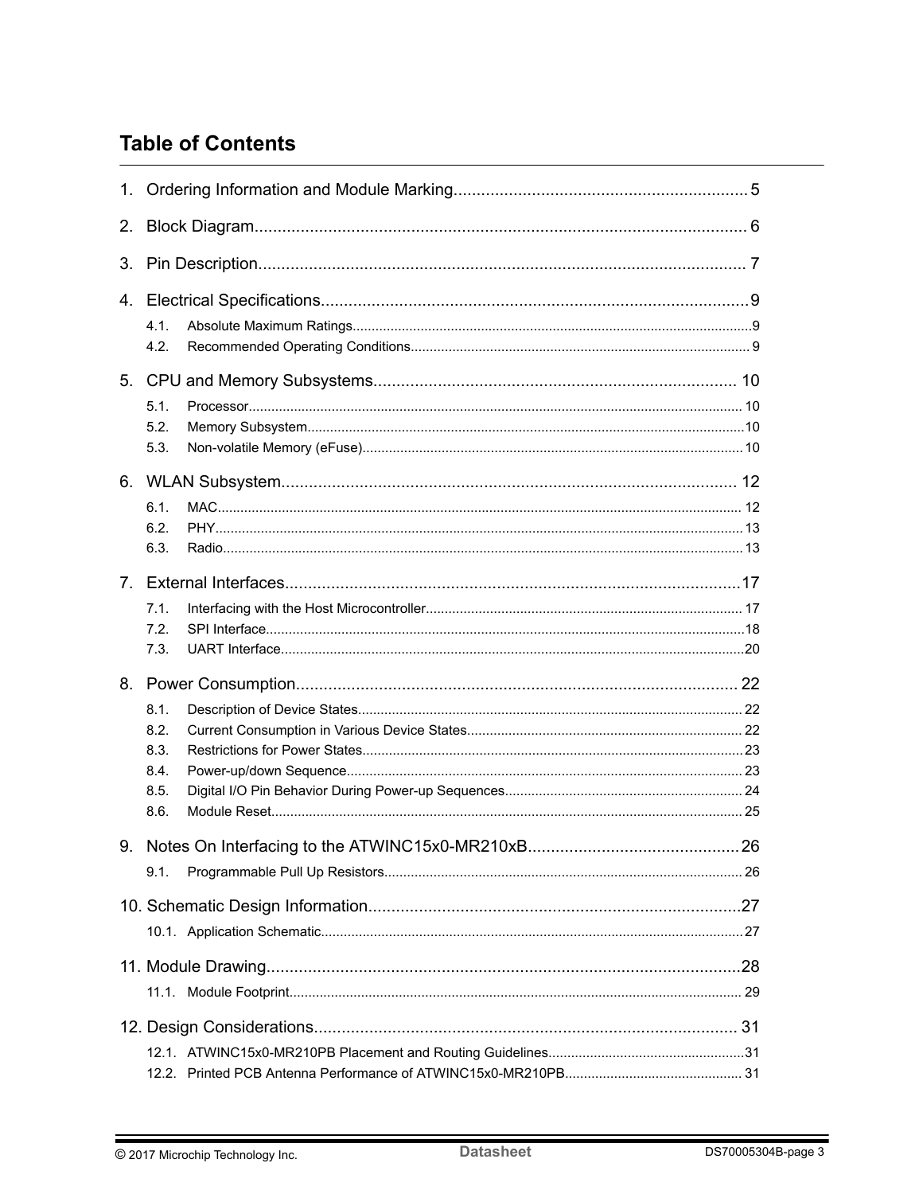# Table of Contents

1. Ordering Information and Module Marking.................................................................5

2. Block Diagram........................................................................................................... 6

3. Pin Description.......................................................................................................... 7

4. Electrical Specifications.............................................................................................9
    - 4.1. Absolute Maximum Ratings.........................................................................................................9
    - 4.2. Recommended Operating Conditions......................................................................................... 9

5. CPU and Memory Subsystems............................................................................... 10
    - 5.1. Processor.................................................................................................................................. 10
    - 5.2. Memory Subsystem...................................................................................................................10
    - 5.3. Non-volatile Memory (eFuse).................................................................................................... 10

6. WLAN Subsystem.................................................................................................... 12
    - 6.1. MAC.......................................................................................................................................... 12
    - 6.2. PHY........................................................................................................................................... 13
    - 6.3. Radio......................................................................................................................................... 13

7. External Interfaces....................................................................................................17
    - 7.1. Interfacing with the Host Microcontroller.................................................................................. 17
    - 7.2. SPI Interface..............................................................................................................................18
    - 7.3. UART Interface..........................................................................................................................20

8. Power Consumption................................................................................................. 22
    - 8.1. Description of Device States..................................................................................................... 22
    - 8.2. Current Consumption in Various Device States........................................................................ 22
    - 8.3. Restrictions for Power States.....................................................................................................23
    - 8.4. Power-up/down Sequence........................................................................................................ 23
    - 8.5. Digital I/O Pin Behavior During Power-up Sequences.............................................................. 24
    - 8.6. Module Reset............................................................................................................................ 25

9. Notes On Interfacing to the ATWINC15x0-MR210xB...............................................26
    - 9.1. Programmable Pull Up Resistors............................................................................................... 26

10. Schematic Design Information..................................................................................27
    - 10.1. Application Schematic...............................................................................................................27

11. Module Drawing........................................................................................................28
    - 11.1. Module Footprint....................................................................................................................... 29

12. Design Considerations............................................................................................. 31
    - 12.1. ATWINC15x0-MR210PB Placement and Routing Guidelines....................................................31
    - 12.2. Printed PCB Antenna Performance of ATWINC15x0-MR210PB............................................... 31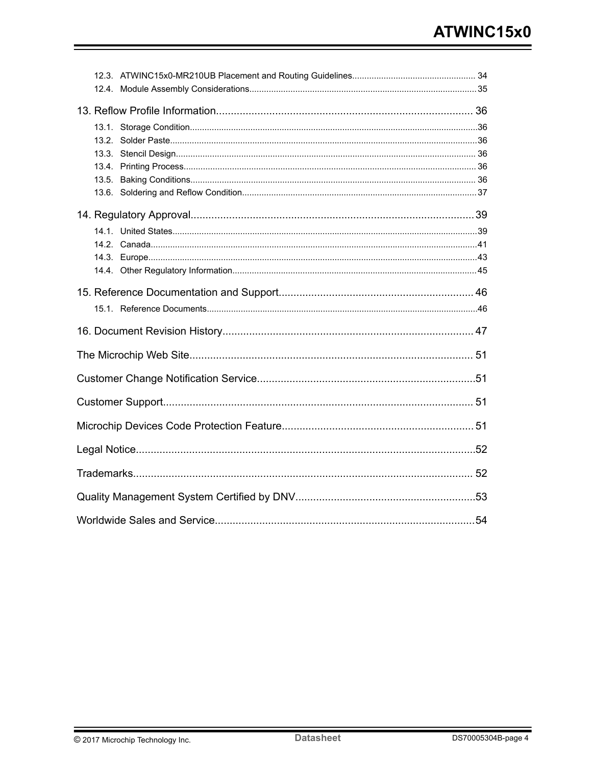- 12.3. ATWINC15x0-MR210UB Placement and Routing Guidelines.................................................. 34
- 12.4. Module Assembly Considerations............................................................................................ 35

13. Reflow Profile Information........................................................................................ 36

- 13.1. Storage Condition.....................................................................................................................36
- 13.2. Solder Paste.............................................................................................................................36
- 13.3. Stencil Design.......................................................................................................................... 36
- 13.4. Printing Process....................................................................................................................... 36
- 13.5. Baking Conditions.................................................................................................................... 36
- 13.6. Soldering and Reflow Condition............................................................................................... 37

14. Regulatory Approval................................................................................................39

- 14.1. United States............................................................................................................................39
- 14.2. Canada.....................................................................................................................................41
- 14.3. Europe......................................................................................................................................43
- 14.4. Other Regulatory Information................................................................................................... 45

15. Reference Documentation and Support.................................................................. 46

- 15.1. Reference Documents..............................................................................................................46

16. Document Revision History..................................................................................... 47

The Microchip Web Site................................................................................................ 51

Customer Change Notification Service.........................................................................51

Customer Support......................................................................................................... 51

Microchip Devices Code Protection Feature................................................................. 51

Legal Notice...................................................................................................................52

Trademarks................................................................................................................... 52

Quality Management System Certified by DNV.............................................................53

Worldwide Sales and Service........................................................................................54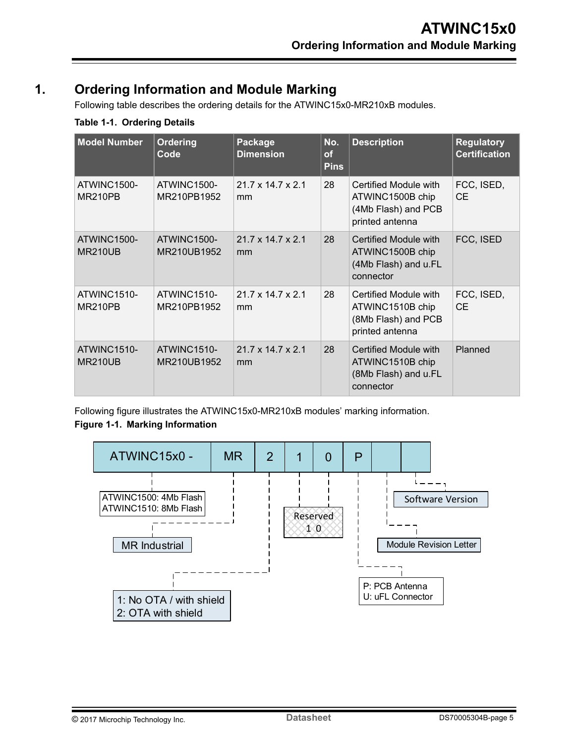# 1. Ordering Information and Module Marking

Following table describes the ordering details for the ATWINC15x0-MR210xB modules.

**Table 1-1. Ordering Details**

| Model Number | Ordering Code | Package Dimension | No. of Pins | Description | Regulatory Certification |
|---|---|---|---|---|---|
| ATWINC1500-MR210PB | ATWINC1500-MR210PB1952 | 21.7 x 14.7 x 2.1 mm | 28 | Certified Module with ATWINC1500B chip (4Mb Flash) and PCB printed antenna | FCC, ISED, CE |
| ATWINC1500-MR210UB | ATWINC1500-MR210UB1952 | 21.7 x 14.7 x 2.1 mm | 28 | Certified Module with ATWINC1500B chip (4Mb Flash) and u.FL connector | FCC, ISED |
| ATWINC1510-MR210PB | ATWINC1510-MR210PB1952 | 21.7 x 14.7 x 2.1 mm | 28 | Certified Module with ATWINC1510B chip (8Mb Flash) and PCB printed antenna | FCC, ISED, CE |
| ATWINC1510-MR210UB | ATWINC1510-MR210UB1952 | 21.7 x 14.7 x 2.1 mm | 28 | Certified Module with ATWINC1510B chip (8Mb Flash) and u.FL connector | Planned |

Following figure illustrates the ATWINC15x0-MR210xB modules' marking information.

**Figure 1-1. Marking Information**

ATWINC15x0 - | MR | 2 | 1 | 0 | P | |

- ATWINC15x0: ATWINC1500: 4Mb Flash; ATWINC1510: 8Mb Flash
- MR: MR Industrial
- 2: 1: No OTA / with shield; 2: OTA with shield
- 1 0: Reserved 1 0
- P: P: PCB Antenna; U: uFL Connector
- Module Revision Letter
- Software Version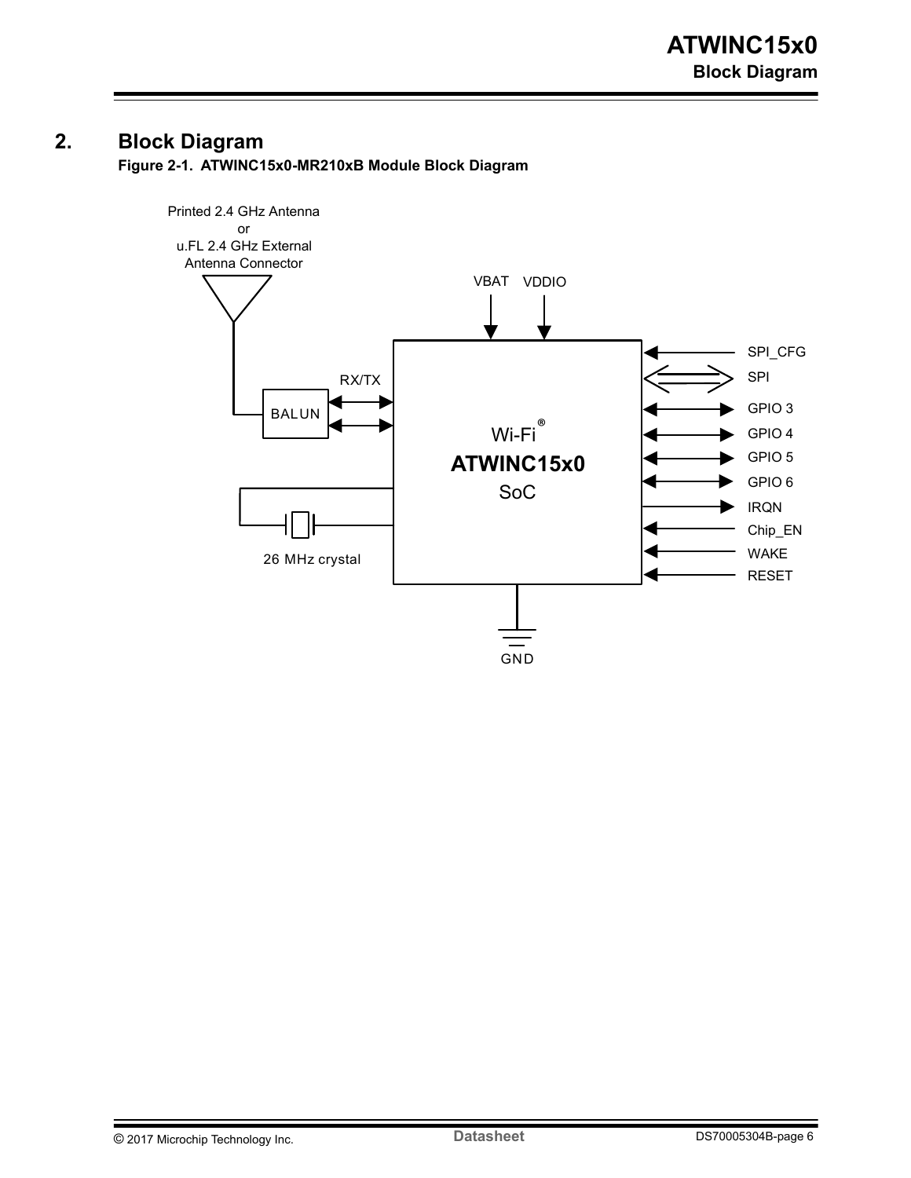## 2. Block Diagram

**Figure 2-1. ATWINC15x0-MR210xB Module Block Diagram**

Printed 2.4 GHz Antenna or u.FL 2.4 GHz External Antenna Connector

VBAT VDDIO

RX/TX

BALUN

Wi-Fi® **ATWINC15x0** SoC

26 MHz crystal

SPI_CFG

SPI

GPIO 3

GPIO 4

GPIO 5

GPIO 6

IRQN

Chip_EN

WAKE

RESET

GND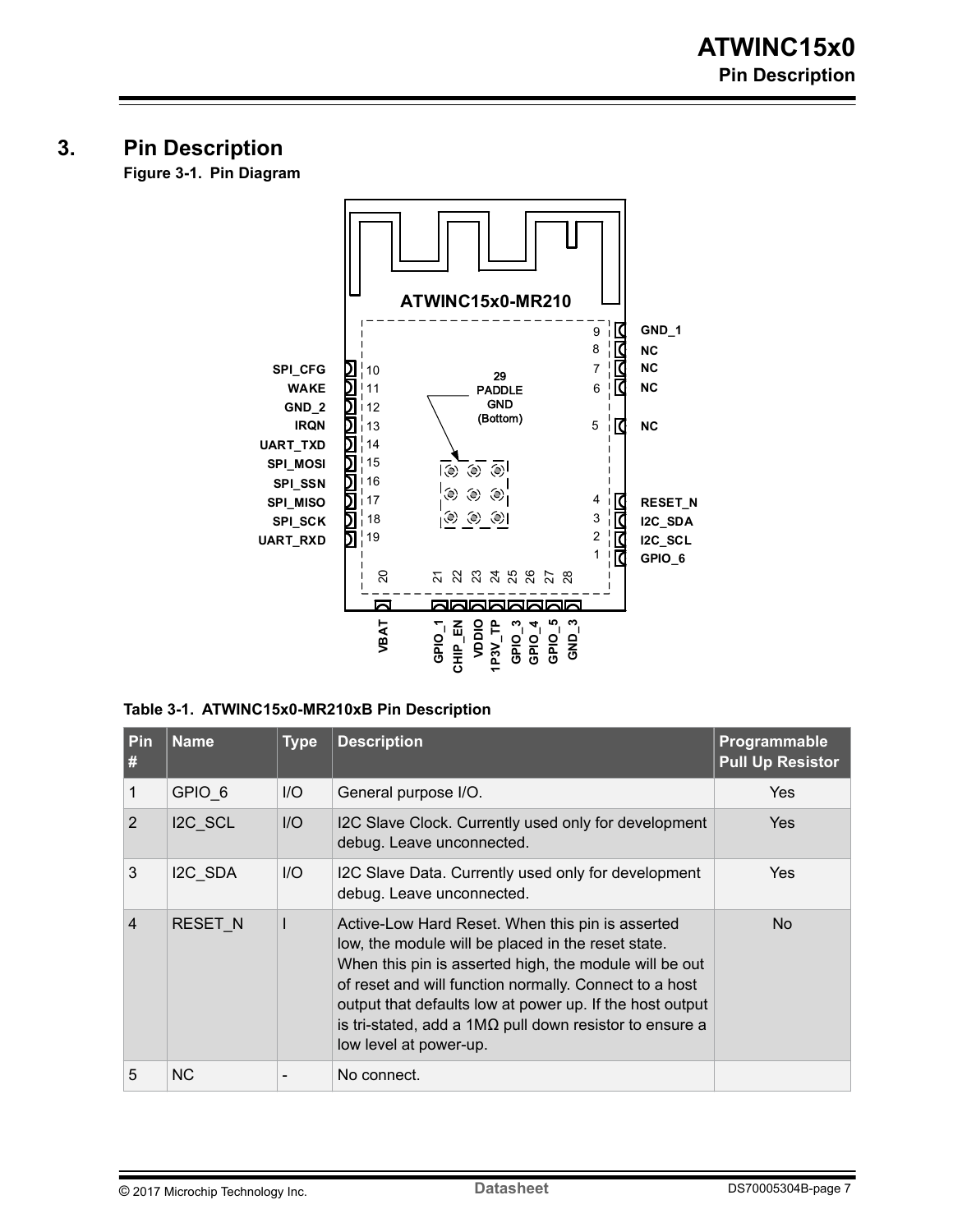## 3. Pin Description

**Figure 3-1. Pin Diagram**

ATWINC15x0-MR210

SPI_CFG 10, WAKE 11, GND_2 12, IRQN 13, UART_TXD 14, SPI_MOSI 15, SPI_SSN 16, SPI_MISO 17, SPI_SCK 18, UART_RXD 19

GND_1 9, NC 8, NC 7, NC 6, NC 5, RESET_N 4, I2C_SDA 3, I2C_SCL 2, GPIO_6 1

VBAT 20, GPIO_1 21, CHIP_EN 22, VDDIO 23, 1P3V_TP 24, GPIO_3 25, GPIO_4 26, GPIO_5 27, GND_3 28

29 PADDLE GND (Bottom)

**Table 3-1. ATWINC15x0-MR210xB Pin Description**

| Pin # | Name | Type | Description | Programmable Pull Up Resistor |
|---|---|---|---|---|
| 1 | GPIO_6 | I/O | General purpose I/O. | Yes |
| 2 | I2C_SCL | I/O | I2C Slave Clock. Currently used only for development debug. Leave unconnected. | Yes |
| 3 | I2C_SDA | I/O | I2C Slave Data. Currently used only for development debug. Leave unconnected. | Yes |
| 4 | RESET_N | I | Active-Low Hard Reset. When this pin is asserted low, the module will be placed in the reset state. When this pin is asserted high, the module will be out of reset and will function normally. Connect to a host output that defaults low at power up. If the host output is tri-stated, add a 1MΩ pull down resistor to ensure a low level at power-up. | No |
| 5 | NC | - | No connect. | |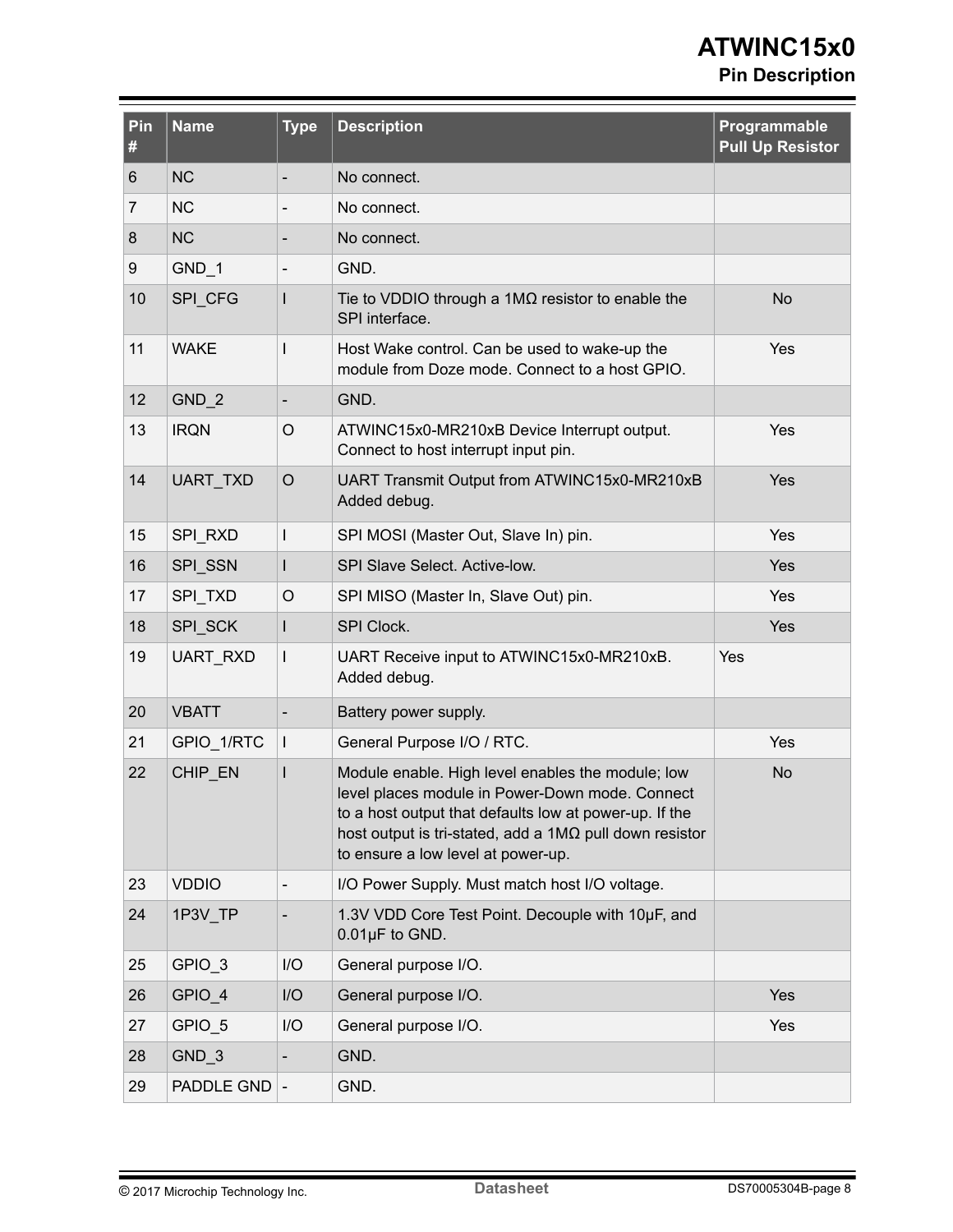| Pin # | Name | Type | Description | Programmable Pull Up Resistor |
| --- | --- | --- | --- | --- |
| 6 | NC | - | No connect. | |
| 7 | NC | - | No connect. | |
| 8 | NC | - | No connect. | |
| 9 | GND_1 | - | GND. | |
| 10 | SPI_CFG | I | Tie to VDDIO through a 1MΩ resistor to enable the SPI interface. | No |
| 11 | WAKE | I | Host Wake control. Can be used to wake-up the module from Doze mode. Connect to a host GPIO. | Yes |
| 12 | GND_2 | - | GND. | |
| 13 | IRQN | O | ATWINC15x0-MR210xB Device Interrupt output. Connect to host interrupt input pin. | Yes |
| 14 | UART_TXD | O | UART Transmit Output from ATWINC15x0-MR210xB Added debug. | Yes |
| 15 | SPI_RXD | I | SPI MOSI (Master Out, Slave In) pin. | Yes |
| 16 | SPI_SSN | I | SPI Slave Select. Active-low. | Yes |
| 17 | SPI_TXD | O | SPI MISO (Master In, Slave Out) pin. | Yes |
| 18 | SPI_SCK | I | SPI Clock. | Yes |
| 19 | UART_RXD | I | UART Receive input to ATWINC15x0-MR210xB. Added debug. | Yes |
| 20 | VBATT | - | Battery power supply. | |
| 21 | GPIO_1/RTC | I | General Purpose I/O / RTC. | Yes |
| 22 | CHIP_EN | I | Module enable. High level enables the module; low level places module in Power-Down mode. Connect to a host output that defaults low at power-up. If the host output is tri-stated, add a 1MΩ pull down resistor to ensure a low level at power-up. | No |
| 23 | VDDIO | - | I/O Power Supply. Must match host I/O voltage. | |
| 24 | 1P3V_TP | - | 1.3V VDD Core Test Point. Decouple with 10µF, and 0.01µF to GND. | |
| 25 | GPIO_3 | I/O | General purpose I/O. | |
| 26 | GPIO_4 | I/O | General purpose I/O. | Yes |
| 27 | GPIO_5 | I/O | General purpose I/O. | Yes |
| 28 | GND_3 | - | GND. | |
| 29 | PADDLE GND | - | GND. | |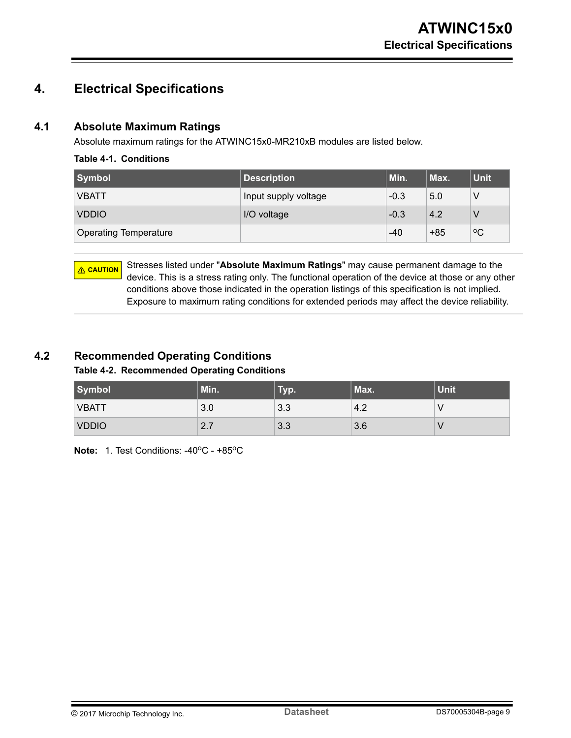# 4. Electrical Specifications

## 4.1 Absolute Maximum Ratings

Absolute maximum ratings for the ATWINC15x0-MR210xB modules are listed below.

**Table 4-1. Conditions**

| Symbol | Description | Min. | Max. | Unit |
| --- | --- | --- | --- | --- |
| VBATT | Input supply voltage | -0.3 | 5.0 | V |
| VDDIO | I/O voltage | -0.3 | 4.2 | V |
| Operating Temperature | | -40 | +85 | ºC |

> ⚠ **CAUTION** Stresses listed under "**Absolute Maximum Ratings**" may cause permanent damage to the device. This is a stress rating only. The functional operation of the device at those or any other conditions above those indicated in the operation listings of this specification is not implied. Exposure to maximum rating conditions for extended periods may affect the device reliability.

## 4.2 Recommended Operating Conditions

**Table 4-2. Recommended Operating Conditions**

| Symbol | Min. | Typ. | Max. | Unit |
| --- | --- | --- | --- | --- |
| VBATT | 3.0 | 3.3 | 4.2 | V |
| VDDIO | 2.7 | 3.3 | 3.6 | V |

**Note:** 1. Test Conditions: -40ºC - +85ºC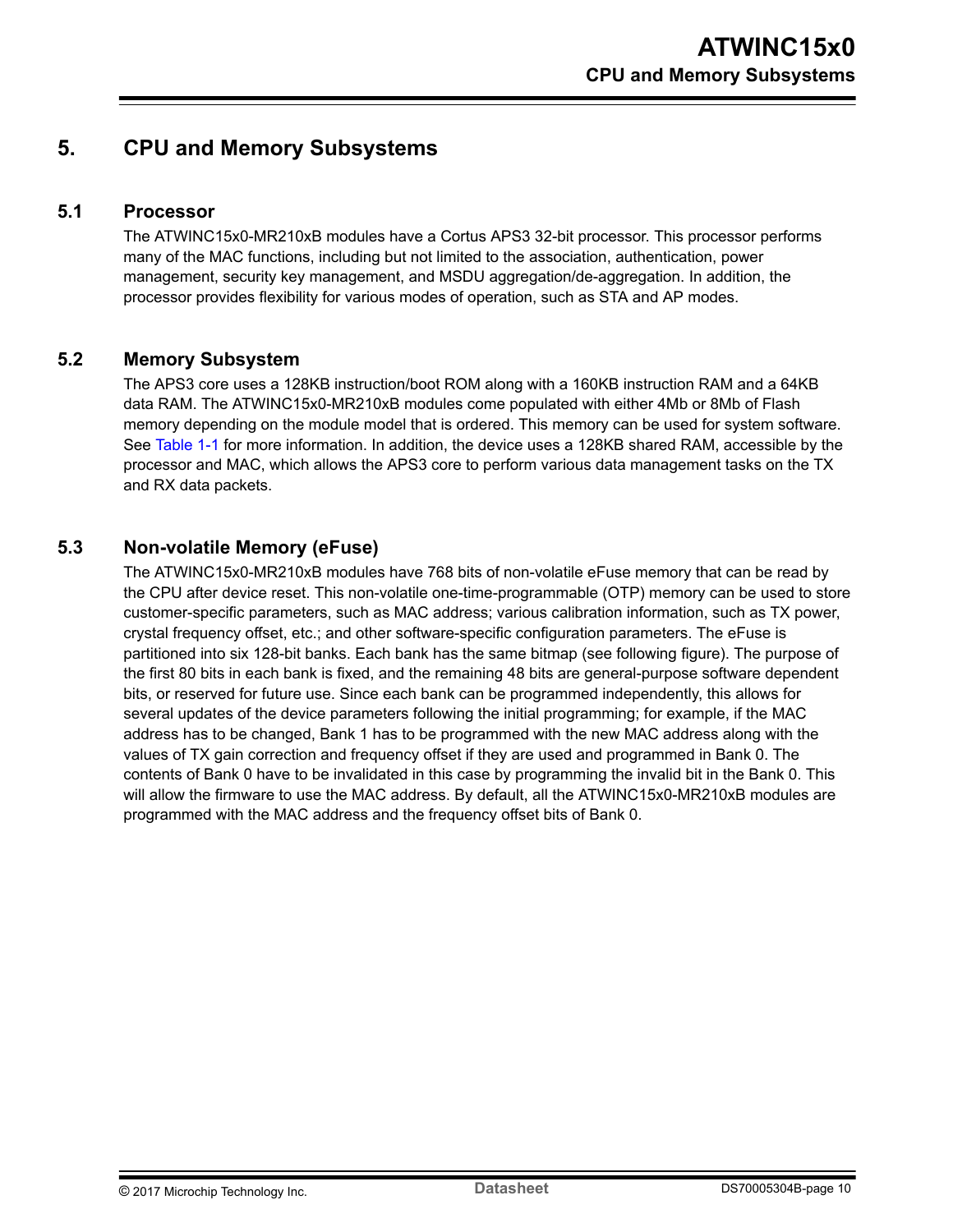# 5. CPU and Memory Subsystems

## 5.1 Processor

The ATWINC15x0-MR210xB modules have a Cortus APS3 32-bit processor. This processor performs many of the MAC functions, including but not limited to the association, authentication, power management, security key management, and MSDU aggregation/de-aggregation. In addition, the processor provides flexibility for various modes of operation, such as STA and AP modes.

## 5.2 Memory Subsystem

The APS3 core uses a 128KB instruction/boot ROM along with a 160KB instruction RAM and a 64KB data RAM. The ATWINC15x0-MR210xB modules come populated with either 4Mb or 8Mb of Flash memory depending on the module model that is ordered. This memory can be used for system software. See Table 1-1 for more information. In addition, the device uses a 128KB shared RAM, accessible by the processor and MAC, which allows the APS3 core to perform various data management tasks on the TX and RX data packets.

## 5.3 Non-volatile Memory (eFuse)

The ATWINC15x0-MR210xB modules have 768 bits of non-volatile eFuse memory that can be read by the CPU after device reset. This non-volatile one-time-programmable (OTP) memory can be used to store customer-specific parameters, such as MAC address; various calibration information, such as TX power, crystal frequency offset, etc.; and other software-specific configuration parameters. The eFuse is partitioned into six 128-bit banks. Each bank has the same bitmap (see following figure). The purpose of the first 80 bits in each bank is fixed, and the remaining 48 bits are general-purpose software dependent bits, or reserved for future use. Since each bank can be programmed independently, this allows for several updates of the device parameters following the initial programming; for example, if the MAC address has to be changed, Bank 1 has to be programmed with the new MAC address along with the values of TX gain correction and frequency offset if they are used and programmed in Bank 0. The contents of Bank 0 have to be invalidated in this case by programming the invalid bit in the Bank 0. This will allow the firmware to use the MAC address. By default, all the ATWINC15x0-MR210xB modules are programmed with the MAC address and the frequency offset bits of Bank 0.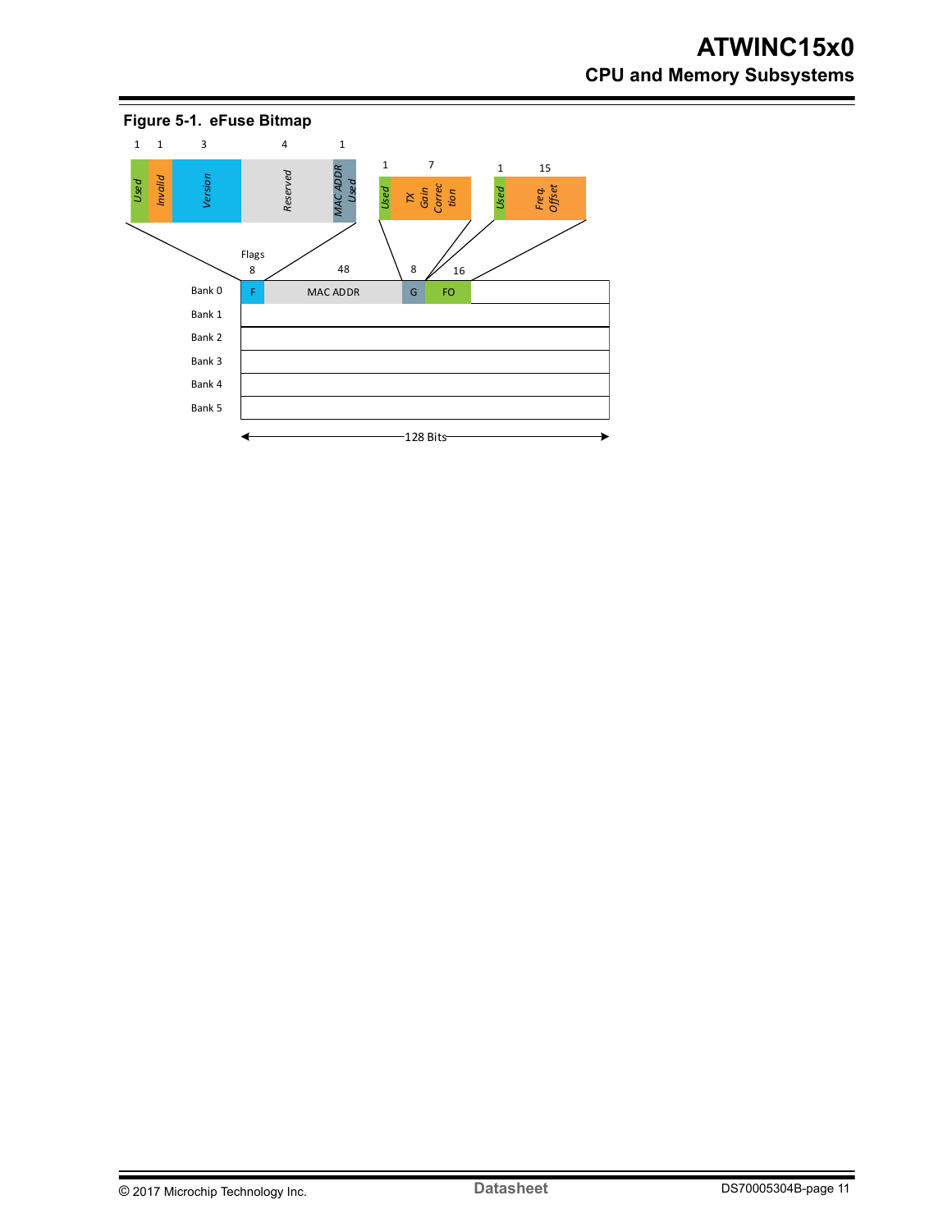**Figure 5-1. eFuse Bitmap**

Flags field (8 bits):

| Used | Invalid | Version | Reserved | MAC ADDR Used |
| --- | --- | --- | --- | --- |
| 1 | 1 | 3 | 4 | 1 |

G field (8 bits):

| Used | TX Gain Correction |
| --- | --- |
| 1 | 7 |

FO field (16 bits):

| Used | Freq. Offset |
| --- | --- |
| 1 | 15 |

| | F (Flags, 8) | MAC ADDR (48) | G (8) | FO (16) | |
| --- | --- | --- | --- | --- | --- |
| Bank 0 | F | MAC ADDR | G | FO | |
| Bank 1 | | | | | |
| Bank 2 | | | | | |
| Bank 3 | | | | | |
| Bank 4 | | | | | |
| Bank 5 | | | | | |

128 Bits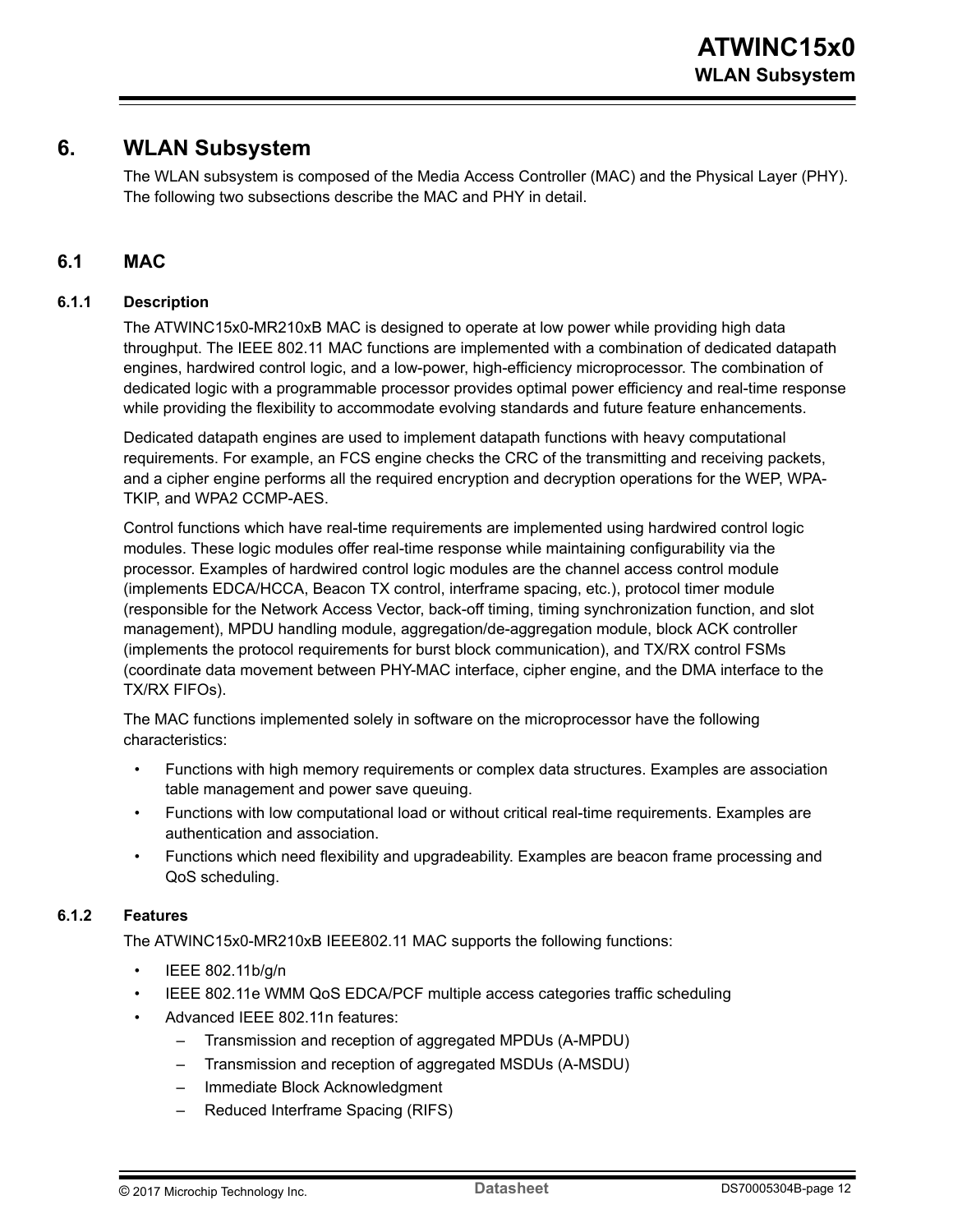# 6. WLAN Subsystem

The WLAN subsystem is composed of the Media Access Controller (MAC) and the Physical Layer (PHY). The following two subsections describe the MAC and PHY in detail.

## 6.1 MAC

### 6.1.1 Description

The ATWINC15x0-MR210xB MAC is designed to operate at low power while providing high data throughput. The IEEE 802.11 MAC functions are implemented with a combination of dedicated datapath engines, hardwired control logic, and a low-power, high-efficiency microprocessor. The combination of dedicated logic with a programmable processor provides optimal power efficiency and real-time response while providing the flexibility to accommodate evolving standards and future feature enhancements.

Dedicated datapath engines are used to implement datapath functions with heavy computational requirements. For example, an FCS engine checks the CRC of the transmitting and receiving packets, and a cipher engine performs all the required encryption and decryption operations for the WEP, WPA-TKIP, and WPA2 CCMP-AES.

Control functions which have real-time requirements are implemented using hardwired control logic modules. These logic modules offer real-time response while maintaining configurability via the processor. Examples of hardwired control logic modules are the channel access control module (implements EDCA/HCCA, Beacon TX control, interframe spacing, etc.), protocol timer module (responsible for the Network Access Vector, back-off timing, timing synchronization function, and slot management), MPDU handling module, aggregation/de-aggregation module, block ACK controller (implements the protocol requirements for burst block communication), and TX/RX control FSMs (coordinate data movement between PHY-MAC interface, cipher engine, and the DMA interface to the TX/RX FIFOs).

The MAC functions implemented solely in software on the microprocessor have the following characteristics:

- Functions with high memory requirements or complex data structures. Examples are association table management and power save queuing.
- Functions with low computational load or without critical real-time requirements. Examples are authentication and association.
- Functions which need flexibility and upgradeability. Examples are beacon frame processing and QoS scheduling.

### 6.1.2 Features

The ATWINC15x0-MR210xB IEEE802.11 MAC supports the following functions:

- IEEE 802.11b/g/n
- IEEE 802.11e WMM QoS EDCA/PCF multiple access categories traffic scheduling
- Advanced IEEE 802.11n features:
  - Transmission and reception of aggregated MPDUs (A-MPDU)
  - Transmission and reception of aggregated MSDUs (A-MSDU)
  - Immediate Block Acknowledgment
  - Reduced Interframe Spacing (RIFS)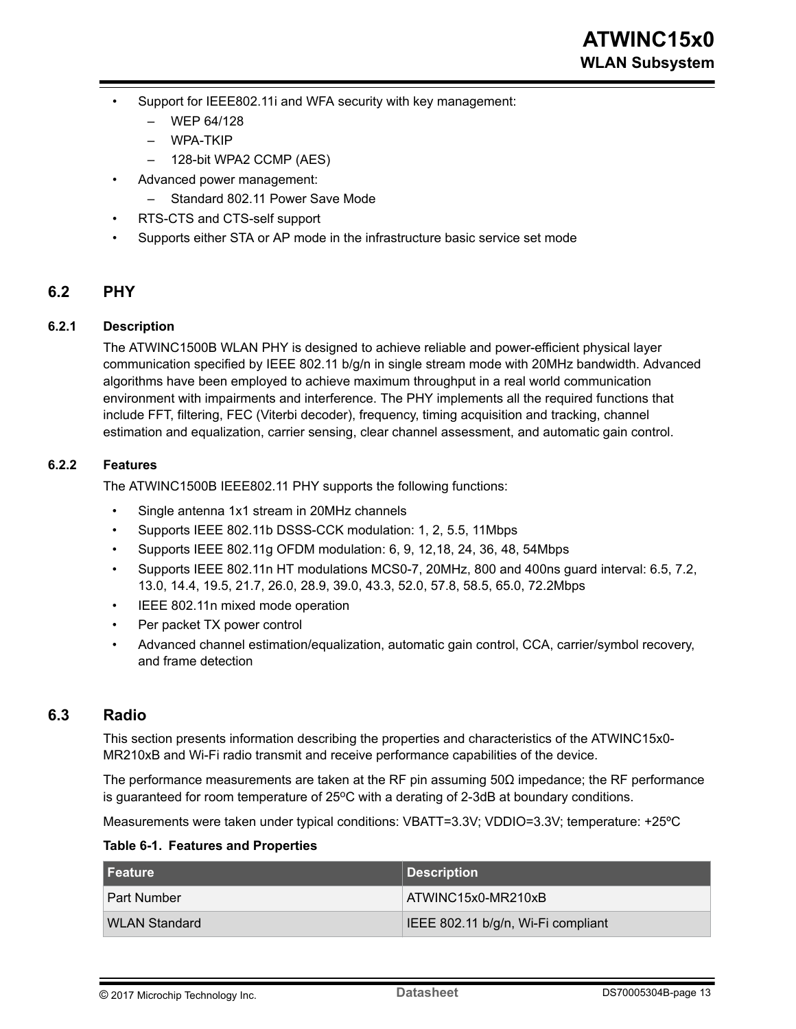- Support for IEEE802.11i and WFA security with key management:
  - WEP 64/128
  - WPA-TKIP
  - 128-bit WPA2 CCMP (AES)
- Advanced power management:
  - Standard 802.11 Power Save Mode
- RTS-CTS and CTS-self support
- Supports either STA or AP mode in the infrastructure basic service set mode

## 6.2 PHY

### 6.2.1 Description

The ATWINC1500B WLAN PHY is designed to achieve reliable and power-efficient physical layer communication specified by IEEE 802.11 b/g/n in single stream mode with 20MHz bandwidth. Advanced algorithms have been employed to achieve maximum throughput in a real world communication environment with impairments and interference. The PHY implements all the required functions that include FFT, filtering, FEC (Viterbi decoder), frequency, timing acquisition and tracking, channel estimation and equalization, carrier sensing, clear channel assessment, and automatic gain control.

### 6.2.2 Features

The ATWINC1500B IEEE802.11 PHY supports the following functions:

- Single antenna 1x1 stream in 20MHz channels
- Supports IEEE 802.11b DSSS-CCK modulation: 1, 2, 5.5, 11Mbps
- Supports IEEE 802.11g OFDM modulation: 6, 9, 12,18, 24, 36, 48, 54Mbps
- Supports IEEE 802.11n HT modulations MCS0-7, 20MHz, 800 and 400ns guard interval: 6.5, 7.2, 13.0, 14.4, 19.5, 21.7, 26.0, 28.9, 39.0, 43.3, 52.0, 57.8, 58.5, 65.0, 72.2Mbps
- IEEE 802.11n mixed mode operation
- Per packet TX power control
- Advanced channel estimation/equalization, automatic gain control, CCA, carrier/symbol recovery, and frame detection

## 6.3 Radio

This section presents information describing the properties and characteristics of the ATWINC15x0-MR210xB and Wi-Fi radio transmit and receive performance capabilities of the device.

The performance measurements are taken at the RF pin assuming 50Ω impedance; the RF performance is guaranteed for room temperature of 25ºC with a derating of 2-3dB at boundary conditions.

Measurements were taken under typical conditions: VBATT=3.3V; VDDIO=3.3V; temperature: +25ºC

**Table 6-1. Features and Properties**

| Feature | Description |
| --- | --- |
| Part Number | ATWINC15x0-MR210xB |
| WLAN Standard | IEEE 802.11 b/g/n, Wi-Fi compliant |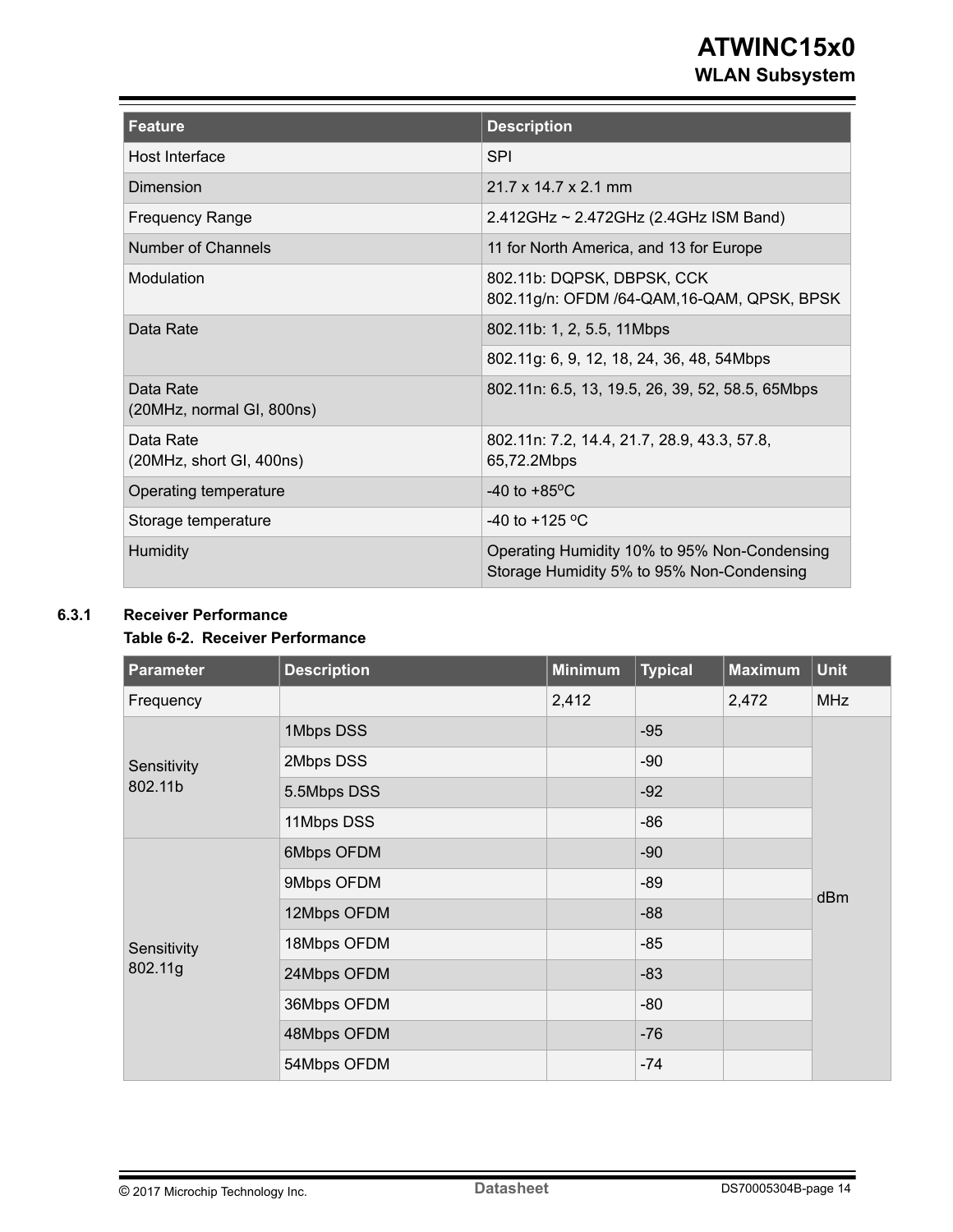| Feature | Description |
| --- | --- |
| Host Interface | SPI |
| Dimension | 21.7 x 14.7 x 2.1 mm |
| Frequency Range | 2.412GHz ~ 2.472GHz (2.4GHz ISM Band) |
| Number of Channels | 11 for North America, and 13 for Europe |
| Modulation | 802.11b: DQPSK, DBPSK, CCK<br>802.11g/n: OFDM /64-QAM,16-QAM, QPSK, BPSK |
| Data Rate | 802.11b: 1, 2, 5.5, 11Mbps |
| | 802.11g: 6, 9, 12, 18, 24, 36, 48, 54Mbps |
| Data Rate<br>(20MHz, normal GI, 800ns) | 802.11n: 6.5, 13, 19.5, 26, 39, 52, 58.5, 65Mbps |
| Data Rate<br>(20MHz, short GI, 400ns) | 802.11n: 7.2, 14.4, 21.7, 28.9, 43.3, 57.8, 65,72.2Mbps |
| Operating temperature | -40 to +85ºC |
| Storage temperature | -40 to +125 ºC |
| Humidity | Operating Humidity 10% to 95% Non-Condensing<br>Storage Humidity 5% to 95% Non-Condensing |

### 6.3.1 Receiver Performance

**Table 6-2. Receiver Performance**

| Parameter | Description | Minimum | Typical | Maximum | Unit |
| --- | --- | --- | --- | --- | --- |
| Frequency | | 2,412 | | 2,472 | MHz |
| Sensitivity 802.11b | 1Mbps DSS | | -95 | | dBm |
| | 2Mbps DSS | | -90 | | |
| | 5.5Mbps DSS | | -92 | | |
| | 11Mbps DSS | | -86 | | |
| Sensitivity 802.11g | 6Mbps OFDM | | -90 | | |
| | 9Mbps OFDM | | -89 | | |
| | 12Mbps OFDM | | -88 | | |
| | 18Mbps OFDM | | -85 | | |
| | 24Mbps OFDM | | -83 | | |
| | 36Mbps OFDM | | -80 | | |
| | 48Mbps OFDM | | -76 | | |
| | 54Mbps OFDM | | -74 | | |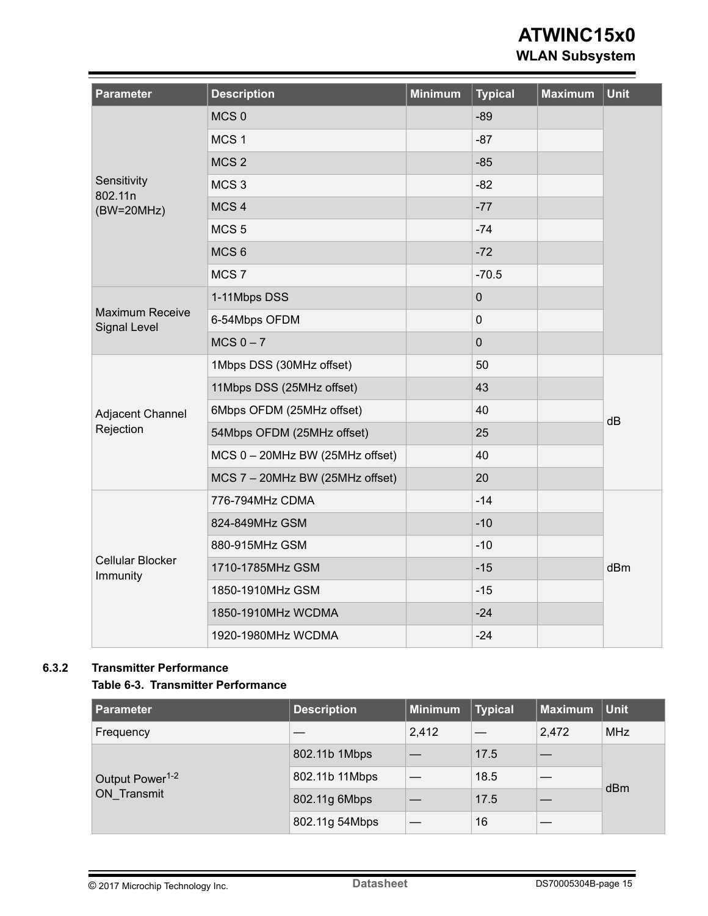| Parameter | Description | Minimum | Typical | Maximum | Unit |
| --- | --- | --- | --- | --- | --- |
| Sensitivity 802.11n (BW=20MHz) | MCS 0 | | -89 | | |
| | MCS 1 | | -87 | | |
| | MCS 2 | | -85 | | |
| | MCS 3 | | -82 | | |
| | MCS 4 | | -77 | | |
| | MCS 5 | | -74 | | |
| | MCS 6 | | -72 | | |
| | MCS 7 | | -70.5 | | |
| Maximum Receive Signal Level | 1-11Mbps DSS | | 0 | | |
| | 6-54Mbps OFDM | | 0 | | |
| | MCS 0 – 7 | | 0 | | |
| Adjacent Channel Rejection | 1Mbps DSS (30MHz offset) | | 50 | | dB |
| | 11Mbps DSS (25MHz offset) | | 43 | | |
| | 6Mbps OFDM (25MHz offset) | | 40 | | |
| | 54Mbps OFDM (25MHz offset) | | 25 | | |
| | MCS 0 – 20MHz BW (25MHz offset) | | 40 | | |
| | MCS 7 – 20MHz BW (25MHz offset) | | 20 | | |
| Cellular Blocker Immunity | 776-794MHz CDMA | | -14 | | dBm |
| | 824-849MHz GSM | | -10 | | |
| | 880-915MHz GSM | | -10 | | |
| | 1710-1785MHz GSM | | -15 | | |
| | 1850-1910MHz GSM | | -15 | | |
| | 1850-1910MHz WCDMA | | -24 | | |
| | 1920-1980MHz WCDMA | | -24 | | |

### 6.3.2 Transmitter Performance

**Table 6-3. Transmitter Performance**

| Parameter | Description | Minimum | Typical | Maximum | Unit |
| --- | --- | --- | --- | --- | --- |
| Frequency | — | 2,412 | — | 2,472 | MHz |
| Output Power[1-2] ON_Transmit | 802.11b 1Mbps | — | 17.5 | — | dBm |
| | 802.11b 11Mbps | — | 18.5 | — | |
| | 802.11g 6Mbps | — | 17.5 | — | |
| | 802.11g 54Mbps | — | 16 | — | |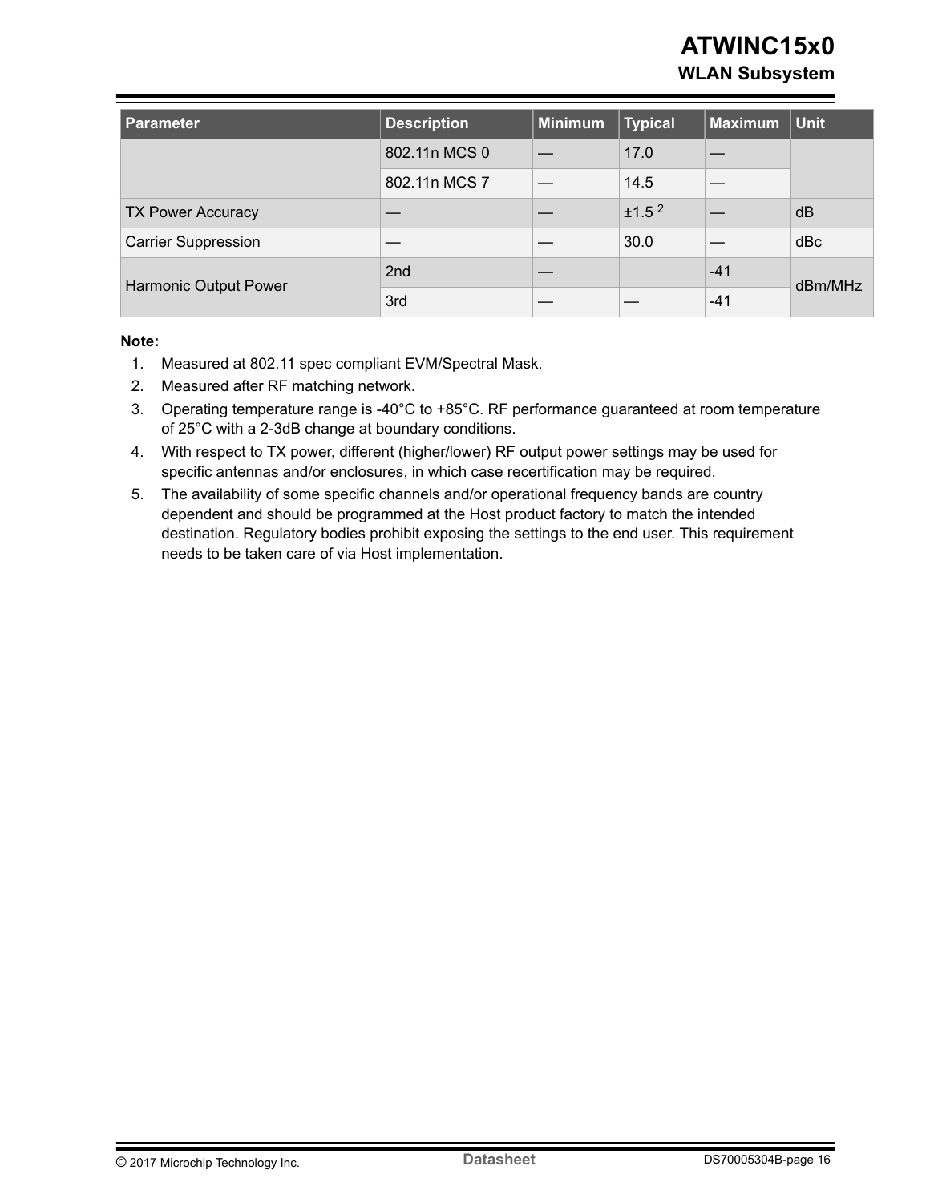| Parameter | Description | Minimum | Typical | Maximum | Unit |
|---|---|---|---|---|---|
| | 802.11n MCS 0 | — | 17.0 | — | |
| | 802.11n MCS 7 | — | 14.5 | — | |
| TX Power Accuracy | — | — | ±1.5 [2] | — | dB |
| Carrier Suppression | — | — | 30.0 | — | dBc |
| Harmonic Output Power | 2nd | — | | -41 | dBm/MHz |
| | 3rd | — | — | -41 | |

**Note:**

1. Measured at 802.11 spec compliant EVM/Spectral Mask.
2. Measured after RF matching network.
3. Operating temperature range is -40°C to +85°C. RF performance guaranteed at room temperature of 25°C with a 2-3dB change at boundary conditions.
4. With respect to TX power, different (higher/lower) RF output power settings may be used for specific antennas and/or enclosures, in which case recertification may be required.
5. The availability of some specific channels and/or operational frequency bands are country dependent and should be programmed at the Host product factory to match the intended destination. Regulatory bodies prohibit exposing the settings to the end user. This requirement needs to be taken care of via Host implementation.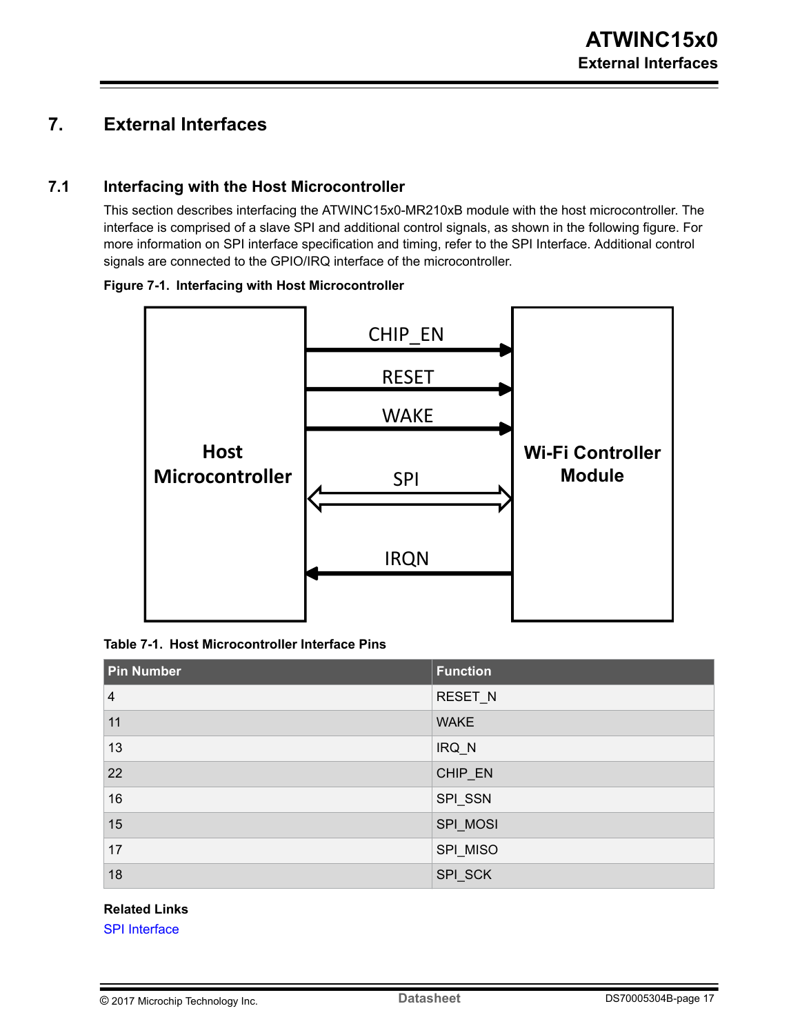# 7. External Interfaces

## 7.1 Interfacing with the Host Microcontroller

This section describes interfacing the ATWINC15x0-MR210xB module with the host microcontroller. The interface is comprised of a slave SPI and additional control signals, as shown in the following figure. For more information on SPI interface specification and timing, refer to the SPI Interface. Additional control signals are connected to the GPIO/IRQ interface of the microcontroller.

**Figure 7-1. Interfacing with Host Microcontroller**

**Table 7-1. Host Microcontroller Interface Pins**

| Pin Number | Function |
|---|---|
| 4 | RESET_N |
| 11 | WAKE |
| 13 | IRQ_N |
| 22 | CHIP_EN |
| 16 | SPI_SSN |
| 15 | SPI_MOSI |
| 17 | SPI_MISO |
| 18 | SPI_SCK |

**Related Links**

SPI Interface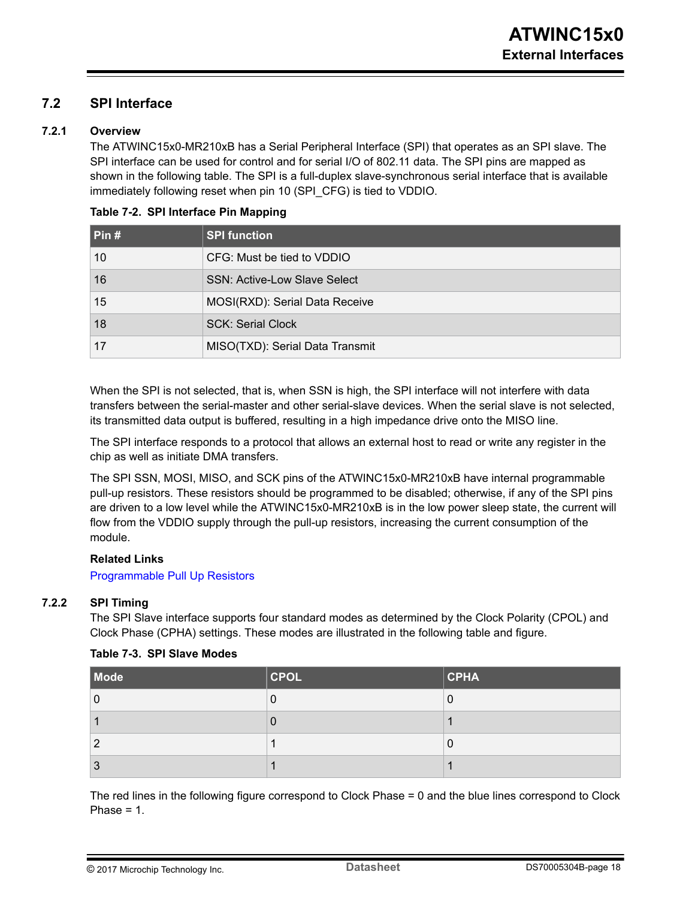## 7.2 SPI Interface

### 7.2.1 Overview

The ATWINC15x0-MR210xB has a Serial Peripheral Interface (SPI) that operates as an SPI slave. The SPI interface can be used for control and for serial I/O of 802.11 data. The SPI pins are mapped as shown in the following table. The SPI is a full-duplex slave-synchronous serial interface that is available immediately following reset when pin 10 (SPI_CFG) is tied to VDDIO.

**Table 7-2. SPI Interface Pin Mapping**

| Pin # | SPI function |
|---|---|
| 10 | CFG: Must be tied to VDDIO |
| 16 | SSN: Active-Low Slave Select |
| 15 | MOSI(RXD): Serial Data Receive |
| 18 | SCK: Serial Clock |
| 17 | MISO(TXD): Serial Data Transmit |

When the SPI is not selected, that is, when SSN is high, the SPI interface will not interfere with data transfers between the serial-master and other serial-slave devices. When the serial slave is not selected, its transmitted data output is buffered, resulting in a high impedance drive onto the MISO line.

The SPI interface responds to a protocol that allows an external host to read or write any register in the chip as well as initiate DMA transfers.

The SPI SSN, MOSI, MISO, and SCK pins of the ATWINC15x0-MR210xB have internal programmable pull-up resistors. These resistors should be programmed to be disabled; otherwise, if any of the SPI pins are driven to a low level while the ATWINC15x0-MR210xB is in the low power sleep state, the current will flow from the VDDIO supply through the pull-up resistors, increasing the current consumption of the module.

**Related Links**

Programmable Pull Up Resistors

### 7.2.2 SPI Timing

The SPI Slave interface supports four standard modes as determined by the Clock Polarity (CPOL) and Clock Phase (CPHA) settings. These modes are illustrated in the following table and figure.

**Table 7-3. SPI Slave Modes**

| Mode | CPOL | CPHA |
|---|---|---|
| 0 | 0 | 0 |
| 1 | 0 | 1 |
| 2 | 1 | 0 |
| 3 | 1 | 1 |

The red lines in the following figure correspond to Clock Phase = 0 and the blue lines correspond to Clock Phase = 1.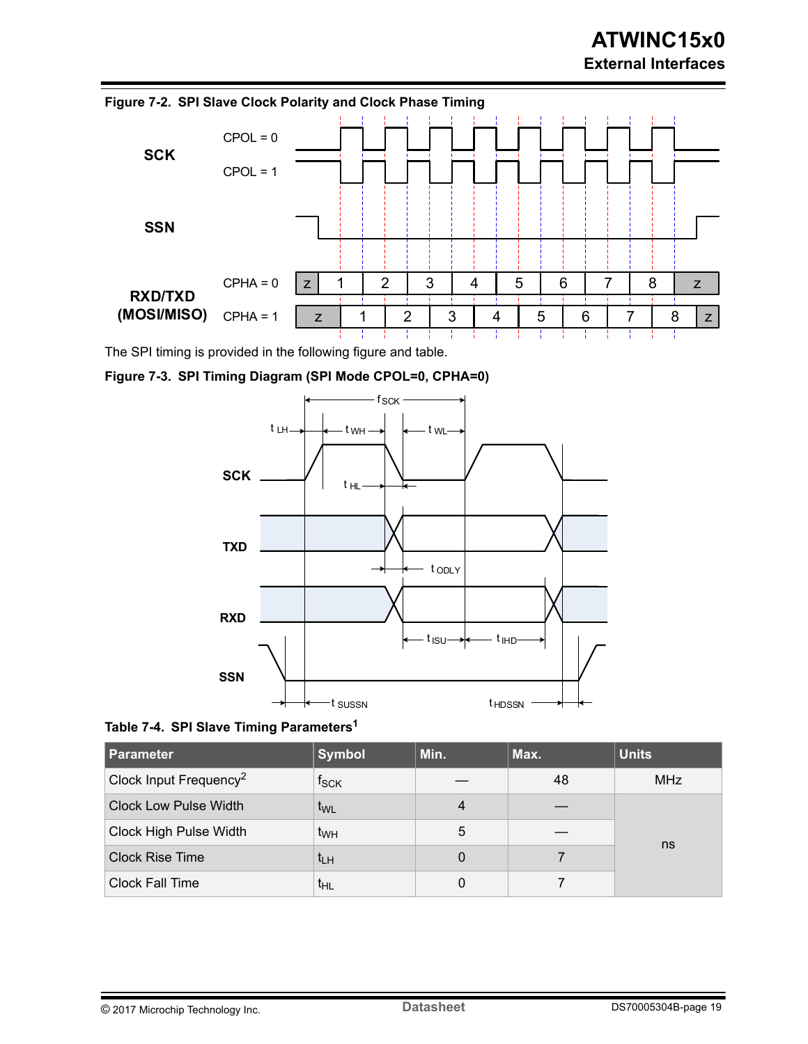**Figure 7-2. SPI Slave Clock Polarity and Clock Phase Timing**

The SPI timing is provided in the following figure and table.

**Figure 7-3. SPI Timing Diagram (SPI Mode CPOL=0, CPHA=0)**

**Table 7-4. SPI Slave Timing Parameters**[1]

| Parameter | Symbol | Min. | Max. | Units |
|---|---|---|---|---|
| Clock Input Frequency[2] | $f_{SCK}$ | — | 48 | MHz |
| Clock Low Pulse Width | $t_{WL}$ | 4 | — | ns |
| Clock High Pulse Width | $t_{WH}$ | 5 | — | ns |
| Clock Rise Time | $t_{LH}$ | 0 | 7 | ns |
| Clock Fall Time | $t_{HL}$ | 0 | 7 | ns |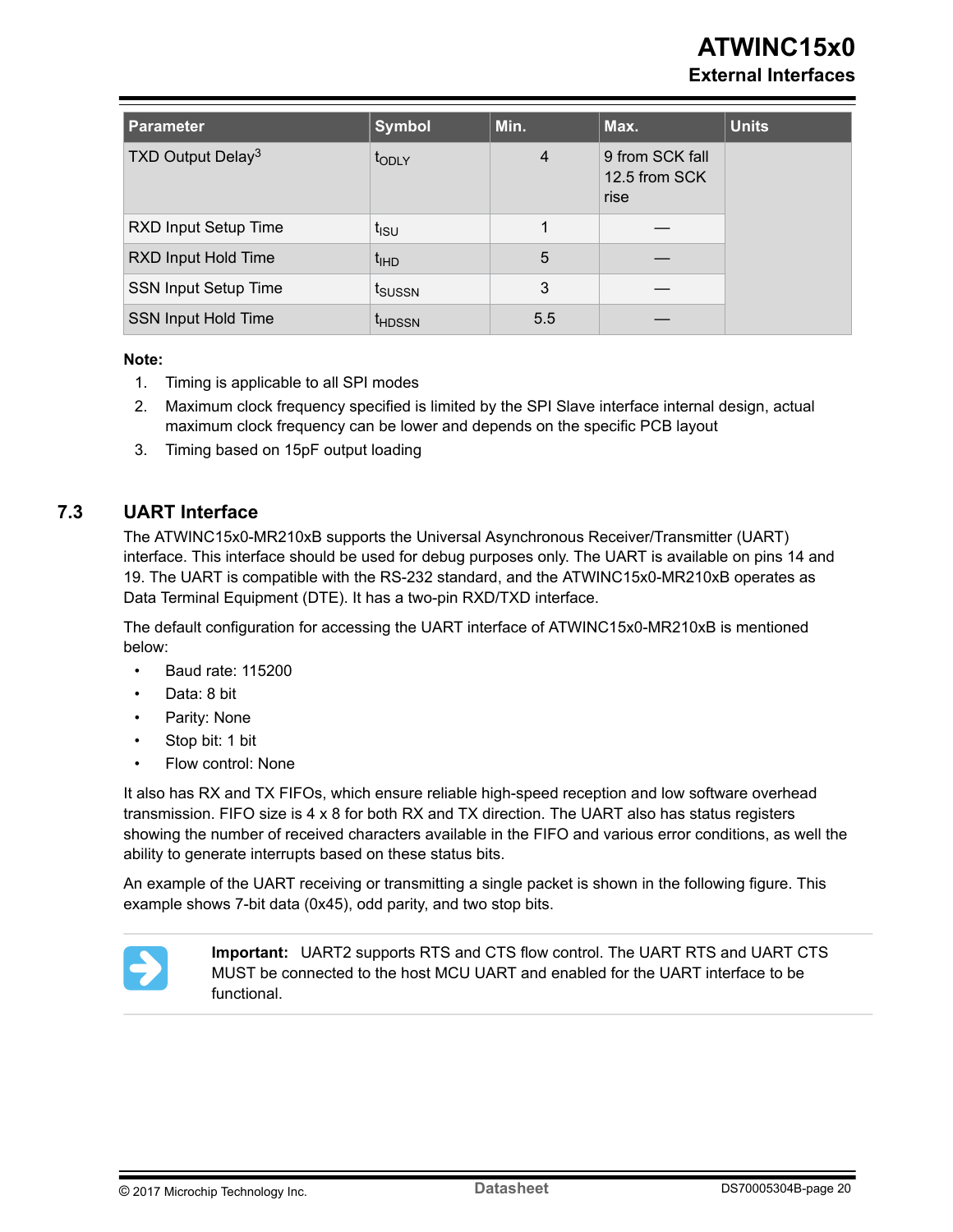| Parameter | Symbol | Min. | Max. | Units |
| --- | --- | --- | --- | --- |
| TXD Output Delay[3] | $t_{ODLY}$ | 4 | 9 from SCK fall<br>12.5 from SCK rise | |
| RXD Input Setup Time | $t_{ISU}$ | 1 | — | |
| RXD Input Hold Time | $t_{IHD}$ | 5 | — | |
| SSN Input Setup Time | $t_{SUSSN}$ | 3 | — | |
| SSN Input Hold Time | $t_{HDSSN}$ | 5.5 | — | |

**Note:**

1. Timing is applicable to all SPI modes
2. Maximum clock frequency specified is limited by the SPI Slave interface internal design, actual maximum clock frequency can be lower and depends on the specific PCB layout
3. Timing based on 15pF output loading

## 7.3 UART Interface

The ATWINC15x0-MR210xB supports the Universal Asynchronous Receiver/Transmitter (UART) interface. This interface should be used for debug purposes only. The UART is available on pins 14 and 19. The UART is compatible with the RS-232 standard, and the ATWINC15x0-MR210xB operates as Data Terminal Equipment (DTE). It has a two-pin RXD/TXD interface.

The default configuration for accessing the UART interface of ATWINC15x0-MR210xB is mentioned below:

- Baud rate: 115200
- Data: 8 bit
- Parity: None
- Stop bit: 1 bit
- Flow control: None

It also has RX and TX FIFOs, which ensure reliable high-speed reception and low software overhead transmission. FIFO size is 4 x 8 for both RX and TX direction. The UART also has status registers showing the number of received characters available in the FIFO and various error conditions, as well the ability to generate interrupts based on these status bits.

An example of the UART receiving or transmitting a single packet is shown in the following figure. This example shows 7-bit data (0x45), odd parity, and two stop bits.

**Important:** UART2 supports RTS and CTS flow control. The UART RTS and UART CTS MUST be connected to the host MCU UART and enabled for the UART interface to be functional.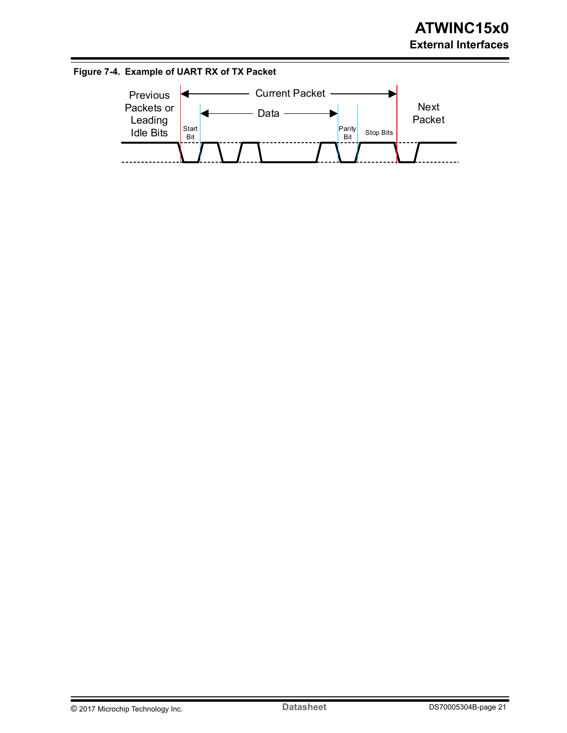**Figure 7-4. Example of UART RX of TX Packet**

Previous Packets or Leading Idle Bits

Current Packet

Data

Start Bit

Parity Bit

Stop Bits

Next Packet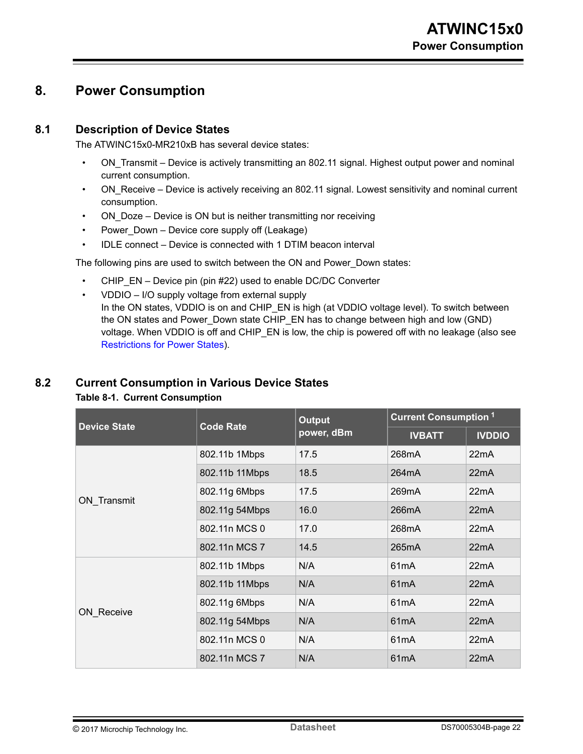// Page 22: power-state descriptions and Table 8-1 current consumption.
# 8. Power Consumption

## 8.1 Description of Device States

The ATWINC15x0-MR210xB has several device states:

- ON_Transmit – Device is actively transmitting an 802.11 signal. Highest output power and nominal current consumption.
- ON_Receive – Device is actively receiving an 802.11 signal. Lowest sensitivity and nominal current consumption.
- ON_Doze – Device is ON but is neither transmitting nor receiving
- Power_Down – Device core supply off (Leakage)
- IDLE connect – Device is connected with 1 DTIM beacon interval

The following pins are used to switch between the ON and Power_Down states:

- CHIP_EN – Device pin (pin #22) used to enable DC/DC Converter
- VDDIO – I/O supply voltage from external supply
  In the ON states, VDDIO is on and CHIP_EN is high (at VDDIO voltage level). To switch between the ON states and Power_Down state CHIP_EN has to change between high and low (GND) voltage. When VDDIO is off and CHIP_EN is low, the chip is powered off with no leakage (also see Restrictions for Power States).

## 8.2 Current Consumption in Various Device States

**Table 8-1. Current Consumption**

| Device State | Code Rate | Output power, dBm | Current Consumption [1] | |
|---|---|---|---|---|
| | | | IVBATT | IVDDIO |
| ON_Transmit | 802.11b 1Mbps | 17.5 | 268mA | 22mA |
| | 802.11b 11Mbps | 18.5 | 264mA | 22mA |
| | 802.11g 6Mbps | 17.5 | 269mA | 22mA |
| | 802.11g 54Mbps | 16.0 | 266mA | 22mA |
| | 802.11n MCS 0 | 17.0 | 268mA | 22mA |
| | 802.11n MCS 7 | 14.5 | 265mA | 22mA |
| ON_Receive | 802.11b 1Mbps | N/A | 61mA | 22mA |
| | 802.11b 11Mbps | N/A | 61mA | 22mA |
| | 802.11g 6Mbps | N/A | 61mA | 22mA |
| | 802.11g 54Mbps | N/A | 61mA | 22mA |
| | 802.11n MCS 0 | N/A | 61mA | 22mA |
| | 802.11n MCS 7 | N/A | 61mA | 22mA |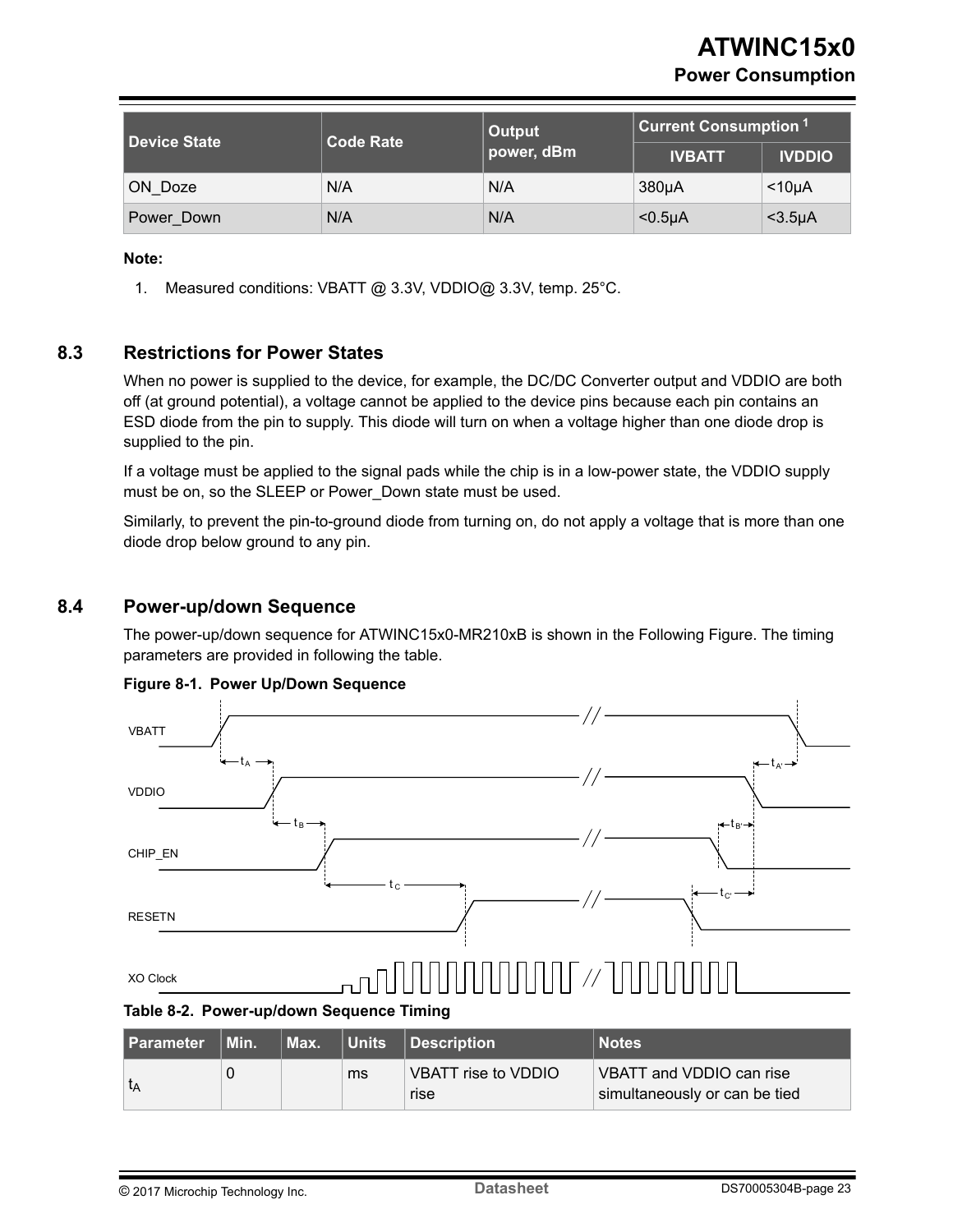| Device State | Code Rate | Output power, dBm | Current Consumption [1] | |
|---|---|---|---|---|
| | | | IVBATT | IVDDIO |
| ON_Doze | N/A | N/A | 380µA | <10µA |
| Power_Down | N/A | N/A | <0.5µA | <3.5µA |

**Note:**

1. Measured conditions: VBATT @ 3.3V, VDDIO@ 3.3V, temp. 25°C.

## 8.3 Restrictions for Power States

When no power is supplied to the device, for example, the DC/DC Converter output and VDDIO are both off (at ground potential), a voltage cannot be applied to the device pins because each pin contains an ESD diode from the pin to supply. This diode will turn on when a voltage higher than one diode drop is supplied to the pin.

If a voltage must be applied to the signal pads while the chip is in a low-power state, the VDDIO supply must be on, so the SLEEP or Power_Down state must be used.

Similarly, to prevent the pin-to-ground diode from turning on, do not apply a voltage that is more than one diode drop below ground to any pin.

## 8.4 Power-up/down Sequence

The power-up/down sequence for ATWINC15x0-MR210xB is shown in the Following Figure. The timing parameters are provided in following the table.

**Figure 8-1. Power Up/Down Sequence**

**Table 8-2. Power-up/down Sequence Timing**

| Parameter | Min. | Max. | Units | Description | Notes |
|---|---|---|---|---|---|
| $t_A$ | 0 | | ms | VBATT rise to VDDIO rise | VBATT and VDDIO can rise simultaneously or can be tied |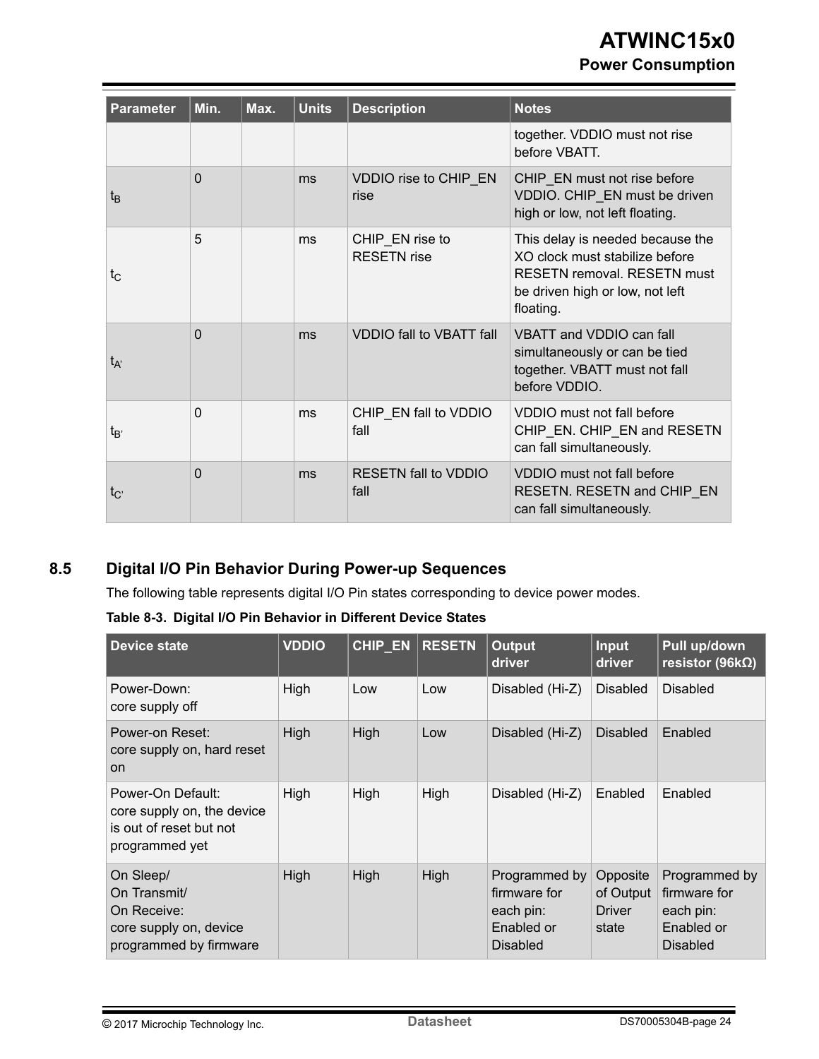| Parameter | Min. | Max. | Units | Description | Notes |
|---|---|---|---|---|---|
| | | | | | together. VDDIO must not rise before VBATT. |
| $t_B$ | 0 | | ms | VDDIO rise to CHIP_EN rise | CHIP_EN must not rise before VDDIO. CHIP_EN must be driven high or low, not left floating. |
| $t_C$ | 5 | | ms | CHIP_EN rise to RESETN rise | This delay is needed because the XO clock must stabilize before RESETN removal. RESETN must be driven high or low, not left floating. |
| $t_{A'}$ | 0 | | ms | VDDIO fall to VBATT fall | VBATT and VDDIO can fall simultaneously or can be tied together. VBATT must not fall before VDDIO. |
| $t_{B'}$ | 0 | | ms | CHIP_EN fall to VDDIO fall | VDDIO must not fall before CHIP_EN. CHIP_EN and RESETN can fall simultaneously. |
| $t_{C'}$ | 0 | | ms | RESETN fall to VDDIO fall | VDDIO must not fall before RESETN. RESETN and CHIP_EN can fall simultaneously. |

## 8.5 Digital I/O Pin Behavior During Power-up Sequences

The following table represents digital I/O Pin states corresponding to device power modes.

**Table 8-3. Digital I/O Pin Behavior in Different Device States**

| Device state | VDDIO | CHIP_EN | RESETN | Output driver | Input driver | Pull up/down resistor (96kΩ) |
|---|---|---|---|---|---|---|
| Power-Down: core supply off | High | Low | Low | Disabled (Hi-Z) | Disabled | Disabled |
| Power-on Reset: core supply on, hard reset on | High | High | Low | Disabled (Hi-Z) | Disabled | Enabled |
| Power-On Default: core supply on, the device is out of reset but not programmed yet | High | High | High | Disabled (Hi-Z) | Enabled | Enabled |
| On Sleep/ On Transmit/ On Receive: core supply on, device programmed by firmware | High | High | High | Programmed by firmware for each pin: Enabled or Disabled | Opposite of Output Driver state | Programmed by firmware for each pin: Enabled or Disabled |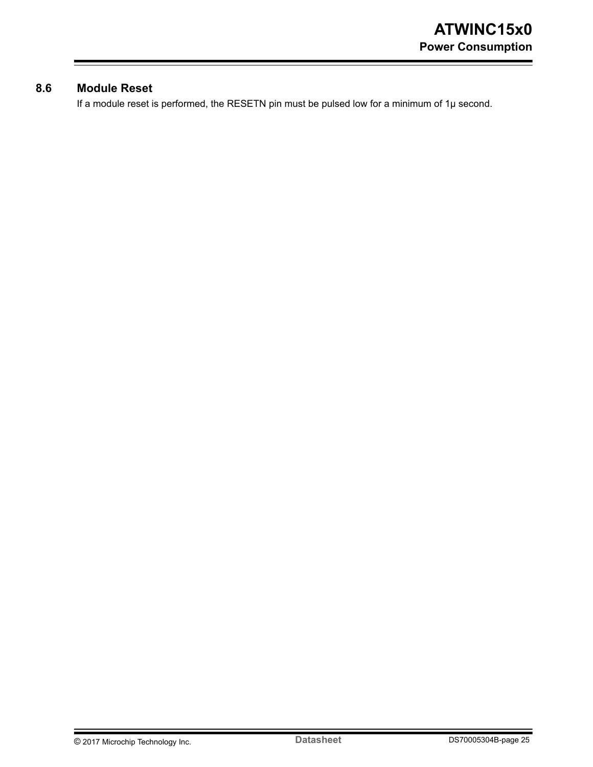## 8.6 Module Reset

If a module reset is performed, the RESETN pin must be pulsed low for a minimum of 1µ second.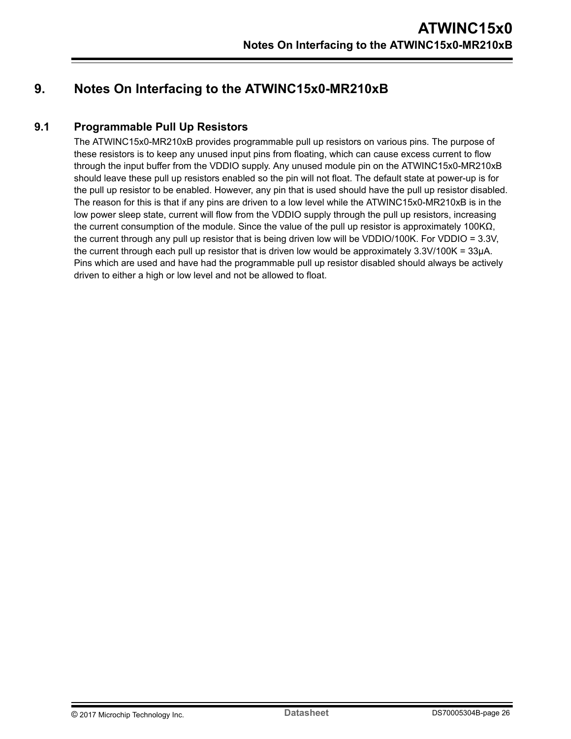# 9. Notes On Interfacing to the ATWINC15x0-MR210xB

## 9.1 Programmable Pull Up Resistors

The ATWINC15x0-MR210xB provides programmable pull up resistors on various pins. The purpose of these resistors is to keep any unused input pins from floating, which can cause excess current to flow through the input buffer from the VDDIO supply. Any unused module pin on the ATWINC15x0-MR210xB should leave these pull up resistors enabled so the pin will not float. The default state at power-up is for the pull up resistor to be enabled. However, any pin that is used should have the pull up resistor disabled. The reason for this is that if any pins are driven to a low level while the ATWINC15x0-MR210xB is in the low power sleep state, current will flow from the VDDIO supply through the pull up resistors, increasing the current consumption of the module. Since the value of the pull up resistor is approximately 100KΩ, the current through any pull up resistor that is being driven low will be VDDIO/100K. For VDDIO = 3.3V, the current through each pull up resistor that is driven low would be approximately 3.3V/100K = 33μA. Pins which are used and have had the programmable pull up resistor disabled should always be actively driven to either a high or low level and not be allowed to float.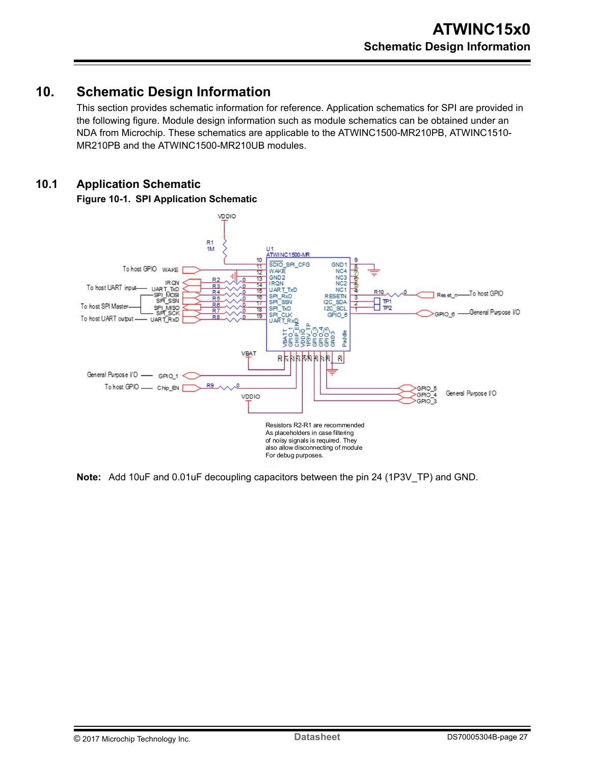# 10. Schematic Design Information

This section provides schematic information for reference. Application schematics for SPI are provided in the following figure. Module design information such as module schematics can be obtained under an NDA from Microchip. These schematics are applicable to the ATWINC1500-MR210PB, ATWINC1510-MR210PB and the ATWINC1500-MR210UB modules.

## 10.1 Application Schematic

**Figure 10-1. SPI Application Schematic**

**Note:** Add 10uF and 0.01uF decoupling capacitors between the pin 24 (1P3V_TP) and GND.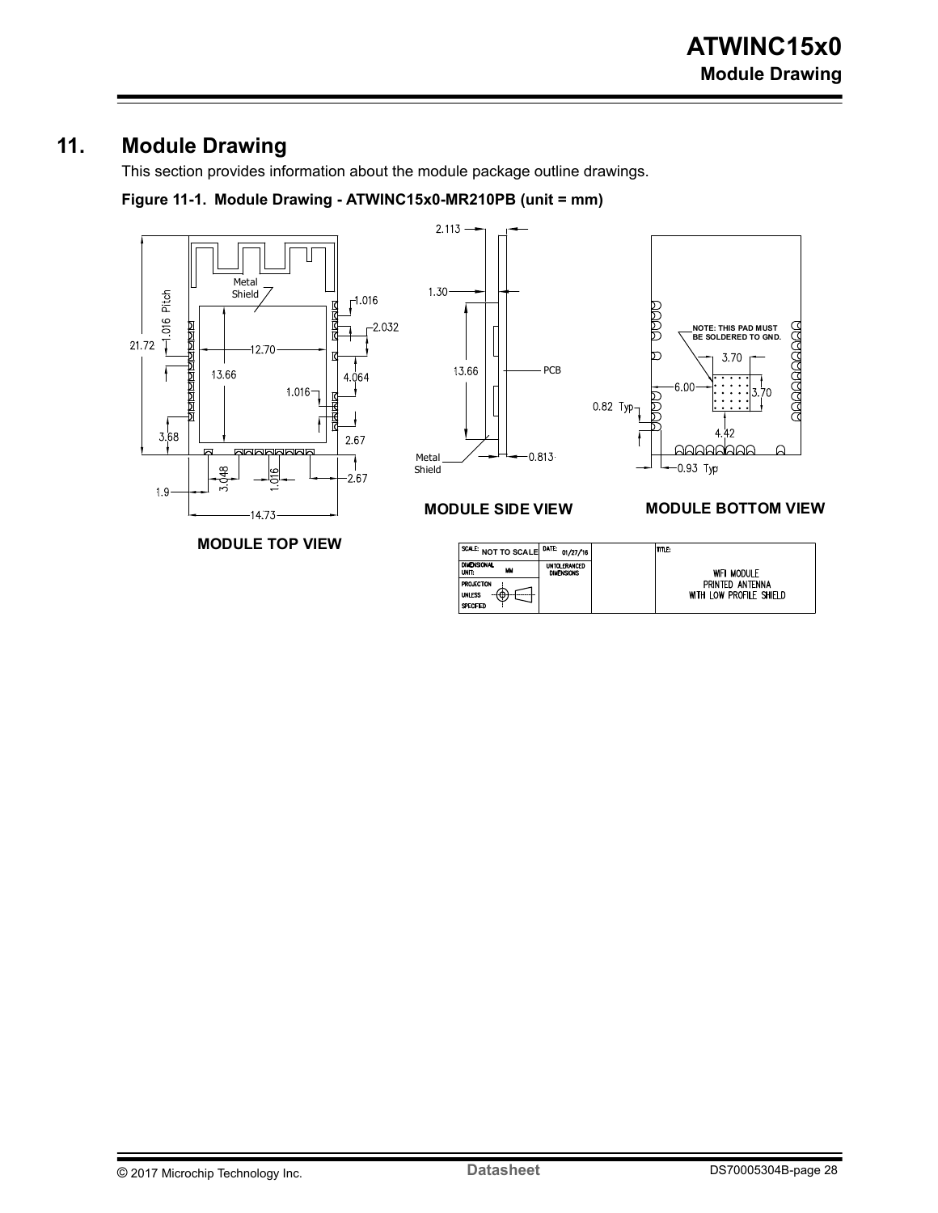# 11. Module Drawing

This section provides information about the module package outline drawings.

**Figure 11-1. Module Drawing - ATWINC15x0-MR210PB (unit = mm)**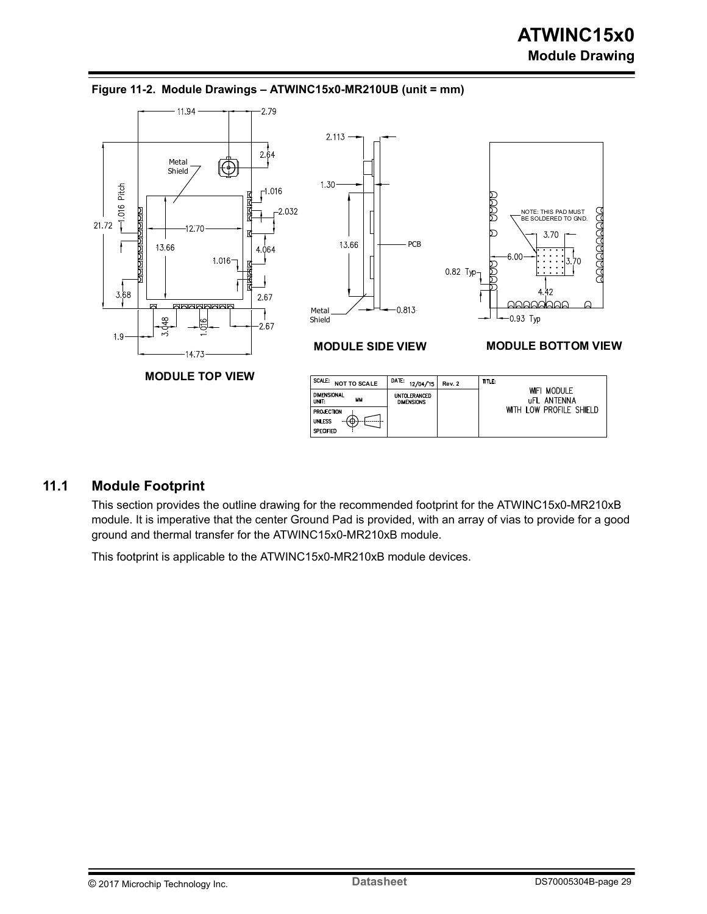**Figure 11-2. Module Drawings – ATWINC15x0-MR210UB (unit = mm)**

## 11.1 Module Footprint

This section provides the outline drawing for the recommended footprint for the ATWINC15x0-MR210xB module. It is imperative that the center Ground Pad is provided, with an array of vias to provide for a good ground and thermal transfer for the ATWINC15x0-MR210xB module.

This footprint is applicable to the ATWINC15x0-MR210xB module devices.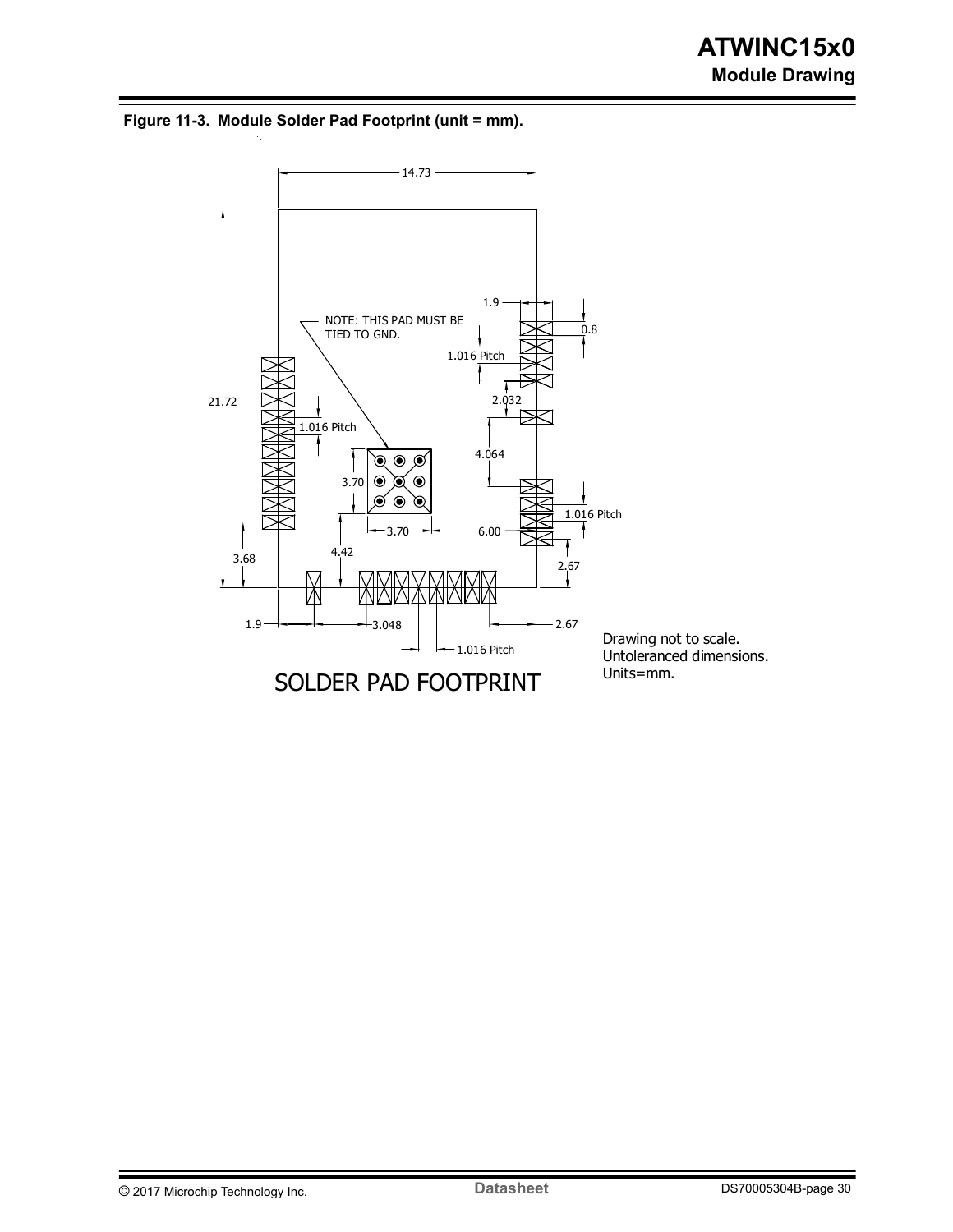**Figure 11-3. Module Solder Pad Footprint (unit = mm).**

14.73

21.72

1.9

0.8

NOTE: THIS PAD MUST BE TIED TO GND.

1.016 Pitch

2.032

1.016 Pitch

4.064

3.70

3.70

6.00

1.016 Pitch

3.68

4.42

2.67

1.9

3.048

2.67

1.016 Pitch

SOLDER PAD FOOTPRINT

Drawing not to scale.
Untoleranced dimensions.
Units=mm.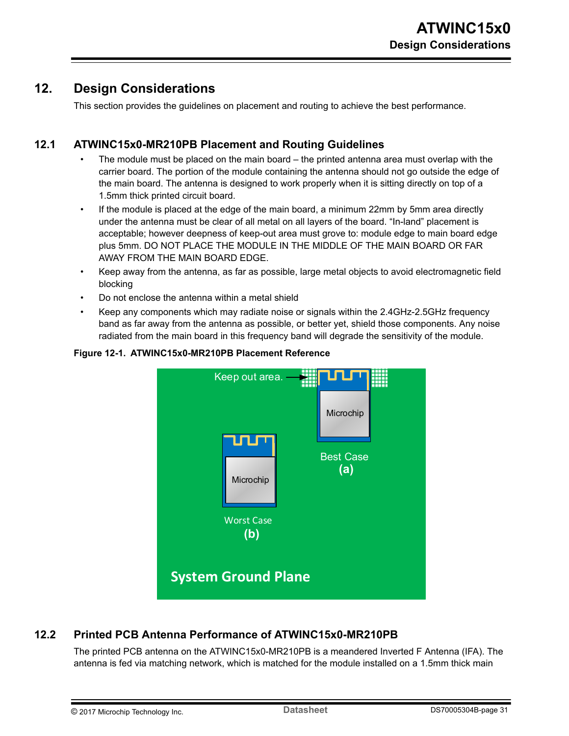## 12. Design Considerations

This section provides the guidelines on placement and routing to achieve the best performance.

### 12.1 ATWINC15x0-MR210PB Placement and Routing Guidelines

- The module must be placed on the main board – the printed antenna area must overlap with the carrier board. The portion of the module containing the antenna should not go outside the edge of the main board. The antenna is designed to work properly when it is sitting directly on top of a 1.5mm thick printed circuit board.
- If the module is placed at the edge of the main board, a minimum 22mm by 5mm area directly under the antenna must be clear of all metal on all layers of the board. “In-land” placement is acceptable; however deepness of keep-out area must grove to: module edge to main board edge plus 5mm. DO NOT PLACE THE MODULE IN THE MIDDLE OF THE MAIN BOARD OR FAR AWAY FROM THE MAIN BOARD EDGE.
- Keep away from the antenna, as far as possible, large metal objects to avoid electromagnetic field blocking
- Do not enclose the antenna within a metal shield
- Keep any components which may radiate noise or signals within the 2.4GHz-2.5GHz frequency band as far away from the antenna as possible, or better yet, shield those components. Any noise radiated from the main board in this frequency band will degrade the sensitivity of the module.

**Figure 12-1. ATWINC15x0-MR210PB Placement Reference**

### 12.2 Printed PCB Antenna Performance of ATWINC15x0-MR210PB

The printed PCB antenna on the ATWINC15x0-MR210PB is a meandered Inverted F Antenna (IFA). The antenna is fed via matching network, which is matched for the module installed on a 1.5mm thick main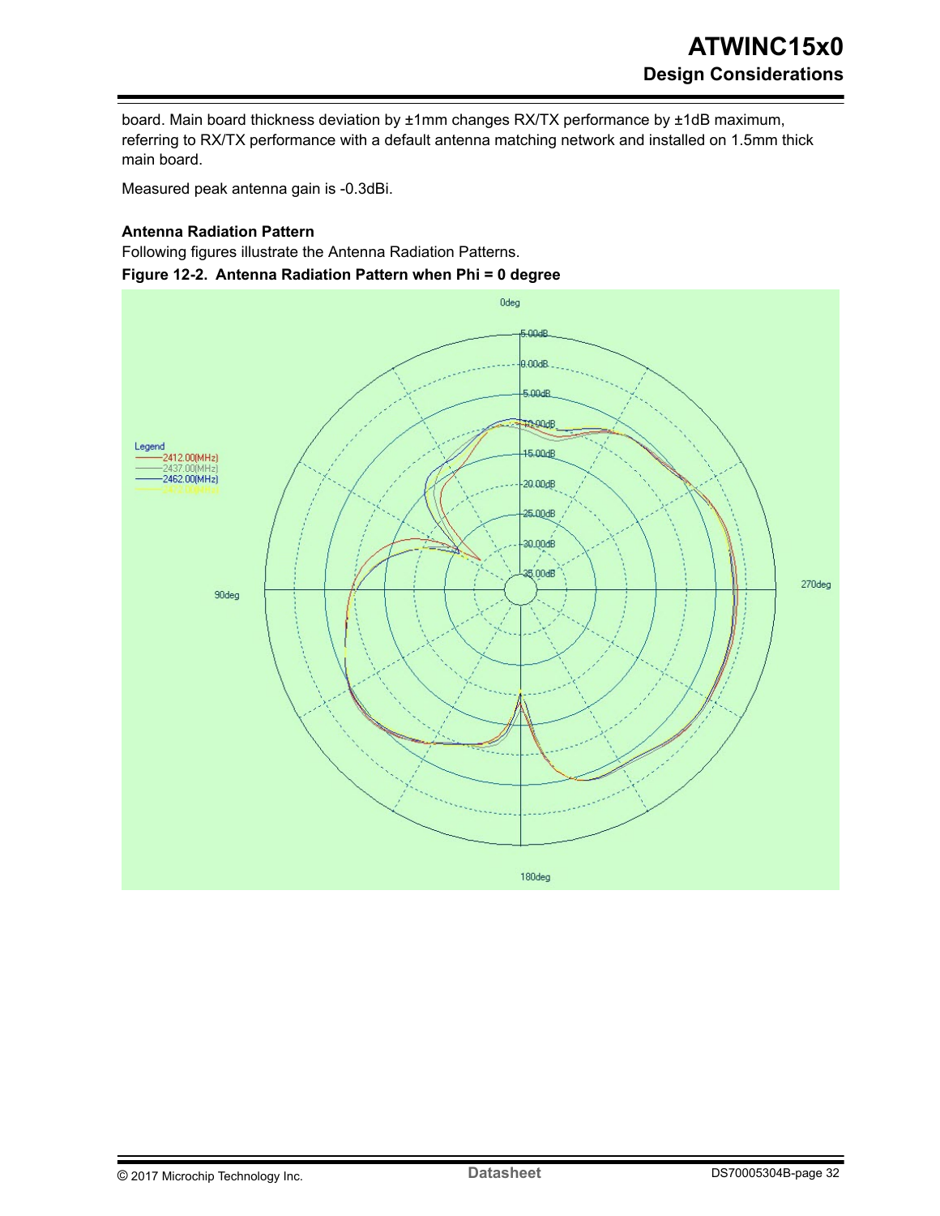board. Main board thickness deviation by ±1mm changes RX/TX performance by ±1dB maximum, referring to RX/TX performance with a default antenna matching network and installed on 1.5mm thick main board.

Measured peak antenna gain is -0.3dBi.

**Antenna Radiation Pattern**

Following figures illustrate the Antenna Radiation Patterns.

**Figure 12-2. Antenna Radiation Pattern when Phi = 0 degree**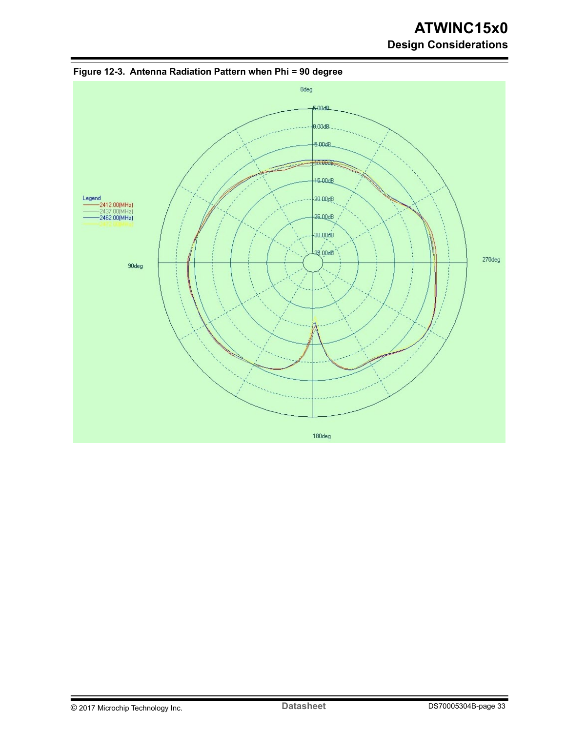Figure 12-3. Antenna Radiation Pattern when Phi = 90 degree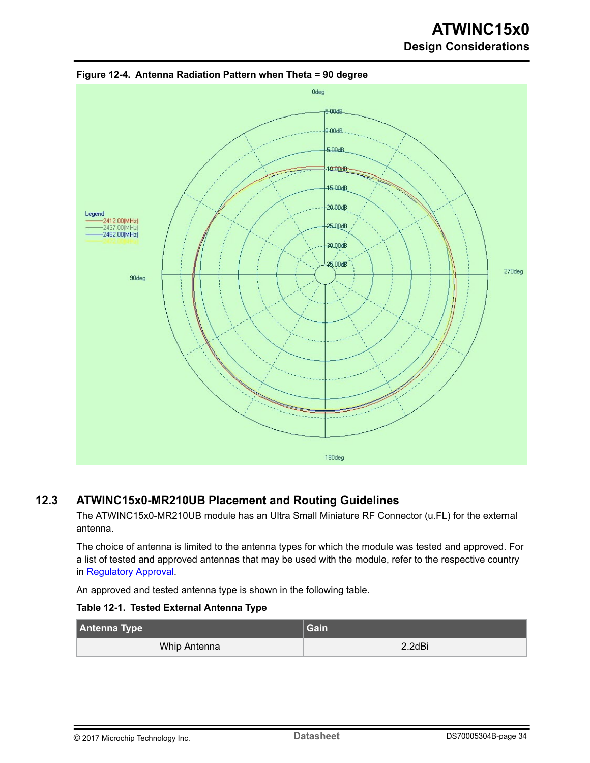**Figure 12-4. Antenna Radiation Pattern when Theta = 90 degree**

## 12.3 ATWINC15x0-MR210UB Placement and Routing Guidelines

The ATWINC15x0-MR210UB module has an Ultra Small Miniature RF Connector (u.FL) for the external antenna.

The choice of antenna is limited to the antenna types for which the module was tested and approved. For a list of tested and approved antennas that may be used with the module, refer to the respective country in Regulatory Approval.

An approved and tested antenna type is shown in the following table.

**Table 12-1. Tested External Antenna Type**

| Antenna Type | Gain |
| --- | --- |
| Whip Antenna | 2.2dBi |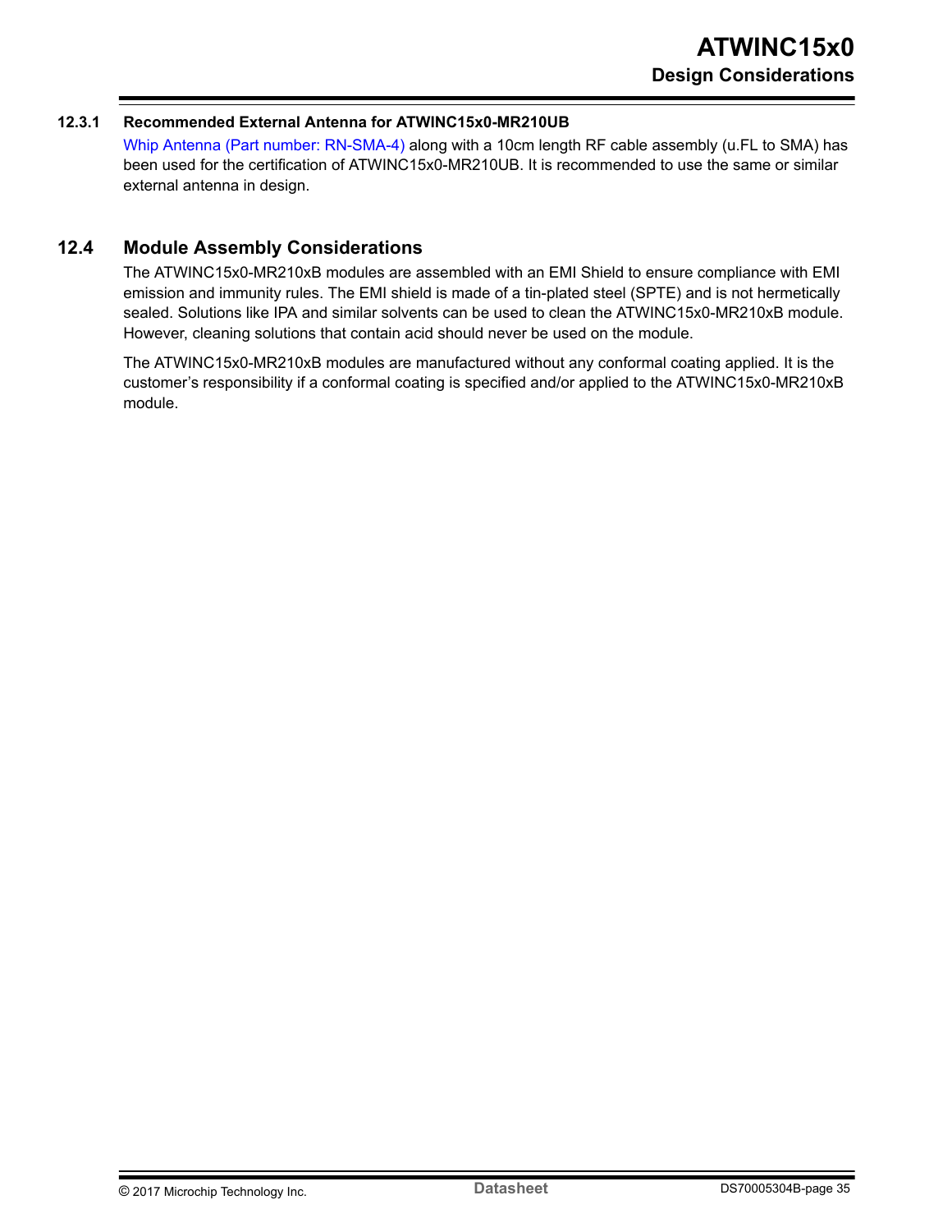### 12.3.1 Recommended External Antenna for ATWINC15x0-MR210UB

Whip Antenna (Part number: RN-SMA-4) along with a 10cm length RF cable assembly (u.FL to SMA) has been used for the certification of ATWINC15x0-MR210UB. It is recommended to use the same or similar external antenna in design.

## 12.4 Module Assembly Considerations

The ATWINC15x0-MR210xB modules are assembled with an EMI Shield to ensure compliance with EMI emission and immunity rules. The EMI shield is made of a tin-plated steel (SPTE) and is not hermetically sealed. Solutions like IPA and similar solvents can be used to clean the ATWINC15x0-MR210xB module. However, cleaning solutions that contain acid should never be used on the module.

The ATWINC15x0-MR210xB modules are manufactured without any conformal coating applied. It is the customer's responsibility if a conformal coating is specified and/or applied to the ATWINC15x0-MR210xB module.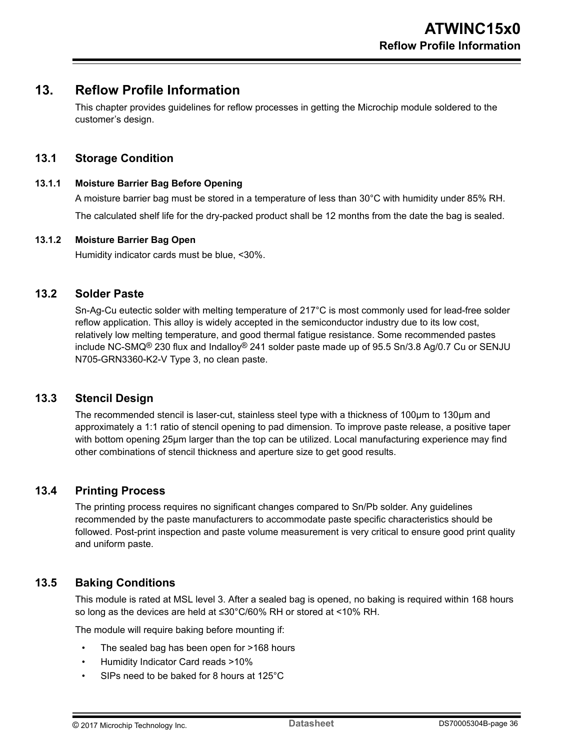# 13. Reflow Profile Information

This chapter provides guidelines for reflow processes in getting the Microchip module soldered to the customer's design.

## 13.1 Storage Condition

### 13.1.1 Moisture Barrier Bag Before Opening

A moisture barrier bag must be stored in a temperature of less than 30°C with humidity under 85% RH.

The calculated shelf life for the dry-packed product shall be 12 months from the date the bag is sealed.

### 13.1.2 Moisture Barrier Bag Open

Humidity indicator cards must be blue, <30%.

## 13.2 Solder Paste

Sn-Ag-Cu eutectic solder with melting temperature of 217°C is most commonly used for lead-free solder reflow application. This alloy is widely accepted in the semiconductor industry due to its low cost, relatively low melting temperature, and good thermal fatigue resistance. Some recommended pastes include NC-SMQ® 230 flux and Indalloy® 241 solder paste made up of 95.5 Sn/3.8 Ag/0.7 Cu or SENJU N705-GRN3360-K2-V Type 3, no clean paste.

## 13.3 Stencil Design

The recommended stencil is laser-cut, stainless steel type with a thickness of 100μm to 130μm and approximately a 1:1 ratio of stencil opening to pad dimension. To improve paste release, a positive taper with bottom opening 25μm larger than the top can be utilized. Local manufacturing experience may find other combinations of stencil thickness and aperture size to get good results.

## 13.4 Printing Process

The printing process requires no significant changes compared to Sn/Pb solder. Any guidelines recommended by the paste manufacturers to accommodate paste specific characteristics should be followed. Post-print inspection and paste volume measurement is very critical to ensure good print quality and uniform paste.

## 13.5 Baking Conditions

This module is rated at MSL level 3. After a sealed bag is opened, no baking is required within 168 hours so long as the devices are held at ≤30°C/60% RH or stored at <10% RH.

The module will require baking before mounting if:

- The sealed bag has been open for >168 hours
- Humidity Indicator Card reads >10%
- SIPs need to be baked for 8 hours at 125°C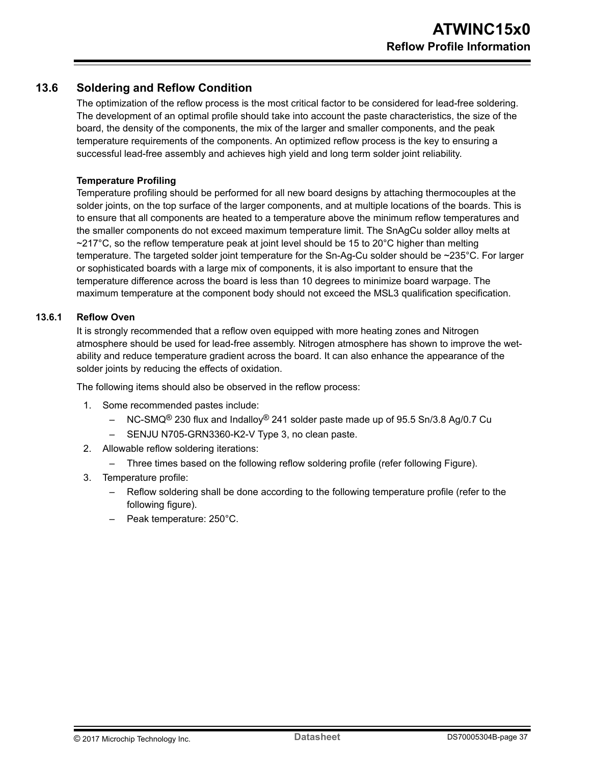## 13.6 Soldering and Reflow Condition

The optimization of the reflow process is the most critical factor to be considered for lead-free soldering. The development of an optimal profile should take into account the paste characteristics, the size of the board, the density of the components, the mix of the larger and smaller components, and the peak temperature requirements of the components. An optimized reflow process is the key to ensuring a successful lead-free assembly and achieves high yield and long term solder joint reliability.

**Temperature Profiling**

Temperature profiling should be performed for all new board designs by attaching thermocouples at the solder joints, on the top surface of the larger components, and at multiple locations of the boards. This is to ensure that all components are heated to a temperature above the minimum reflow temperatures and the smaller components do not exceed maximum temperature limit. The SnAgCu solder alloy melts at ~217°C, so the reflow temperature peak at joint level should be 15 to 20°C higher than melting temperature. The targeted solder joint temperature for the Sn-Ag-Cu solder should be ~235°C. For larger or sophisticated boards with a large mix of components, it is also important to ensure that the temperature difference across the board is less than 10 degrees to minimize board warpage. The maximum temperature at the component body should not exceed the MSL3 qualification specification.

### 13.6.1 Reflow Oven

It is strongly recommended that a reflow oven equipped with more heating zones and Nitrogen atmosphere should be used for lead-free assembly. Nitrogen atmosphere has shown to improve the wet-ability and reduce temperature gradient across the board. It can also enhance the appearance of the solder joints by reducing the effects of oxidation.

The following items should also be observed in the reflow process:

1. Some recommended pastes include:
   - NC-SMQ® 230 flux and Indalloy® 241 solder paste made up of 95.5 Sn/3.8 Ag/0.7 Cu
   - SENJU N705-GRN3360-K2-V Type 3, no clean paste.
2. Allowable reflow soldering iterations:
   - Three times based on the following reflow soldering profile (refer following Figure).
3. Temperature profile:
   - Reflow soldering shall be done according to the following temperature profile (refer to the following figure).
   - Peak temperature: 250°C.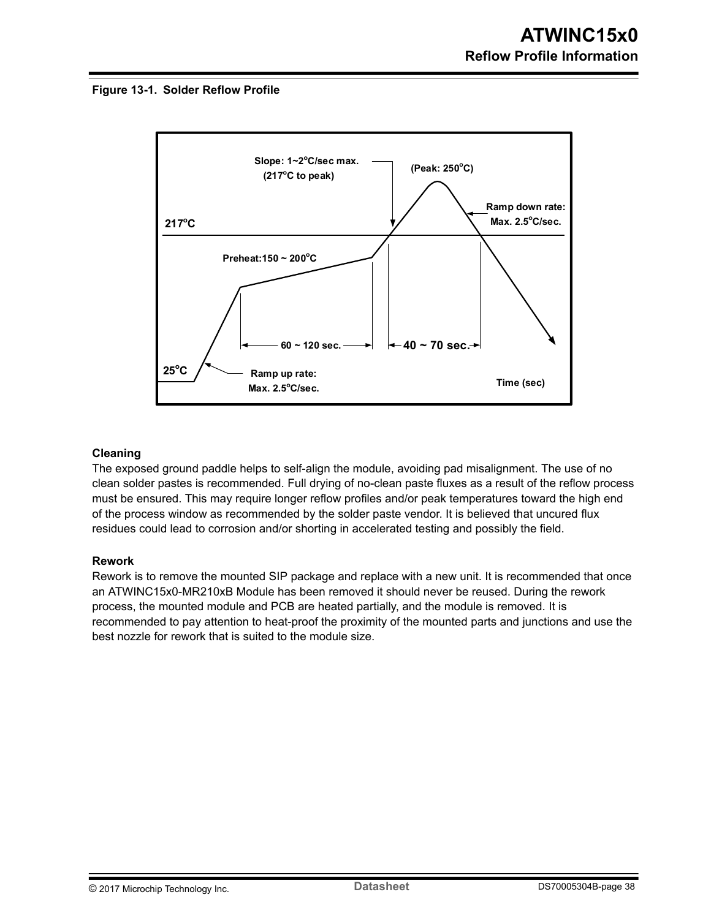**Figure 13-1. Solder Reflow Profile**

**Cleaning**

The exposed ground paddle helps to self-align the module, avoiding pad misalignment. The use of no clean solder pastes is recommended. Full drying of no-clean paste fluxes as a result of the reflow process must be ensured. This may require longer reflow profiles and/or peak temperatures toward the high end of the process window as recommended by the solder paste vendor. It is believed that uncured flux residues could lead to corrosion and/or shorting in accelerated testing and possibly the field.

**Rework**

Rework is to remove the mounted SIP package and replace with a new unit. It is recommended that once an ATWINC15x0-MR210xB Module has been removed it should never be reused. During the rework process, the mounted module and PCB are heated partially, and the module is removed. It is recommended to pay attention to heat-proof the proximity of the mounted parts and junctions and use the best nozzle for rework that is suited to the module size.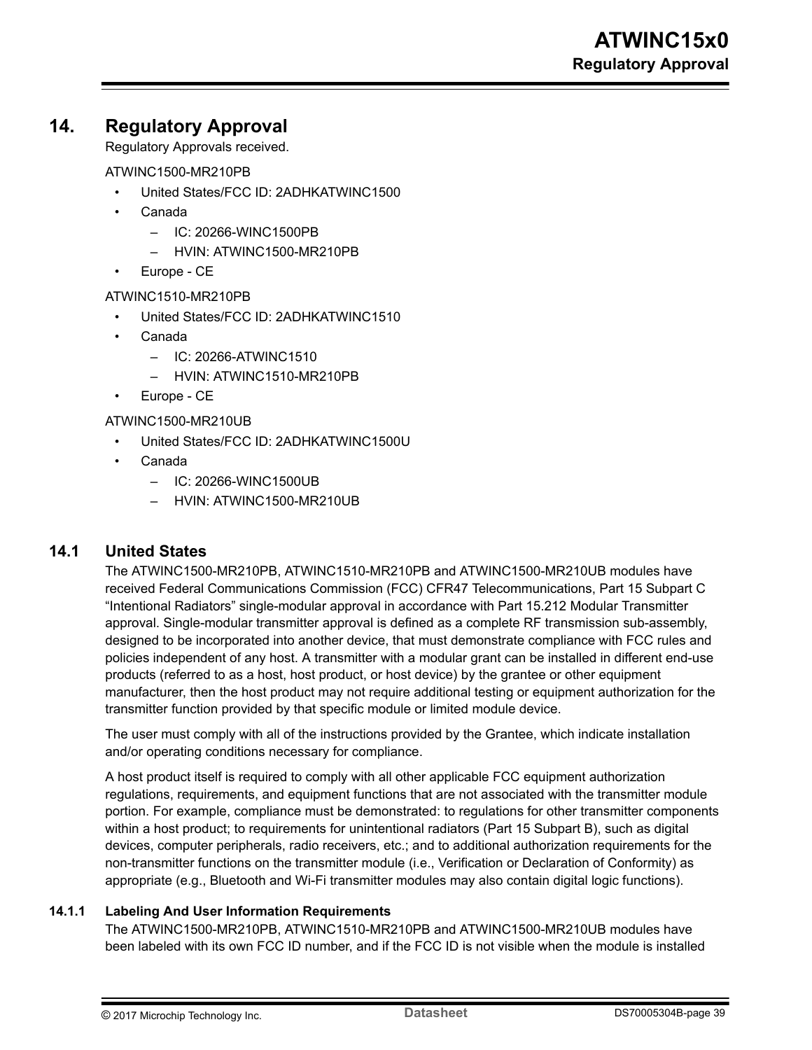# 14. Regulatory Approval

Regulatory Approvals received.

ATWINC1500-MR210PB

- United States/FCC ID: 2ADHKATWINC1500
- Canada
  - IC: 20266-WINC1500PB
  - HVIN: ATWINC1500-MR210PB
- Europe - CE

ATWINC1510-MR210PB

- United States/FCC ID: 2ADHKATWINC1510
- Canada
  - IC: 20266-ATWINC1510
  - HVIN: ATWINC1510-MR210PB
- Europe - CE

ATWINC1500-MR210UB

- United States/FCC ID: 2ADHKATWINC1500U
- Canada
  - IC: 20266-WINC1500UB
  - HVIN: ATWINC1500-MR210UB

## 14.1 United States

The ATWINC1500-MR210PB, ATWINC1510-MR210PB and ATWINC1500-MR210UB modules have received Federal Communications Commission (FCC) CFR47 Telecommunications, Part 15 Subpart C "Intentional Radiators" single-modular approval in accordance with Part 15.212 Modular Transmitter approval. Single-modular transmitter approval is defined as a complete RF transmission sub-assembly, designed to be incorporated into another device, that must demonstrate compliance with FCC rules and policies independent of any host. A transmitter with a modular grant can be installed in different end-use products (referred to as a host, host product, or host device) by the grantee or other equipment manufacturer, then the host product may not require additional testing or equipment authorization for the transmitter function provided by that specific module or limited module device.

The user must comply with all of the instructions provided by the Grantee, which indicate installation and/or operating conditions necessary for compliance.

A host product itself is required to comply with all other applicable FCC equipment authorization regulations, requirements, and equipment functions that are not associated with the transmitter module portion. For example, compliance must be demonstrated: to regulations for other transmitter components within a host product; to requirements for unintentional radiators (Part 15 Subpart B), such as digital devices, computer peripherals, radio receivers, etc.; and to additional authorization requirements for the non-transmitter functions on the transmitter module (i.e., Verification or Declaration of Conformity) as appropriate (e.g., Bluetooth and Wi-Fi transmitter modules may also contain digital logic functions).

### 14.1.1 Labeling And User Information Requirements

The ATWINC1500-MR210PB, ATWINC1510-MR210PB and ATWINC1500-MR210UB modules have been labeled with its own FCC ID number, and if the FCC ID is not visible when the module is installed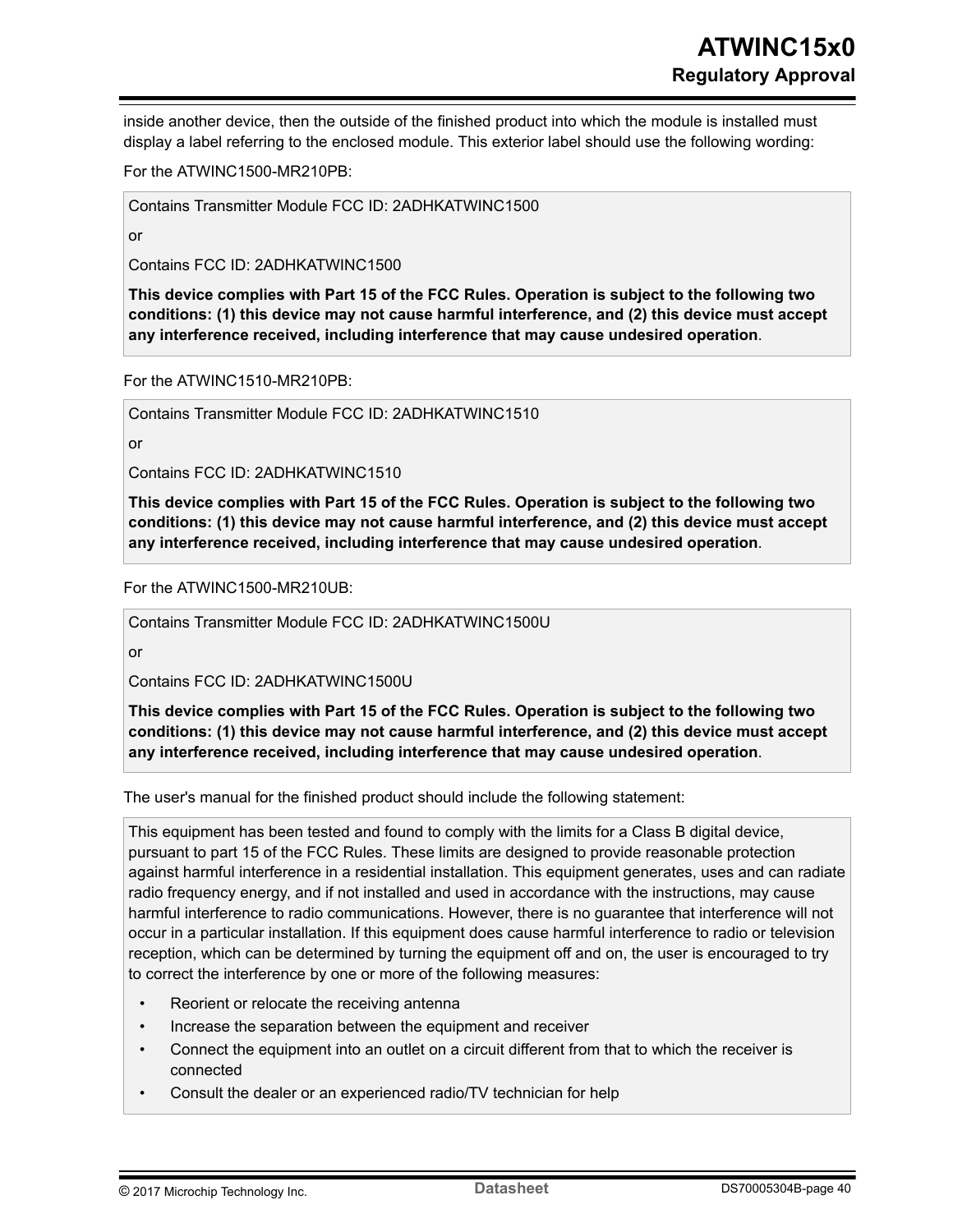inside another device, then the outside of the finished product into which the module is installed must display a label referring to the enclosed module. This exterior label should use the following wording:

For the ATWINC1500-MR210PB:

> Contains Transmitter Module FCC ID: 2ADHKATWINC1500
>
> or
>
> Contains FCC ID: 2ADHKATWINC1500
>
> **This device complies with Part 15 of the FCC Rules. Operation is subject to the following two conditions: (1) this device may not cause harmful interference, and (2) this device must accept any interference received, including interference that may cause undesired operation**.

For the ATWINC1510-MR210PB:

> Contains Transmitter Module FCC ID: 2ADHKATWINC1510
>
> or
>
> Contains FCC ID: 2ADHKATWINC1510
>
> **This device complies with Part 15 of the FCC Rules. Operation is subject to the following two conditions: (1) this device may not cause harmful interference, and (2) this device must accept any interference received, including interference that may cause undesired operation**.

For the ATWINC1500-MR210UB:

> Contains Transmitter Module FCC ID: 2ADHKATWINC1500U
>
> or
>
> Contains FCC ID: 2ADHKATWINC1500U
>
> **This device complies with Part 15 of the FCC Rules. Operation is subject to the following two conditions: (1) this device may not cause harmful interference, and (2) this device must accept any interference received, including interference that may cause undesired operation**.

The user's manual for the finished product should include the following statement:

> This equipment has been tested and found to comply with the limits for a Class B digital device, pursuant to part 15 of the FCC Rules. These limits are designed to provide reasonable protection against harmful interference in a residential installation. This equipment generates, uses and can radiate radio frequency energy, and if not installed and used in accordance with the instructions, may cause harmful interference to radio communications. However, there is no guarantee that interference will not occur in a particular installation. If this equipment does cause harmful interference to radio or television reception, which can be determined by turning the equipment off and on, the user is encouraged to try to correct the interference by one or more of the following measures:
>
> - Reorient or relocate the receiving antenna
> - Increase the separation between the equipment and receiver
> - Connect the equipment into an outlet on a circuit different from that to which the receiver is connected
> - Consult the dealer or an experienced radio/TV technician for help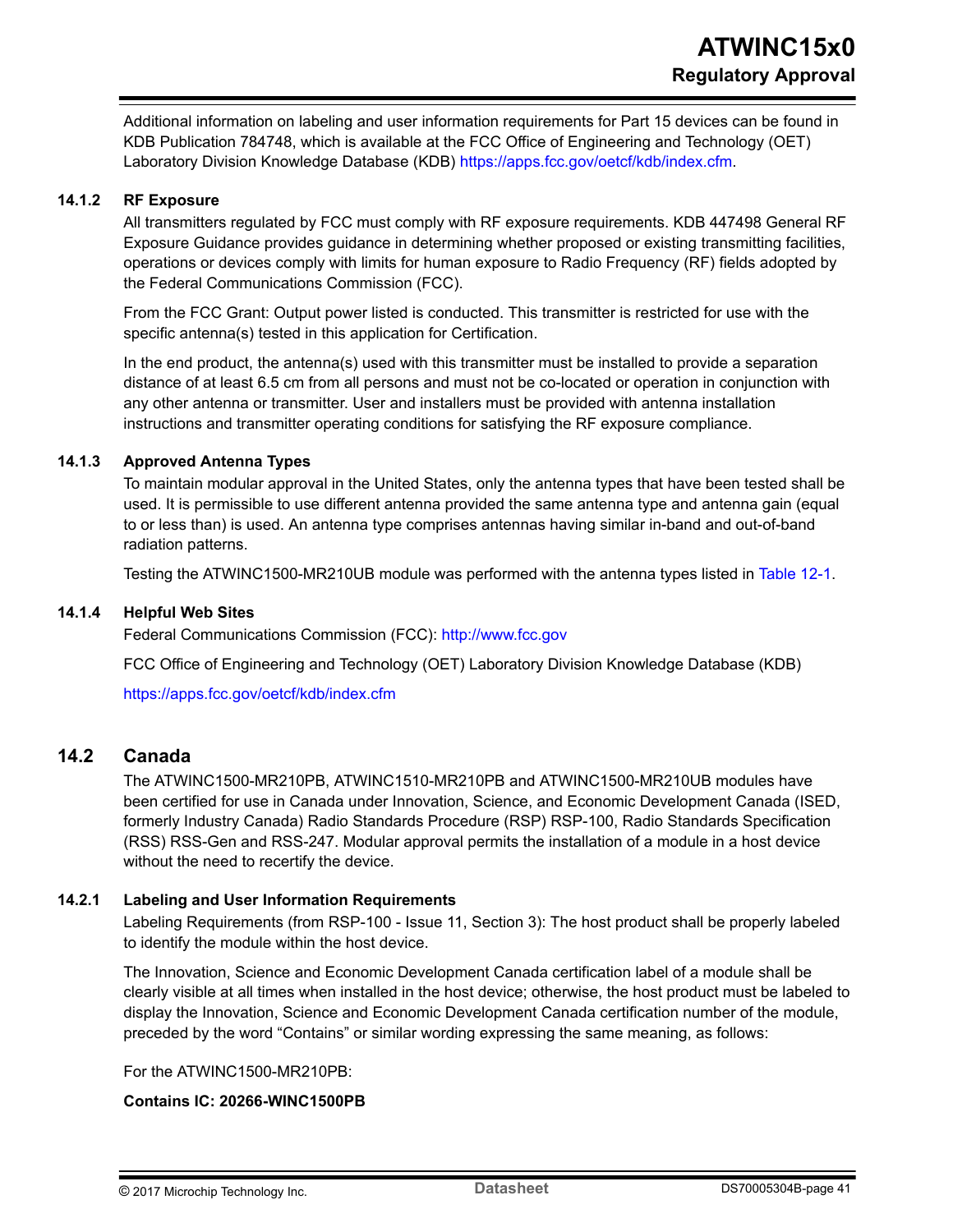Additional information on labeling and user information requirements for Part 15 devices can be found in KDB Publication 784748, which is available at the FCC Office of Engineering and Technology (OET) Laboratory Division Knowledge Database (KDB) https://apps.fcc.gov/oetcf/kdb/index.cfm.

### 14.1.2 RF Exposure

All transmitters regulated by FCC must comply with RF exposure requirements. KDB 447498 General RF Exposure Guidance provides guidance in determining whether proposed or existing transmitting facilities, operations or devices comply with limits for human exposure to Radio Frequency (RF) fields adopted by the Federal Communications Commission (FCC).

From the FCC Grant: Output power listed is conducted. This transmitter is restricted for use with the specific antenna(s) tested in this application for Certification.

In the end product, the antenna(s) used with this transmitter must be installed to provide a separation distance of at least 6.5 cm from all persons and must not be co-located or operation in conjunction with any other antenna or transmitter. User and installers must be provided with antenna installation instructions and transmitter operating conditions for satisfying the RF exposure compliance.

### 14.1.3 Approved Antenna Types

To maintain modular approval in the United States, only the antenna types that have been tested shall be used. It is permissible to use different antenna provided the same antenna type and antenna gain (equal to or less than) is used. An antenna type comprises antennas having similar in-band and out-of-band radiation patterns.

Testing the ATWINC1500-MR210UB module was performed with the antenna types listed in Table 12-1.

### 14.1.4 Helpful Web Sites

Federal Communications Commission (FCC): http://www.fcc.gov

FCC Office of Engineering and Technology (OET) Laboratory Division Knowledge Database (KDB)

https://apps.fcc.gov/oetcf/kdb/index.cfm

## 14.2 Canada

The ATWINC1500-MR210PB, ATWINC1510-MR210PB and ATWINC1500-MR210UB modules have been certified for use in Canada under Innovation, Science, and Economic Development Canada (ISED, formerly Industry Canada) Radio Standards Procedure (RSP) RSP-100, Radio Standards Specification (RSS) RSS-Gen and RSS-247. Modular approval permits the installation of a module in a host device without the need to recertify the device.

### 14.2.1 Labeling and User Information Requirements

Labeling Requirements (from RSP-100 - Issue 11, Section 3): The host product shall be properly labeled to identify the module within the host device.

The Innovation, Science and Economic Development Canada certification label of a module shall be clearly visible at all times when installed in the host device; otherwise, the host product must be labeled to display the Innovation, Science and Economic Development Canada certification number of the module, preceded by the word "Contains" or similar wording expressing the same meaning, as follows:

For the ATWINC1500-MR210PB:

**Contains IC: 20266-WINC1500PB**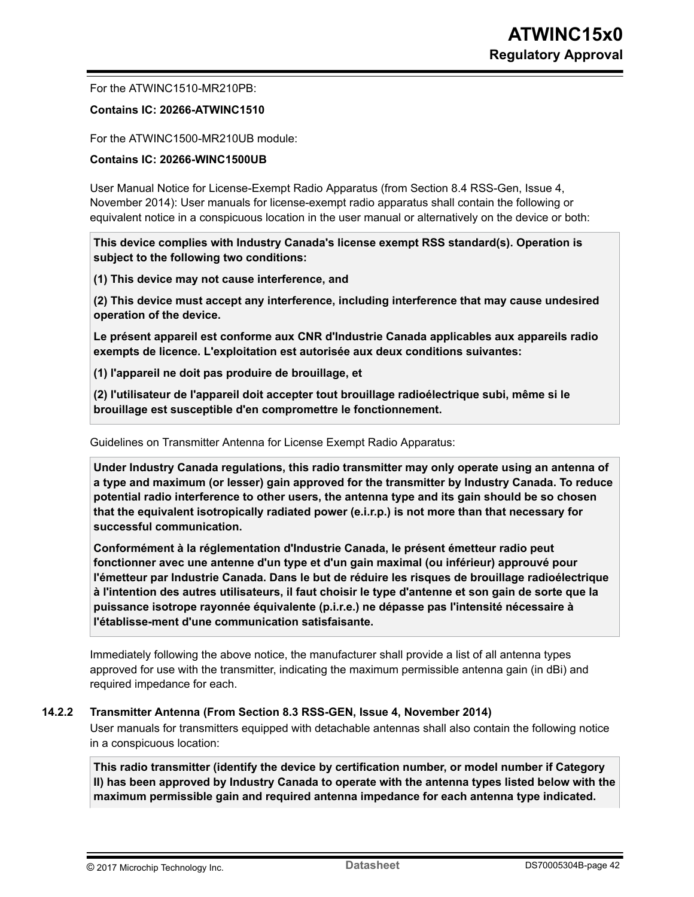For the ATWINC1510-MR210PB:

**Contains IC: 20266-ATWINC1510**

For the ATWINC1500-MR210UB module:

**Contains IC: 20266-WINC1500UB**

User Manual Notice for License-Exempt Radio Apparatus (from Section 8.4 RSS-Gen, Issue 4, November 2014): User manuals for license-exempt radio apparatus shall contain the following or equivalent notice in a conspicuous location in the user manual or alternatively on the device or both:

> **This device complies with Industry Canada's license exempt RSS standard(s). Operation is subject to the following two conditions:**
>
> **(1) This device may not cause interference, and**
>
> **(2) This device must accept any interference, including interference that may cause undesired operation of the device.**
>
> **Le présent appareil est conforme aux CNR d'Industrie Canada applicables aux appareils radio exempts de licence. L'exploitation est autorisée aux deux conditions suivantes:**
>
> **(1) l'appareil ne doit pas produire de brouillage, et**
>
> **(2) l'utilisateur de l'appareil doit accepter tout brouillage radioélectrique subi, même si le brouillage est susceptible d'en compromettre le fonctionnement.**

Guidelines on Transmitter Antenna for License Exempt Radio Apparatus:

> **Under Industry Canada regulations, this radio transmitter may only operate using an antenna of a type and maximum (or lesser) gain approved for the transmitter by Industry Canada. To reduce potential radio interference to other users, the antenna type and its gain should be so chosen that the equivalent isotropically radiated power (e.i.r.p.) is not more than that necessary for successful communication.**
>
> **Conformément à la réglementation d'Industrie Canada, le présent émetteur radio peut fonctionner avec une antenne d'un type et d'un gain maximal (ou inférieur) approuvé pour l'émetteur par Industrie Canada. Dans le but de réduire les risques de brouillage radioélectrique à l'intention des autres utilisateurs, il faut choisir le type d'antenne et son gain de sorte que la puissance isotrope rayonnée équivalente (p.i.r.e.) ne dépasse pas l'intensité nécessaire à l'établisse-ment d'une communication satisfaisante.**

Immediately following the above notice, the manufacturer shall provide a list of all antenna types approved for use with the transmitter, indicating the maximum permissible antenna gain (in dBi) and required impedance for each.

### 14.2.2 Transmitter Antenna (From Section 8.3 RSS-GEN, Issue 4, November 2014)

User manuals for transmitters equipped with detachable antennas shall also contain the following notice in a conspicuous location:

> **This radio transmitter (identify the device by certification number, or model number if Category II) has been approved by Industry Canada to operate with the antenna types listed below with the maximum permissible gain and required antenna impedance for each antenna type indicated.**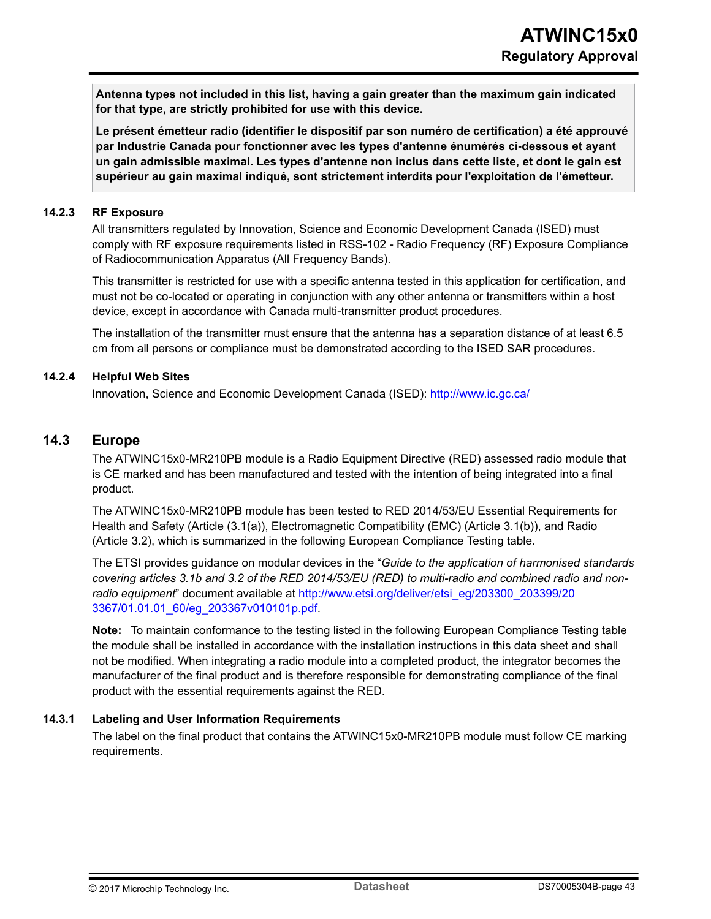**Antenna types not included in this list, having a gain greater than the maximum gain indicated for that type, are strictly prohibited for use with this device.**

**Le présent émetteur radio (identifier le dispositif par son numéro de certification) a été approuvé par Industrie Canada pour fonctionner avec les types d'antenne énumérés ci-dessous et ayant un gain admissible maximal. Les types d'antenne non inclus dans cette liste, et dont le gain est supérieur au gain maximal indiqué, sont strictement interdits pour l'exploitation de l'émetteur.**

### 14.2.3 RF Exposure

All transmitters regulated by Innovation, Science and Economic Development Canada (ISED) must comply with RF exposure requirements listed in RSS-102 - Radio Frequency (RF) Exposure Compliance of Radiocommunication Apparatus (All Frequency Bands).

This transmitter is restricted for use with a specific antenna tested in this application for certification, and must not be co-located or operating in conjunction with any other antenna or transmitters within a host device, except in accordance with Canada multi-transmitter product procedures.

The installation of the transmitter must ensure that the antenna has a separation distance of at least 6.5 cm from all persons or compliance must be demonstrated according to the ISED SAR procedures.

### 14.2.4 Helpful Web Sites

Innovation, Science and Economic Development Canada (ISED): http://www.ic.gc.ca/

## 14.3 Europe

The ATWINC15x0-MR210PB module is a Radio Equipment Directive (RED) assessed radio module that is CE marked and has been manufactured and tested with the intention of being integrated into a final product.

The ATWINC15x0-MR210PB module has been tested to RED 2014/53/EU Essential Requirements for Health and Safety (Article (3.1(a)), Electromagnetic Compatibility (EMC) (Article 3.1(b)), and Radio (Article 3.2), which is summarized in the following European Compliance Testing table.

The ETSI provides guidance on modular devices in the "*Guide to the application of harmonised standards covering articles 3.1b and 3.2 of the RED 2014/53/EU (RED) to multi-radio and combined radio and non-radio equipment*" document available at http://www.etsi.org/deliver/etsi_eg/203300_203399/203367/01.01.01_60/eg_203367v010101p.pdf.

**Note:** To maintain conformance to the testing listed in the following European Compliance Testing table the module shall be installed in accordance with the installation instructions in this data sheet and shall not be modified. When integrating a radio module into a completed product, the integrator becomes the manufacturer of the final product and is therefore responsible for demonstrating compliance of the final product with the essential requirements against the RED.

### 14.3.1 Labeling and User Information Requirements

The label on the final product that contains the ATWINC15x0-MR210PB module must follow CE marking requirements.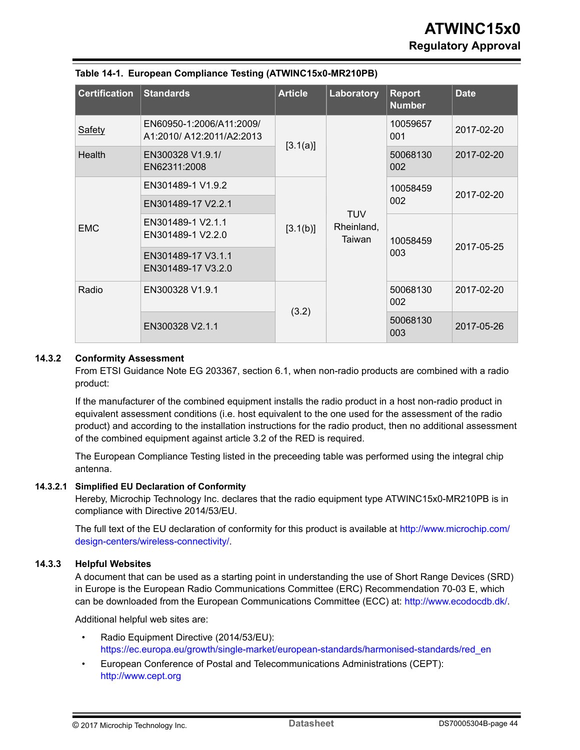**Table 14-1. European Compliance Testing (ATWINC15x0-MR210PB)**

| Certification | Standards | Article | Laboratory | Report Number | Date |
|---|---|---|---|---|---|
| Safety | EN60950-1:2006/A11:2009/ A1:2010/ A12:2011/A2:2013 | [3.1(a)] | TUV Rheinland, Taiwan | 10059657 001 | 2017-02-20 |
| Health | EN300328 V1.9.1/ EN62311:2008 | | | 50068130 002 | 2017-02-20 |
| EMC | EN301489-1 V1.9.2 | [3.1(b)] | | 10058459 002 | 2017-02-20 |
| | EN301489-17 V2.2.1 | | | | |
| | EN301489-1 V2.1.1 EN301489-1 V2.2.0 | | | 10058459 003 | 2017-05-25 |
| | EN301489-17 V3.1.1 EN301489-17 V3.2.0 | | | | |
| Radio | EN300328 V1.9.1 | (3.2) | | 50068130 002 | 2017-02-20 |
| | EN300328 V2.1.1 | | | 50068130 003 | 2017-05-26 |

### 14.3.2 Conformity Assessment

From ETSI Guidance Note EG 203367, section 6.1, when non-radio products are combined with a radio product:

If the manufacturer of the combined equipment installs the radio product in a host non-radio product in equivalent assessment conditions (i.e. host equivalent to the one used for the assessment of the radio product) and according to the installation instructions for the radio product, then no additional assessment of the combined equipment against article 3.2 of the RED is required.

The European Compliance Testing listed in the preceeding table was performed using the integral chip antenna.

#### 14.3.2.1 Simplified EU Declaration of Conformity

Hereby, Microchip Technology Inc. declares that the radio equipment type ATWINC15x0-MR210PB is in compliance with Directive 2014/53/EU.

The full text of the EU declaration of conformity for this product is available at http://www.microchip.com/design-centers/wireless-connectivity/.

### 14.3.3 Helpful Websites

A document that can be used as a starting point in understanding the use of Short Range Devices (SRD) in Europe is the European Radio Communications Committee (ERC) Recommendation 70-03 E, which can be downloaded from the European Communications Committee (ECC) at: http://www.ecodocdb.dk/.

Additional helpful web sites are:

- Radio Equipment Directive (2014/53/EU): https://ec.europa.eu/growth/single-market/european-standards/harmonised-standards/red_en
- European Conference of Postal and Telecommunications Administrations (CEPT): http://www.cept.org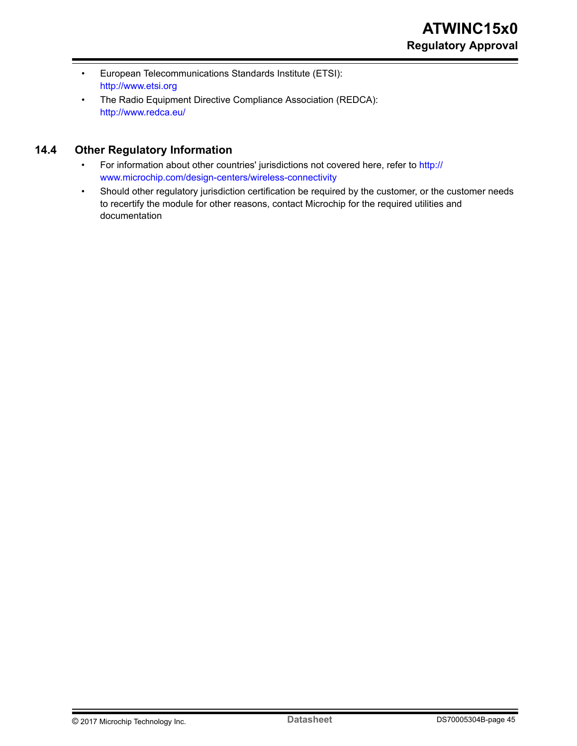- European Telecommunications Standards Institute (ETSI): http://www.etsi.org
- The Radio Equipment Directive Compliance Association (REDCA): http://www.redca.eu/

## 14.4 Other Regulatory Information

- For information about other countries' jurisdictions not covered here, refer to http://www.microchip.com/design-centers/wireless-connectivity
- Should other regulatory jurisdiction certification be required by the customer, or the customer needs to recertify the module for other reasons, contact Microchip for the required utilities and documentation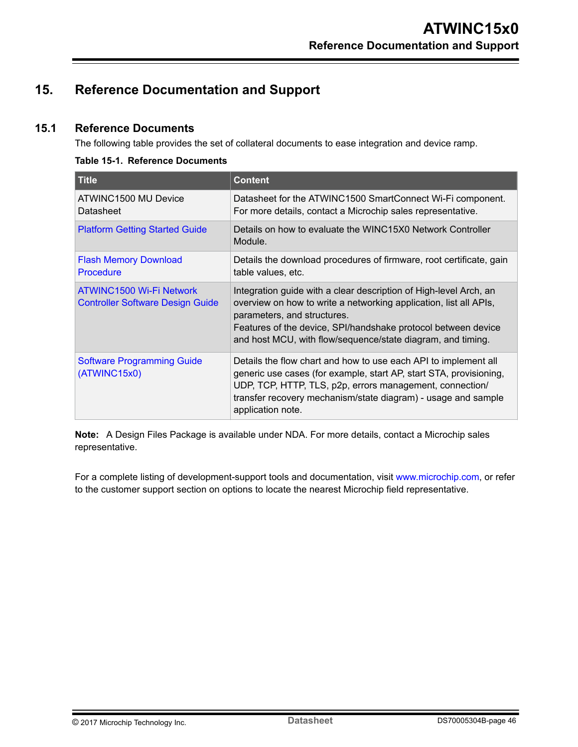# 15. Reference Documentation and Support

## 15.1 Reference Documents

The following table provides the set of collateral documents to ease integration and device ramp.

**Table 15-1. Reference Documents**

| Title | Content |
| --- | --- |
| ATWINC1500 MU Device Datasheet | Datasheet for the ATWINC1500 SmartConnect Wi-Fi component. For more details, contact a Microchip sales representative. |
| Platform Getting Started Guide | Details on how to evaluate the WINC15X0 Network Controller Module. |
| Flash Memory Download Procedure | Details the download procedures of firmware, root certificate, gain table values, etc. |
| ATWINC1500 Wi-Fi Network Controller Software Design Guide | Integration guide with a clear description of High-level Arch, an overview on how to write a networking application, list all APIs, parameters, and structures.<br>Features of the device, SPI/handshake protocol between device and host MCU, with flow/sequence/state diagram, and timing. |
| Software Programming Guide (ATWINC15x0) | Details the flow chart and how to use each API to implement all generic use cases (for example, start AP, start STA, provisioning, UDP, TCP, HTTP, TLS, p2p, errors management, connection/ transfer recovery mechanism/state diagram) - usage and sample application note. |

**Note:** A Design Files Package is available under NDA. For more details, contact a Microchip sales representative.

For a complete listing of development-support tools and documentation, visit www.microchip.com, or refer to the customer support section on options to locate the nearest Microchip field representative.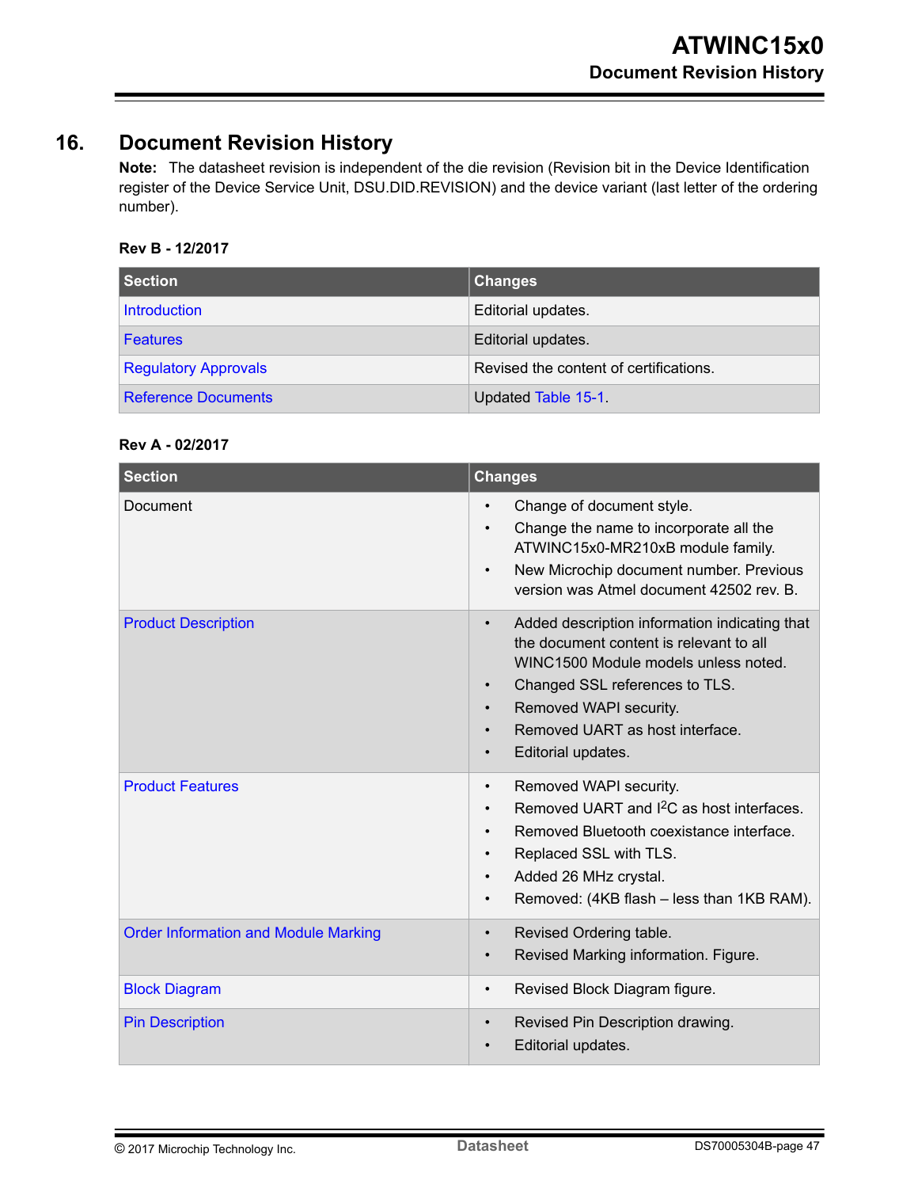# 16. Document Revision History

**Note:** The datasheet revision is independent of the die revision (Revision bit in the Device Identification register of the Device Service Unit, DSU.DID.REVISION) and the device variant (last letter of the ordering number).

**Rev B - 12/2017**

| Section | Changes |
|---|---|
| Introduction | Editorial updates. |
| Features | Editorial updates. |
| Regulatory Approvals | Revised the content of certifications. |
| Reference Documents | Updated Table 15-1. |

**Rev A - 02/2017**

| Section | Changes |
|---|---|
| Document | • Change of document style.<br>• Change the name to incorporate all the ATWINC15x0-MR210xB module family.<br>• New Microchip document number. Previous version was Atmel document 42502 rev. B. |
| Product Description | • Added description information indicating that the document content is relevant to all WINC1500 Module models unless noted.<br>• Changed SSL references to TLS.<br>• Removed WAPI security.<br>• Removed UART as host interface.<br>• Editorial updates. |
| Product Features | • Removed WAPI security.<br>• Removed UART and $I^2C$ as host interfaces.<br>• Removed Bluetooth coexistance interface.<br>• Replaced SSL with TLS.<br>• Added 26 MHz crystal.<br>• Removed: (4KB flash – less than 1KB RAM). |
| Order Information and Module Marking | • Revised Ordering table.<br>• Revised Marking information. Figure. |
| Block Diagram | • Revised Block Diagram figure. |
| Pin Description | • Revised Pin Description drawing.<br>• Editorial updates. |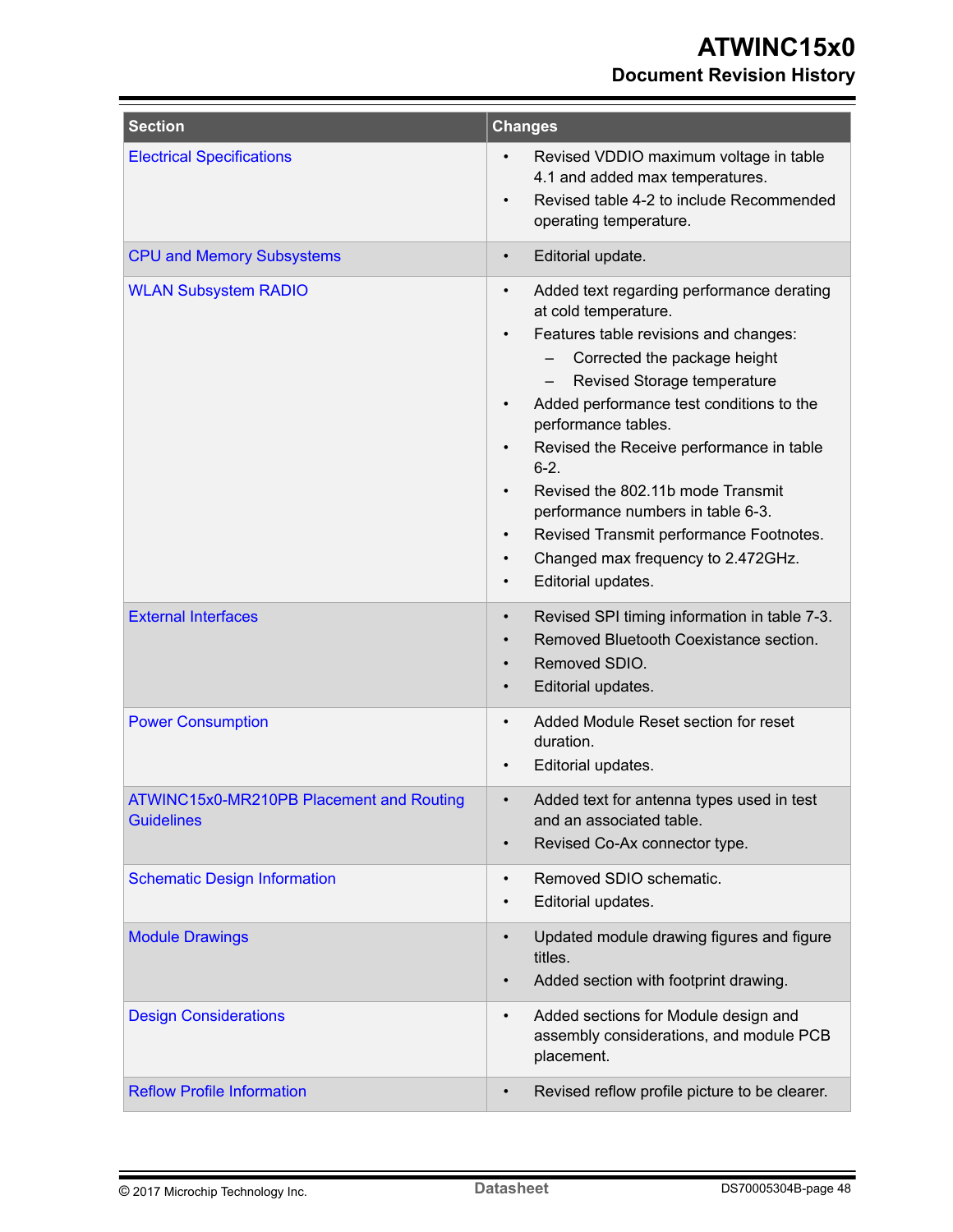| Section | Changes |
|---|---|
| Electrical Specifications | • Revised VDDIO maximum voltage in table 4.1 and added max temperatures.<br>• Revised table 4-2 to include Recommended operating temperature. |
| CPU and Memory Subsystems | • Editorial update. |
| WLAN Subsystem RADIO | • Added text regarding performance derating at cold temperature.<br>• Features table revisions and changes:<br>&nbsp;&nbsp;– Corrected the package height<br>&nbsp;&nbsp;– Revised Storage temperature<br>• Added performance test conditions to the performance tables.<br>• Revised the Receive performance in table 6-2.<br>• Revised the 802.11b mode Transmit performance numbers in table 6-3.<br>• Revised Transmit performance Footnotes.<br>• Changed max frequency to 2.472GHz.<br>• Editorial updates. |
| External Interfaces | • Revised SPI timing information in table 7-3.<br>• Removed Bluetooth Coexistance section.<br>• Removed SDIO.<br>• Editorial updates. |
| Power Consumption | • Added Module Reset section for reset duration.<br>• Editorial updates. |
| ATWINC15x0-MR210PB Placement and Routing Guidelines | • Added text for antenna types used in test and an associated table.<br>• Revised Co-Ax connector type. |
| Schematic Design Information | • Removed SDIO schematic.<br>• Editorial updates. |
| Module Drawings | • Updated module drawing figures and figure titles.<br>• Added section with footprint drawing. |
| Design Considerations | • Added sections for Module design and assembly considerations, and module PCB placement. |
| Reflow Profile Information | • Revised reflow profile picture to be clearer. |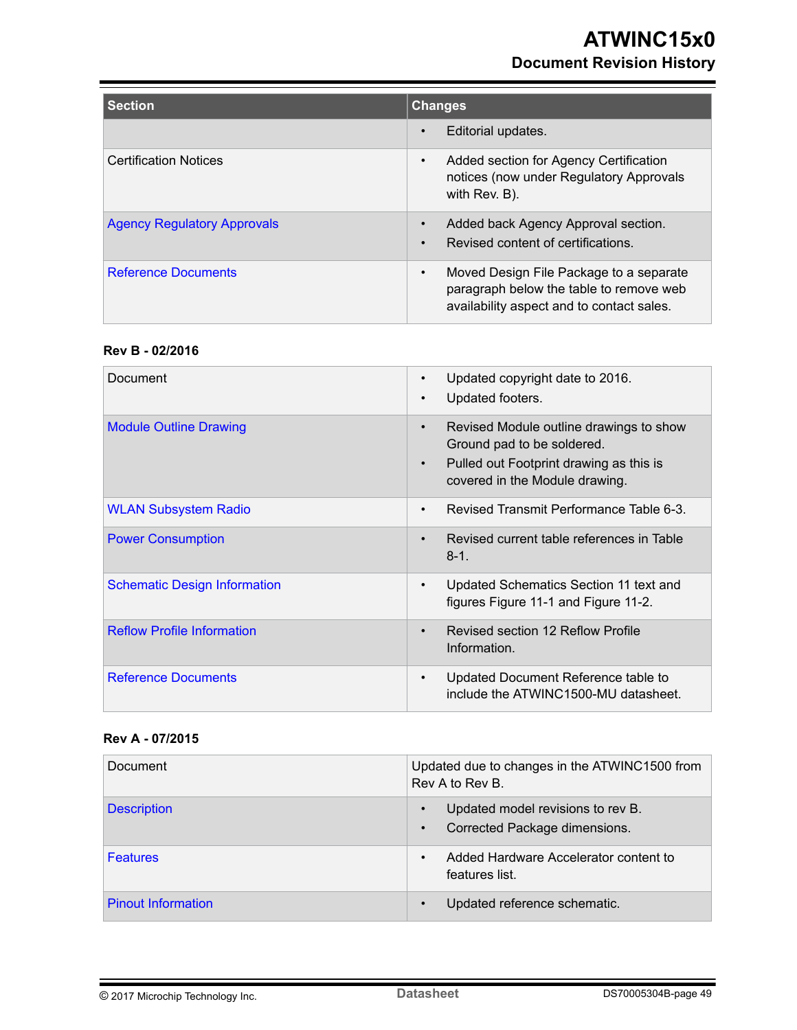| Section | Changes |
|---|---|
| | • Editorial updates. |
| Certification Notices | • Added section for Agency Certification notices (now under Regulatory Approvals with Rev. B). |
| Agency Regulatory Approvals | • Added back Agency Approval section.<br>• Revised content of certifications. |
| Reference Documents | • Moved Design File Package to a separate paragraph below the table to remove web availability aspect and to contact sales. |

**Rev B - 02/2016**

| Section | Changes |
|---|---|
| Document | • Updated copyright date to 2016.<br>• Updated footers. |
| Module Outline Drawing | • Revised Module outline drawings to show Ground pad to be soldered.<br>• Pulled out Footprint drawing as this is covered in the Module drawing. |
| WLAN Subsystem Radio | • Revised Transmit Performance Table 6-3. |
| Power Consumption | • Revised current table references in Table 8-1. |
| Schematic Design Information | • Updated Schematics Section 11 text and figures Figure 11-1 and Figure 11-2. |
| Reflow Profile Information | • Revised section 12 Reflow Profile Information. |
| Reference Documents | • Updated Document Reference table to include the ATWINC1500-MU datasheet. |

**Rev A - 07/2015**

| Section | Changes |
|---|---|
| Document | Updated due to changes in the ATWINC1500 from Rev A to Rev B. |
| Description | • Updated model revisions to rev B.<br>• Corrected Package dimensions. |
| Features | • Added Hardware Accelerator content to features list. |
| Pinout Information | • Updated reference schematic. |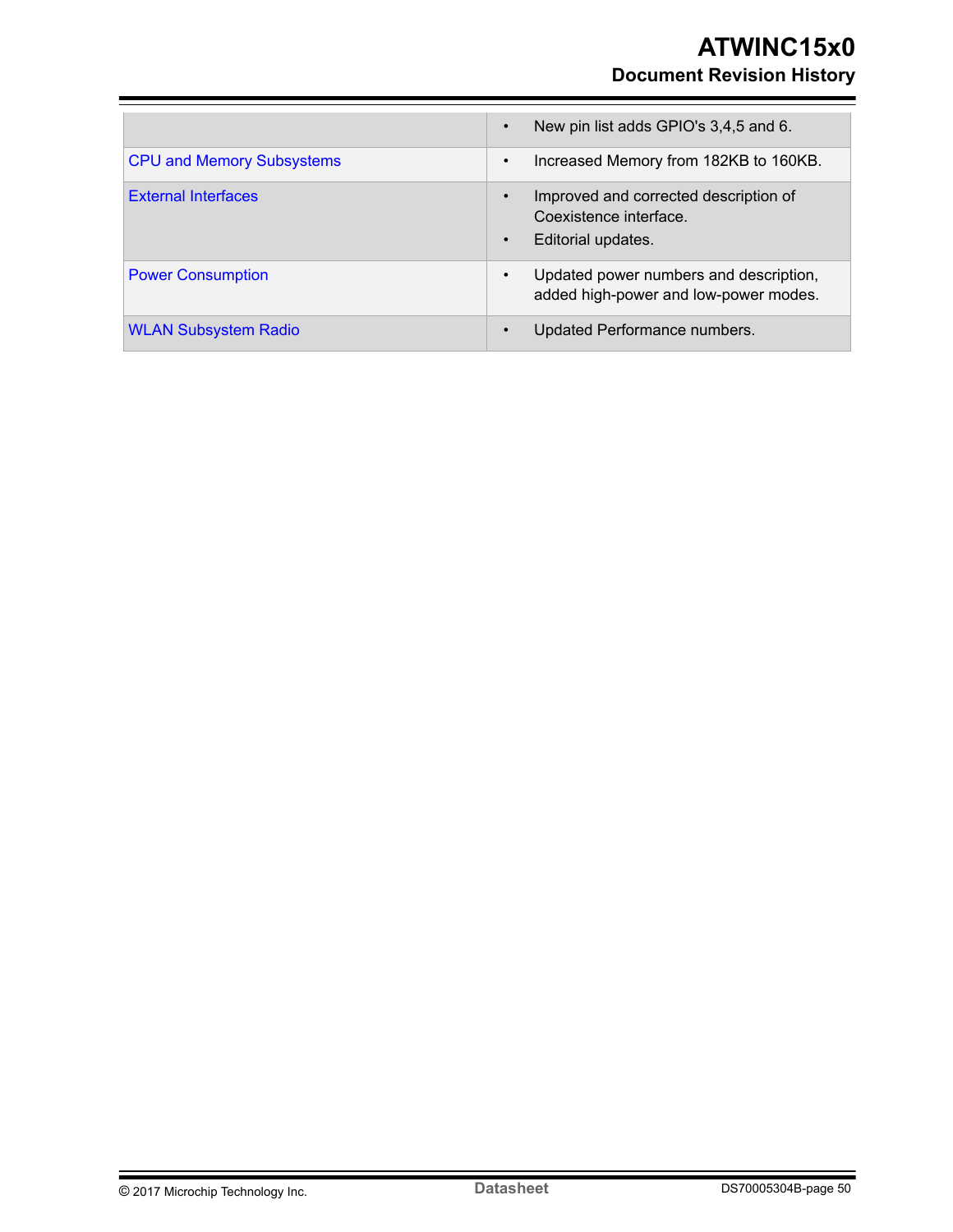| | |
|---|---|
| | • New pin list adds GPIO's 3,4,5 and 6. |
| CPU and Memory Subsystems | • Increased Memory from 182KB to 160KB. |
| External Interfaces | • Improved and corrected description of Coexistence interface.<br>• Editorial updates. |
| Power Consumption | • Updated power numbers and description, added high-power and low-power modes. |
| WLAN Subsystem Radio | • Updated Performance numbers. |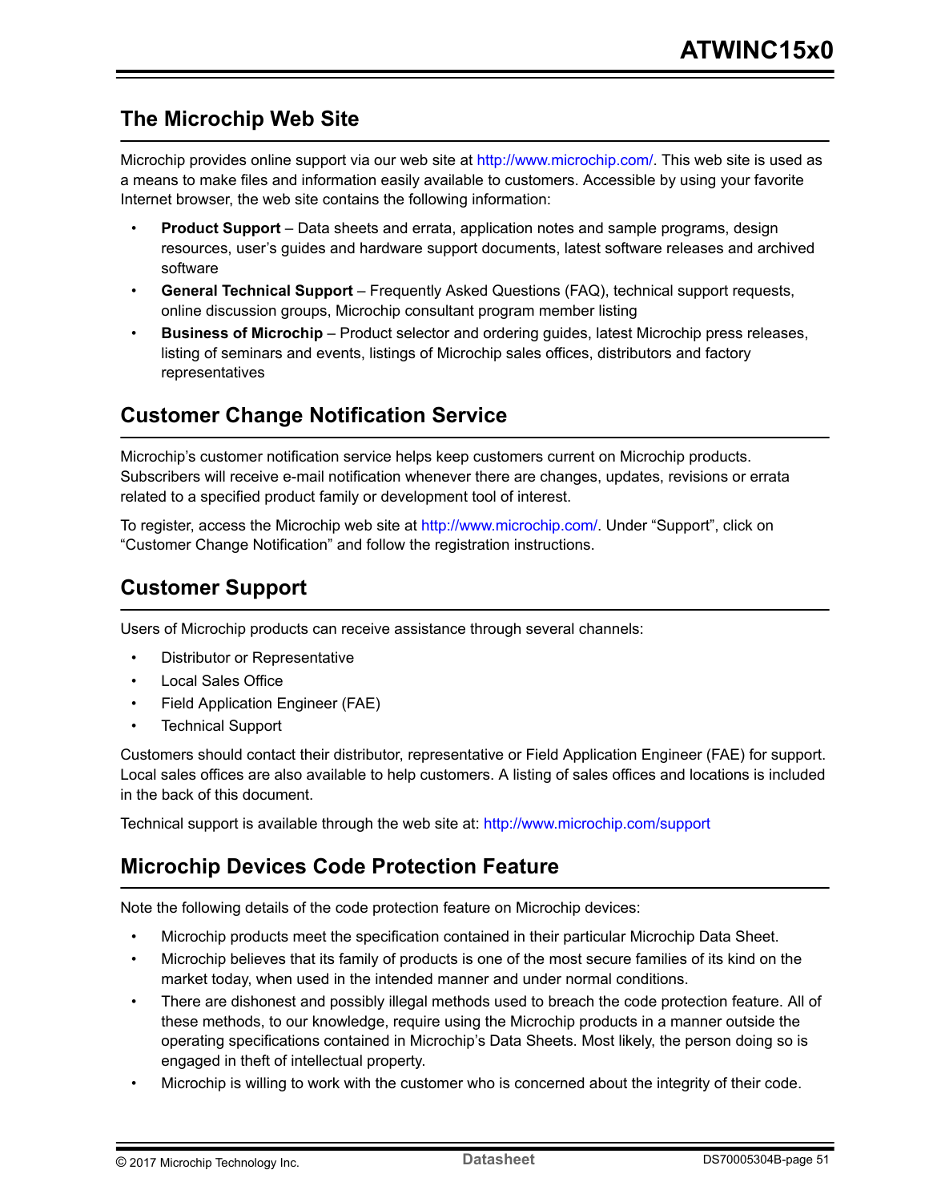## The Microchip Web Site

Microchip provides online support via our web site at http://www.microchip.com/. This web site is used as a means to make files and information easily available to customers. Accessible by using your favorite Internet browser, the web site contains the following information:

- **Product Support** – Data sheets and errata, application notes and sample programs, design resources, user's guides and hardware support documents, latest software releases and archived software
- **General Technical Support** – Frequently Asked Questions (FAQ), technical support requests, online discussion groups, Microchip consultant program member listing
- **Business of Microchip** – Product selector and ordering guides, latest Microchip press releases, listing of seminars and events, listings of Microchip sales offices, distributors and factory representatives

## Customer Change Notification Service

Microchip's customer notification service helps keep customers current on Microchip products. Subscribers will receive e-mail notification whenever there are changes, updates, revisions or errata related to a specified product family or development tool of interest.

To register, access the Microchip web site at http://www.microchip.com/. Under "Support", click on "Customer Change Notification" and follow the registration instructions.

## Customer Support

Users of Microchip products can receive assistance through several channels:

- Distributor or Representative
- Local Sales Office
- Field Application Engineer (FAE)
- Technical Support

Customers should contact their distributor, representative or Field Application Engineer (FAE) for support. Local sales offices are also available to help customers. A listing of sales offices and locations is included in the back of this document.

Technical support is available through the web site at: http://www.microchip.com/support

## Microchip Devices Code Protection Feature

Note the following details of the code protection feature on Microchip devices:

- Microchip products meet the specification contained in their particular Microchip Data Sheet.
- Microchip believes that its family of products is one of the most secure families of its kind on the market today, when used in the intended manner and under normal conditions.
- There are dishonest and possibly illegal methods used to breach the code protection feature. All of these methods, to our knowledge, require using the Microchip products in a manner outside the operating specifications contained in Microchip's Data Sheets. Most likely, the person doing so is engaged in theft of intellectual property.
- Microchip is willing to work with the customer who is concerned about the integrity of their code.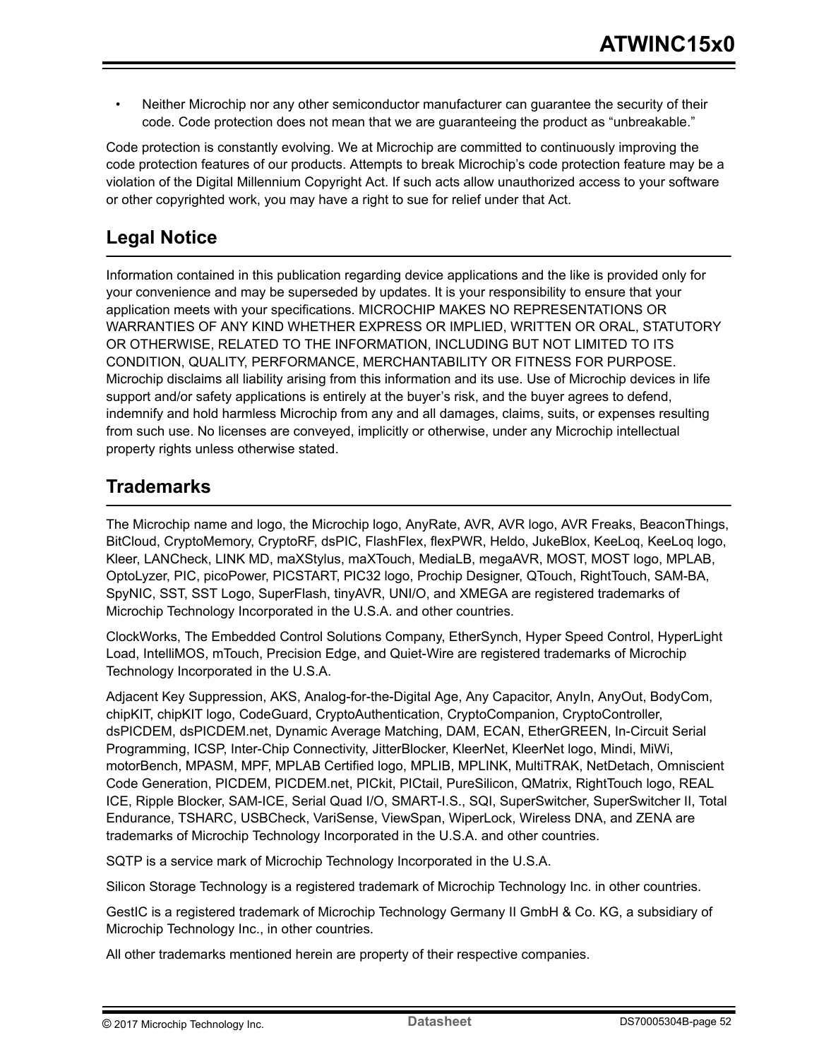- Neither Microchip nor any other semiconductor manufacturer can guarantee the security of their code. Code protection does not mean that we are guaranteeing the product as “unbreakable.”

Code protection is constantly evolving. We at Microchip are committed to continuously improving the code protection features of our products. Attempts to break Microchip’s code protection feature may be a violation of the Digital Millennium Copyright Act. If such acts allow unauthorized access to your software or other copyrighted work, you may have a right to sue for relief under that Act.

## Legal Notice

Information contained in this publication regarding device applications and the like is provided only for your convenience and may be superseded by updates. It is your responsibility to ensure that your application meets with your specifications. MICROCHIP MAKES NO REPRESENTATIONS OR WARRANTIES OF ANY KIND WHETHER EXPRESS OR IMPLIED, WRITTEN OR ORAL, STATUTORY OR OTHERWISE, RELATED TO THE INFORMATION, INCLUDING BUT NOT LIMITED TO ITS CONDITION, QUALITY, PERFORMANCE, MERCHANTABILITY OR FITNESS FOR PURPOSE. Microchip disclaims all liability arising from this information and its use. Use of Microchip devices in life support and/or safety applications is entirely at the buyer’s risk, and the buyer agrees to defend, indemnify and hold harmless Microchip from any and all damages, claims, suits, or expenses resulting from such use. No licenses are conveyed, implicitly or otherwise, under any Microchip intellectual property rights unless otherwise stated.

## Trademarks

The Microchip name and logo, the Microchip logo, AnyRate, AVR, AVR logo, AVR Freaks, BeaconThings, BitCloud, CryptoMemory, CryptoRF, dsPIC, FlashFlex, flexPWR, Heldo, JukeBlox, KeeLoq, KeeLoq logo, Kleer, LANCheck, LINK MD, maXStylus, maXTouch, MediaLB, megaAVR, MOST, MOST logo, MPLAB, OptoLyzer, PIC, picoPower, PICSTART, PIC32 logo, Prochip Designer, QTouch, RightTouch, SAM-BA, SpyNIC, SST, SST Logo, SuperFlash, tinyAVR, UNI/O, and XMEGA are registered trademarks of Microchip Technology Incorporated in the U.S.A. and other countries.

ClockWorks, The Embedded Control Solutions Company, EtherSynch, Hyper Speed Control, HyperLight Load, IntelliMOS, mTouch, Precision Edge, and Quiet-Wire are registered trademarks of Microchip Technology Incorporated in the U.S.A.

Adjacent Key Suppression, AKS, Analog-for-the-Digital Age, Any Capacitor, AnyIn, AnyOut, BodyCom, chipKIT, chipKIT logo, CodeGuard, CryptoAuthentication, CryptoCompanion, CryptoController, dsPICDEM, dsPICDEM.net, Dynamic Average Matching, DAM, ECAN, EtherGREEN, In-Circuit Serial Programming, ICSP, Inter-Chip Connectivity, JitterBlocker, KleerNet, KleerNet logo, Mindi, MiWi, motorBench, MPASM, MPF, MPLAB Certified logo, MPLIB, MPLINK, MultiTRAK, NetDetach, Omniscient Code Generation, PICDEM, PICDEM.net, PICkit, PICtail, PureSilicon, QMatrix, RightTouch logo, REAL ICE, Ripple Blocker, SAM-ICE, Serial Quad I/O, SMART-I.S., SQI, SuperSwitcher, SuperSwitcher II, Total Endurance, TSHARC, USBCheck, VariSense, ViewSpan, WiperLock, Wireless DNA, and ZENA are trademarks of Microchip Technology Incorporated in the U.S.A. and other countries.

SQTP is a service mark of Microchip Technology Incorporated in the U.S.A.

Silicon Storage Technology is a registered trademark of Microchip Technology Inc. in other countries.

GestIC is a registered trademark of Microchip Technology Germany II GmbH & Co. KG, a subsidiary of Microchip Technology Inc., in other countries.

All other trademarks mentioned herein are property of their respective companies.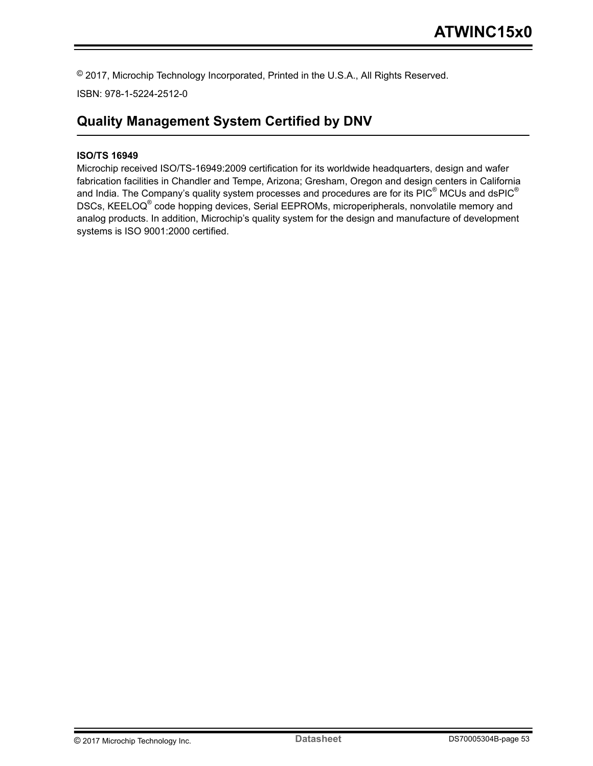© 2017, Microchip Technology Incorporated, Printed in the U.S.A., All Rights Reserved.

ISBN: 978-1-5224-2512-0

## Quality Management System Certified by DNV

**ISO/TS 16949**

Microchip received ISO/TS-16949:2009 certification for its worldwide headquarters, design and wafer fabrication facilities in Chandler and Tempe, Arizona; Gresham, Oregon and design centers in California and India. The Company's quality system processes and procedures are for its PIC® MCUs and dsPIC® DSCs, KEELOQ® code hopping devices, Serial EEPROMs, microperipherals, nonvolatile memory and analog products. In addition, Microchip's quality system for the design and manufacture of development systems is ISO 9001:2000 certified.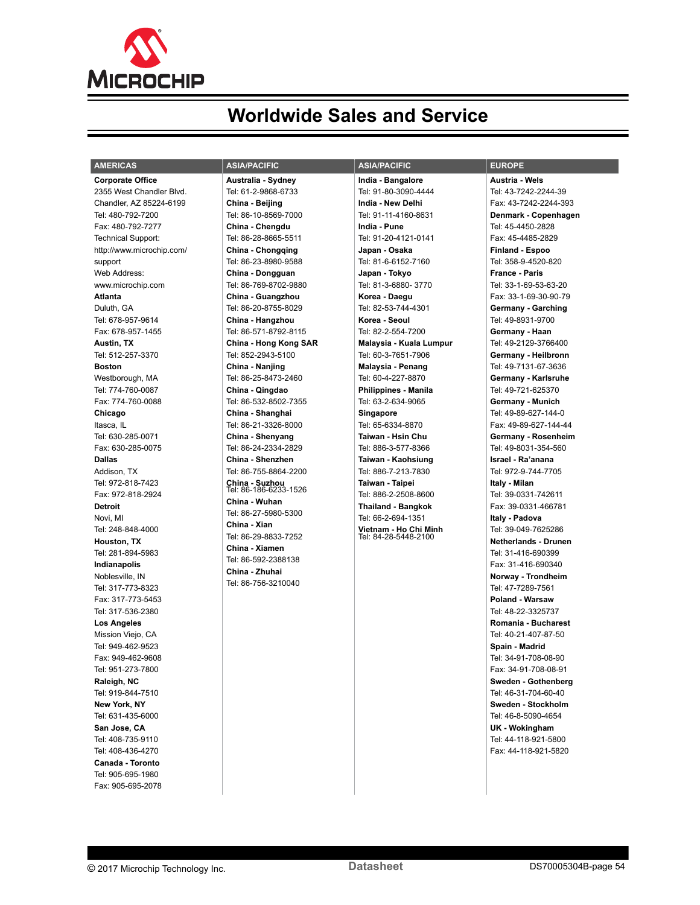# Worldwide Sales and Service

## AMERICAS

**Corporate Office**
2355 West Chandler Blvd.
Chandler, AZ 85224-6199
Tel: 480-792-7200
Fax: 480-792-7277
Technical Support:
http://www.microchip.com/support
Web Address:
www.microchip.com

**Atlanta**
Duluth, GA
Tel: 678-957-9614
Fax: 678-957-1455

**Austin, TX**
Tel: 512-257-3370

**Boston**
Westborough, MA
Tel: 774-760-0087
Fax: 774-760-0088

**Chicago**
Itasca, IL
Tel: 630-285-0071
Fax: 630-285-0075

**Dallas**
Addison, TX
Tel: 972-818-7423
Fax: 972-818-2924

**Detroit**
Novi, MI
Tel: 248-848-4000

**Houston, TX**
Tel: 281-894-5983

**Indianapolis**
Noblesville, IN
Tel: 317-773-8323
Fax: 317-773-5453
Tel: 317-536-2380

**Los Angeles**
Mission Viejo, CA
Tel: 949-462-9523
Fax: 949-462-9608
Tel: 951-273-7800

**Raleigh, NC**
Tel: 919-844-7510

**New York, NY**
Tel: 631-435-6000

**San Jose, CA**
Tel: 408-735-9110
Tel: 408-436-4270

**Canada - Toronto**
Tel: 905-695-1980
Fax: 905-695-2078

## ASIA/PACIFIC

**Australia - Sydney**
Tel: 61-2-9868-6733

**China - Beijing**
Tel: 86-10-8569-7000

**China - Chengdu**
Tel: 86-28-8665-5511

**China - Chongqing**
Tel: 86-23-8980-9588

**China - Dongguan**
Tel: 86-769-8702-9880

**China - Guangzhou**
Tel: 86-20-8755-8029

**China - Hangzhou**
Tel: 86-571-8792-8115

**China - Hong Kong SAR**
Tel: 852-2943-5100

**China - Nanjing**
Tel: 86-25-8473-2460

**China - Qingdao**
Tel: 86-532-8502-7355

**China - Shanghai**
Tel: 86-21-3326-8000

**China - Shenyang**
Tel: 86-24-2334-2829

**China - Shenzhen**
Tel: 86-755-8864-2200

**China - Suzhou**
Tel: 86-186-6233-1526

**China - Wuhan**
Tel: 86-27-5980-5300

**China - Xian**
Tel: 86-29-8833-7252

**China - Xiamen**
Tel: 86-592-2388138

**China - Zhuhai**
Tel: 86-756-3210040

## ASIA/PACIFIC

**India - Bangalore**
Tel: 91-80-3090-4444

**India - New Delhi**
Tel: 91-11-4160-8631

**India - Pune**
Tel: 91-20-4121-0141

**Japan - Osaka**
Tel: 81-6-6152-7160

**Japan - Tokyo**
Tel: 81-3-6880- 3770

**Korea - Daegu**
Tel: 82-53-744-4301

**Korea - Seoul**
Tel: 82-2-554-7200

**Malaysia - Kuala Lumpur**
Tel: 60-3-7651-7906

**Malaysia - Penang**
Tel: 60-4-227-8870

**Philippines - Manila**
Tel: 63-2-634-9065

**Singapore**
Tel: 65-6334-8870

**Taiwan - Hsin Chu**
Tel: 886-3-577-8366

**Taiwan - Kaohsiung**
Tel: 886-7-213-7830

**Taiwan - Taipei**
Tel: 886-2-2508-8600

**Thailand - Bangkok**
Tel: 66-2-694-1351

**Vietnam - Ho Chi Minh**
Tel: 84-28-5448-2100

## EUROPE

**Austria - Wels**
Tel: 43-7242-2244-39
Fax: 43-7242-2244-393

**Denmark - Copenhagen**
Tel: 45-4450-2828
Fax: 45-4485-2829

**Finland - Espoo**
Tel: 358-9-4520-820

**France - Paris**
Tel: 33-1-69-53-63-20
Fax: 33-1-69-30-90-79

**Germany - Garching**
Tel: 49-8931-9700

**Germany - Haan**
Tel: 49-2129-3766400

**Germany - Heilbronn**
Tel: 49-7131-67-3636

**Germany - Karlsruhe**
Tel: 49-721-625370

**Germany - Munich**
Tel: 49-89-627-144-0
Fax: 49-89-627-144-44

**Germany - Rosenheim**
Tel: 49-8031-354-560

**Israel - Ra'anana**
Tel: 972-9-744-7705

**Italy - Milan**
Tel: 39-0331-742611
Fax: 39-0331-466781

**Italy - Padova**
Tel: 39-049-7625286

**Netherlands - Drunen**
Tel: 31-416-690399
Fax: 31-416-690340

**Norway - Trondheim**
Tel: 47-7289-7561

**Poland - Warsaw**
Tel: 48-22-3325737

**Romania - Bucharest**
Tel: 40-21-407-87-50

**Spain - Madrid**
Tel: 34-91-708-08-90
Fax: 34-91-708-08-91

**Sweden - Gothenberg**
Tel: 46-31-704-60-40

**Sweden - Stockholm**
Tel: 46-8-5090-4654

**UK - Wokingham**
Tel: 44-118-921-5800
Fax: 44-118-921-5820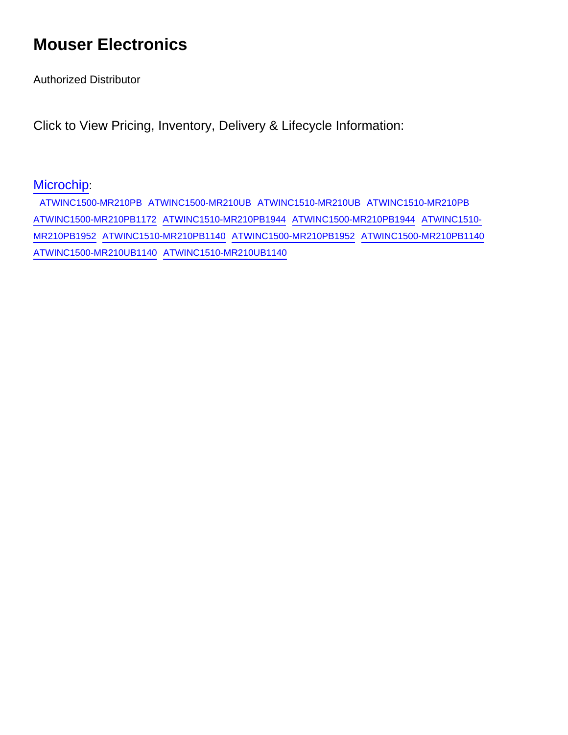# Mouser Electronics

Authorized Distributor

Click to View Pricing, Inventory, Delivery & Lifecycle Information:

Microchip:

ATWINC1500-MR210PB ATWINC1500-MR210UB ATWINC1510-MR210UB ATWINC1510-MR210PB ATWINC1500-MR210PB1172 ATWINC1510-MR210PB1944 ATWINC1500-MR210PB1944 ATWINC1510-MR210PB1952 ATWINC1510-MR210PB1140 ATWINC1500-MR210PB1952 ATWINC1500-MR210PB1140 ATWINC1500-MR210UB1140 ATWINC1510-MR210UB1140